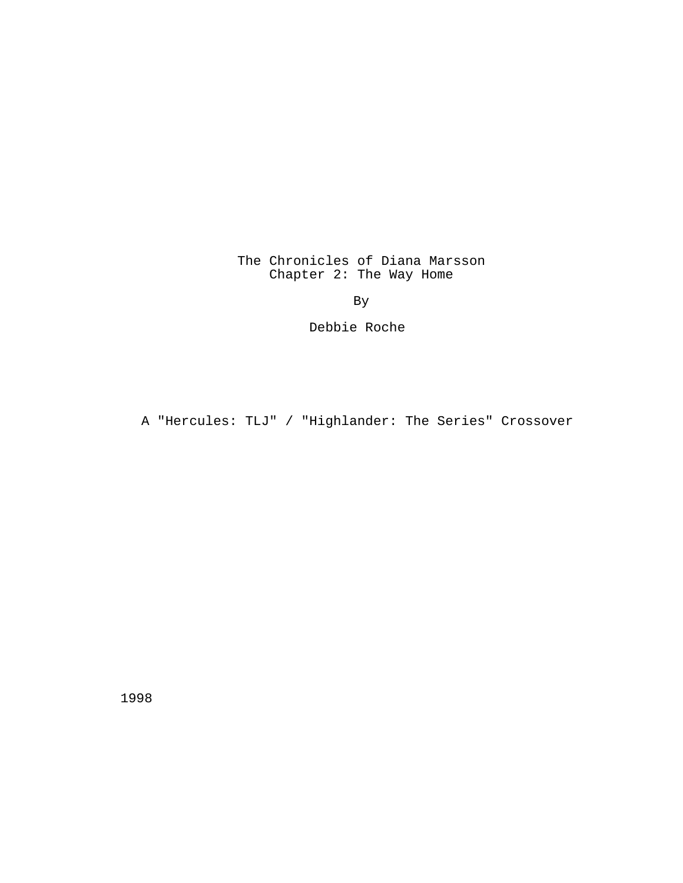# The Chronicles of Diana Marsson
## Chapter 2: The Way Home

By

Debbie Roche

A "Hercules: TLJ" / "Highlander: The Series" Crossover

1998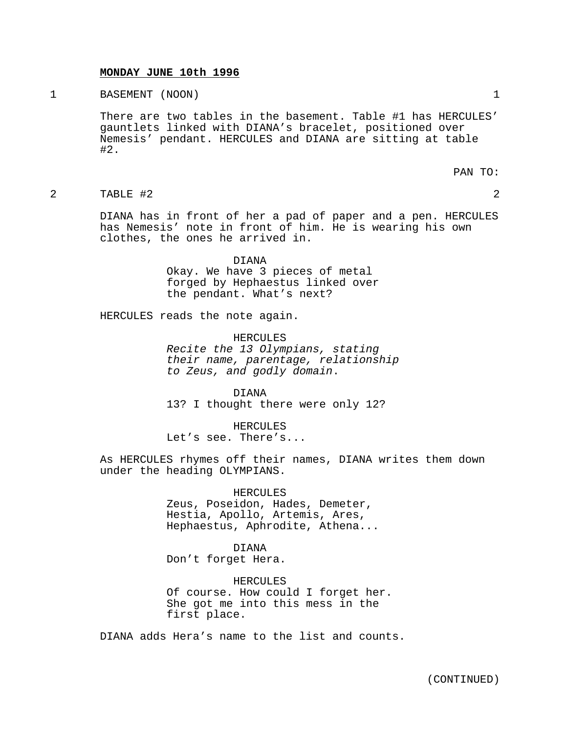**MONDAY JUNE 10th 1996**

1 BASEMENT (NOON) 1

There are two tables in the basement. Table #1 has HERCULES' gauntlets linked with DIANA's bracelet, positioned over Nemesis' pendant. HERCULES and DIANA are sitting at table #2.

PAN TO:

2 TABLE #2 2

DIANA has in front of her a pad of paper and a pen. HERCULES has Nemesis' note in front of him. He is wearing his own clothes, the ones he arrived in.

DIANA
Okay. We have 3 pieces of metal forged by Hephaestus linked over the pendant. What's next?

HERCULES reads the note again.

HERCULES
*Recite the 13 Olympians, stating their name, parentage, relationship to Zeus, and godly domain*.

DIANA
13? I thought there were only 12?

HERCULES
Let's see. There's...

As HERCULES rhymes off their names, DIANA writes them down under the heading OLYMPIANS.

HERCULES
Zeus, Poseidon, Hades, Demeter, Hestia, Apollo, Artemis, Ares, Hephaestus, Aphrodite, Athena...

DIANA
Don't forget Hera.

HERCULES
Of course. How could I forget her. She got me into this mess in the first place.

DIANA adds Hera's name to the list and counts.

(CONTINUED)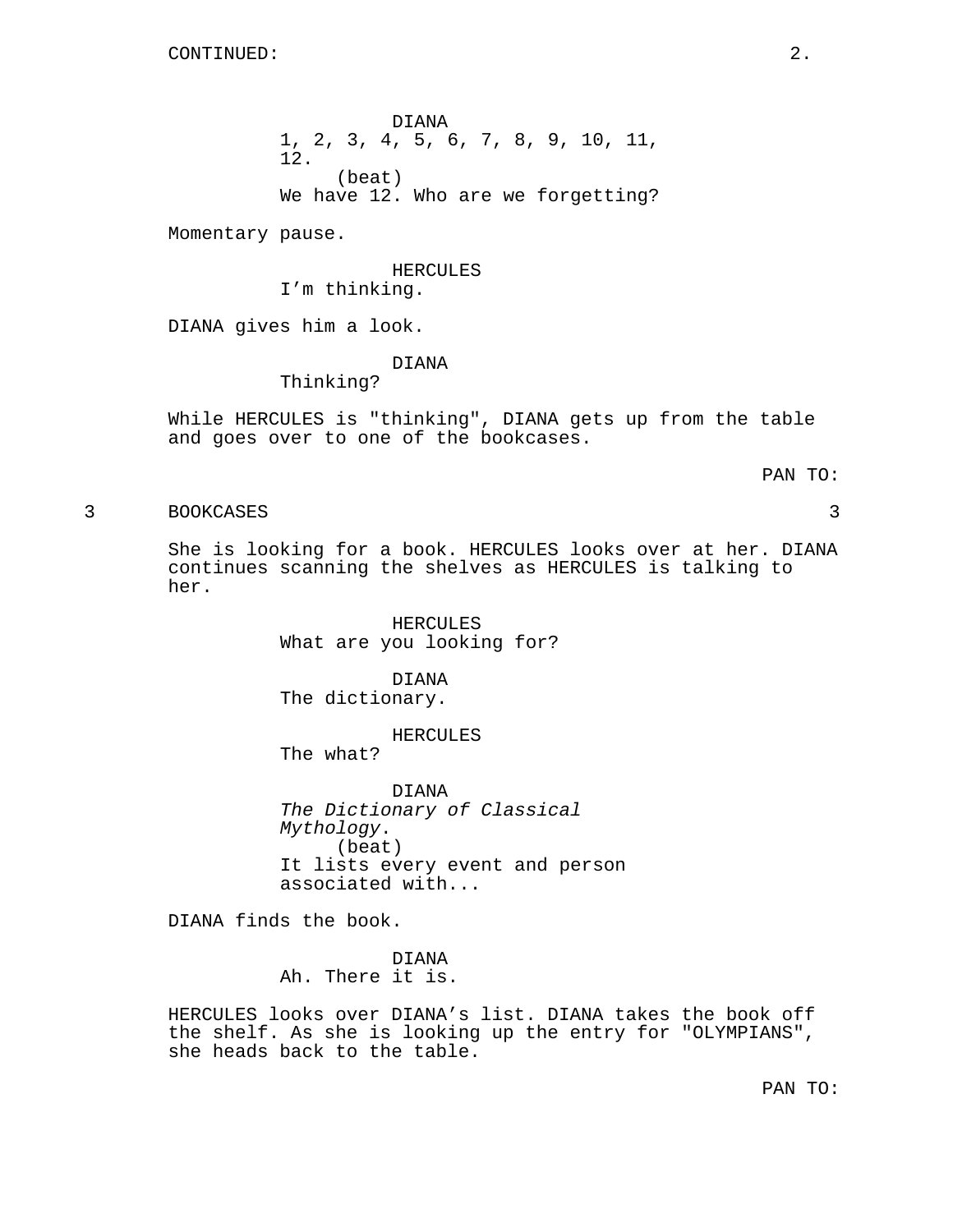CONTINUED:

DIANA
1, 2, 3, 4, 5, 6, 7, 8, 9, 10, 11, 12.
(beat)
We have 12. Who are we forgetting?

Momentary pause.

HERCULES
I'm thinking.

DIANA gives him a look.

DIANA
Thinking?

While HERCULES is "thinking", DIANA gets up from the table and goes over to one of the bookcases.

PAN TO:

3 BOOKCASES 3

She is looking for a book. HERCULES looks over at her. DIANA continues scanning the shelves as HERCULES is talking to her.

HERCULES
What are you looking for?

DIANA
The dictionary.

HERCULES
The what?

DIANA
*The Dictionary of Classical Mythology*.
(beat)
It lists every event and person associated with...

DIANA finds the book.

DIANA
Ah. There it is.

HERCULES looks over DIANA's list. DIANA takes the book off the shelf. As she is looking up the entry for "OLYMPIANS", she heads back to the table.

PAN TO: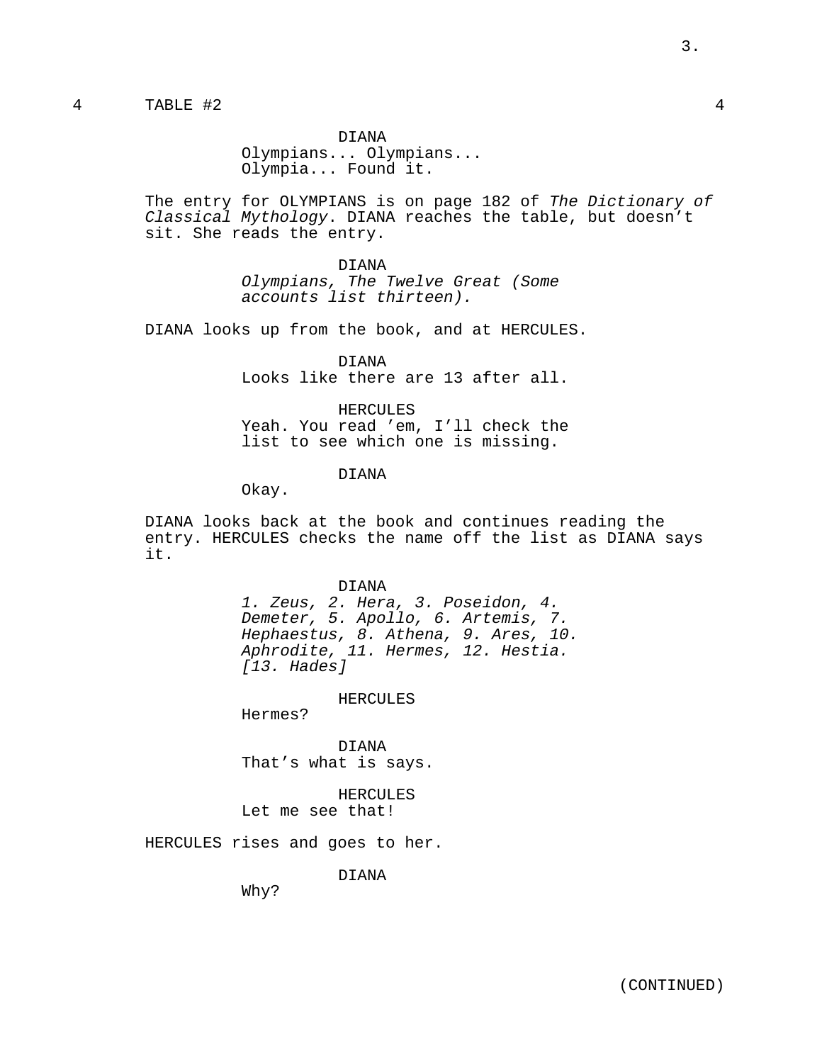4 TABLE #2 4

DIANA
Olympians... Olympians...
Olympia... Found it.

The entry for OLYMPIANS is on page 182 of *The Dictionary of Classical Mythology*. DIANA reaches the table, but doesn’t sit. She reads the entry.

DIANA
*Olympians, The Twelve Great (Some accounts list thirteen).*

DIANA looks up from the book, and at HERCULES.

DIANA
Looks like there are 13 after all.

HERCULES
Yeah. You read ’em, I’ll check the list to see which one is missing.

DIANA
Okay.

DIANA looks back at the book and continues reading the entry. HERCULES checks the name off the list as DIANA says it.

DIANA
*1. Zeus, 2. Hera, 3. Poseidon, 4. Demeter, 5. Apollo, 6. Artemis, 7. Hephaestus, 8. Athena, 9. Ares, 10. Aphrodite, 11. Hermes, 12. Hestia. [13. Hades]*

HERCULES
Hermes?

DIANA
That’s what is says.

HERCULES
Let me see that!

HERCULES rises and goes to her.

DIANA
Why?

(CONTINUED)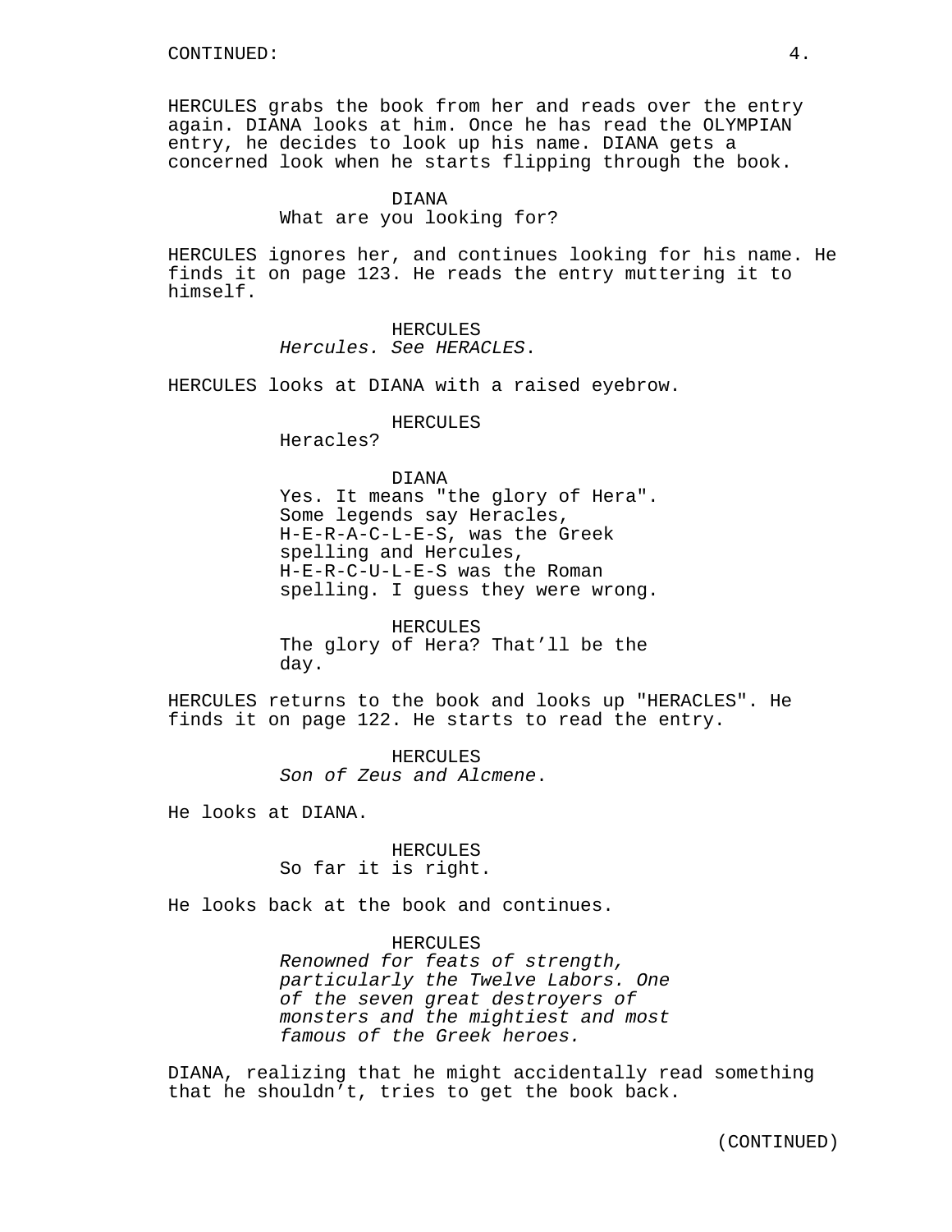CONTINUED:

HERCULES grabs the book from her and reads over the entry again. DIANA looks at him. Once he has read the OLYMPIAN entry, he decides to look up his name. DIANA gets a concerned look when he starts flipping through the book.

DIANA
What are you looking for?

HERCULES ignores her, and continues looking for his name. He finds it on page 123. He reads the entry muttering it to himself.

HERCULES
*Hercules. See HERACLES*.

HERCULES looks at DIANA with a raised eyebrow.

HERCULES
Heracles?

DIANA
Yes. It means "the glory of Hera". Some legends say Heracles, H-E-R-A-C-L-E-S, was the Greek spelling and Hercules, H-E-R-C-U-L-E-S was the Roman spelling. I guess they were wrong.

HERCULES
The glory of Hera? That'll be the day.

HERCULES returns to the book and looks up "HERACLES". He finds it on page 122. He starts to read the entry.

HERCULES
*Son of Zeus and Alcmene*.

He looks at DIANA.

HERCULES
So far it is right.

He looks back at the book and continues.

HERCULES
*Renowned for feats of strength, particularly the Twelve Labors. One of the seven great destroyers of monsters and the mightiest and most famous of the Greek heroes.*

DIANA, realizing that he might accidentally read something that he shouldn't, tries to get the book back.

(CONTINUED)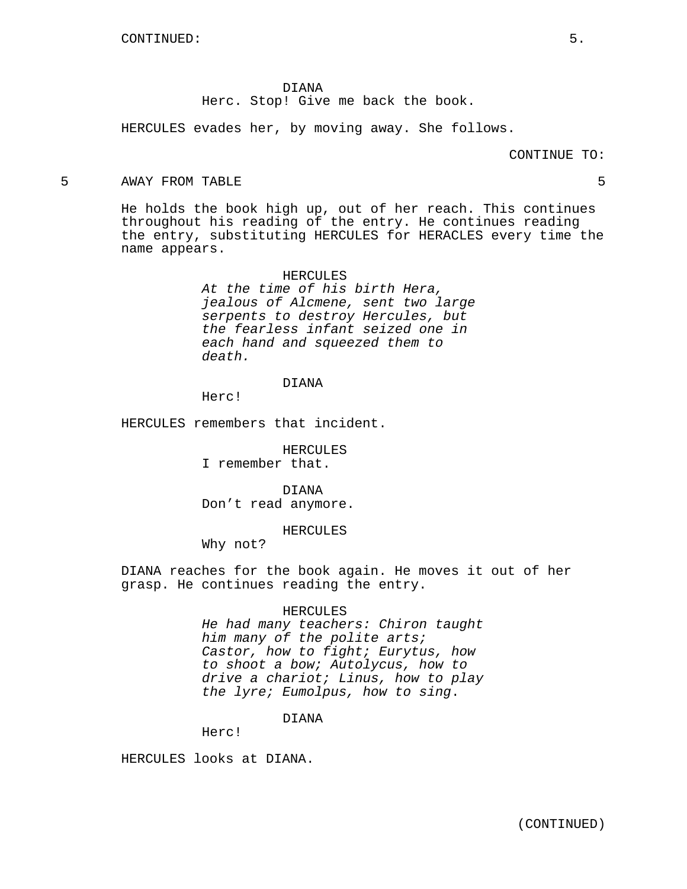DIANA
Herc. Stop! Give me back the book.

HERCULES evades her, by moving away. She follows.

CONTINUE TO:

5 AWAY FROM TABLE 5

He holds the book high up, out of her reach. This continues throughout his reading of the entry. He continues reading the entry, substituting HERCULES for HERACLES every time the name appears.

HERCULES
*At the time of his birth Hera, jealous of Alcmene, sent two large serpents to destroy Hercules, but the fearless infant seized one in each hand and squeezed them to death.*

DIANA
Herc!

HERCULES remembers that incident.

HERCULES
I remember that.

DIANA
Don't read anymore.

HERCULES
Why not?

DIANA reaches for the book again. He moves it out of her grasp. He continues reading the entry.

HERCULES
*He had many teachers: Chiron taught him many of the polite arts; Castor, how to fight; Eurytus, how to shoot a bow; Autolycus, how to drive a chariot; Linus, how to play the lyre; Eumolpus, how to sing*.

DIANA
Herc!

HERCULES looks at DIANA.

(CONTINUED)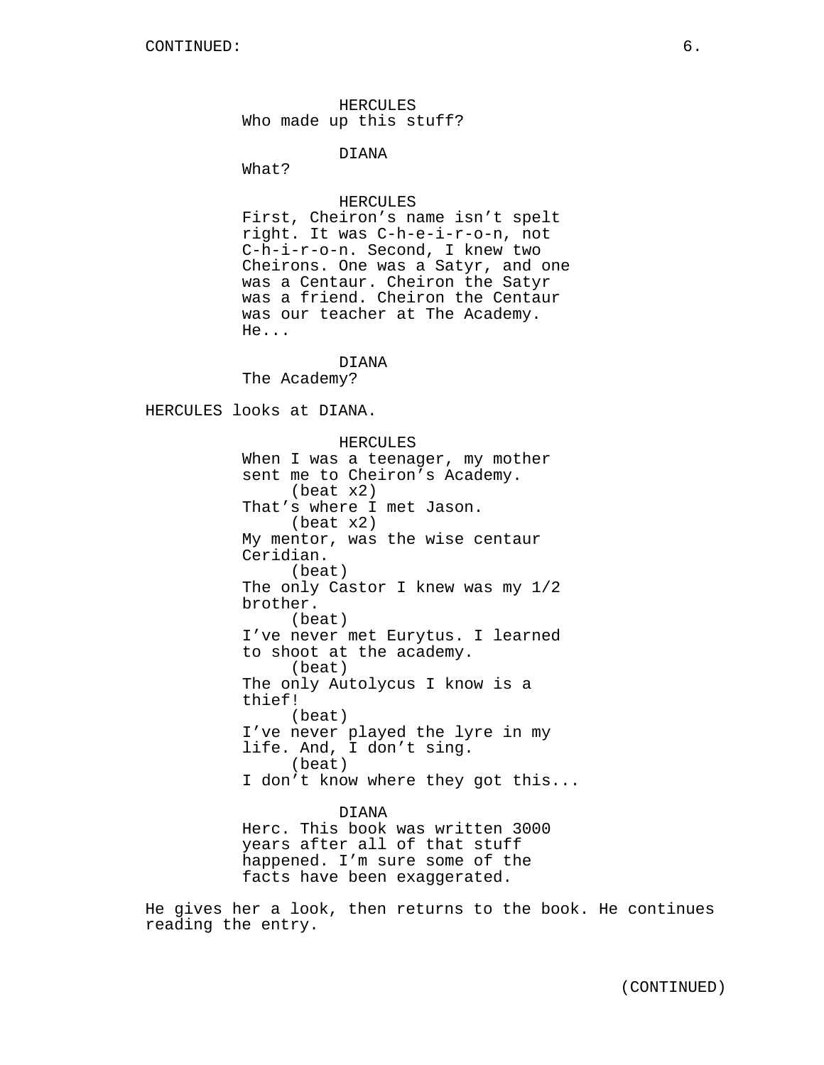HERCULES
Who made up this stuff?

DIANA
What?

HERCULES
First, Cheiron's name isn't spelt right. It was C-h-e-i-r-o-n, not C-h-i-r-o-n. Second, I knew two Cheirons. One was a Satyr, and one was a Centaur. Cheiron the Satyr was a friend. Cheiron the Centaur was our teacher at The Academy. He...

DIANA
The Academy?

HERCULES looks at DIANA.

HERCULES
When I was a teenager, my mother sent me to Cheiron's Academy.
(beat x2)
That's where I met Jason.
(beat x2)
My mentor, was the wise centaur Ceridian.
(beat)
The only Castor I knew was my 1/2 brother.
(beat)
I've never met Eurytus. I learned to shoot at the academy.
(beat)
The only Autolycus I know is a thief!
(beat)
I've never played the lyre in my life. And, I don't sing.
(beat)
I don't know where they got this...

DIANA
Herc. This book was written 3000 years after all of that stuff happened. I'm sure some of the facts have been exaggerated.

He gives her a look, then returns to the book. He continues reading the entry.

(CONTINUED)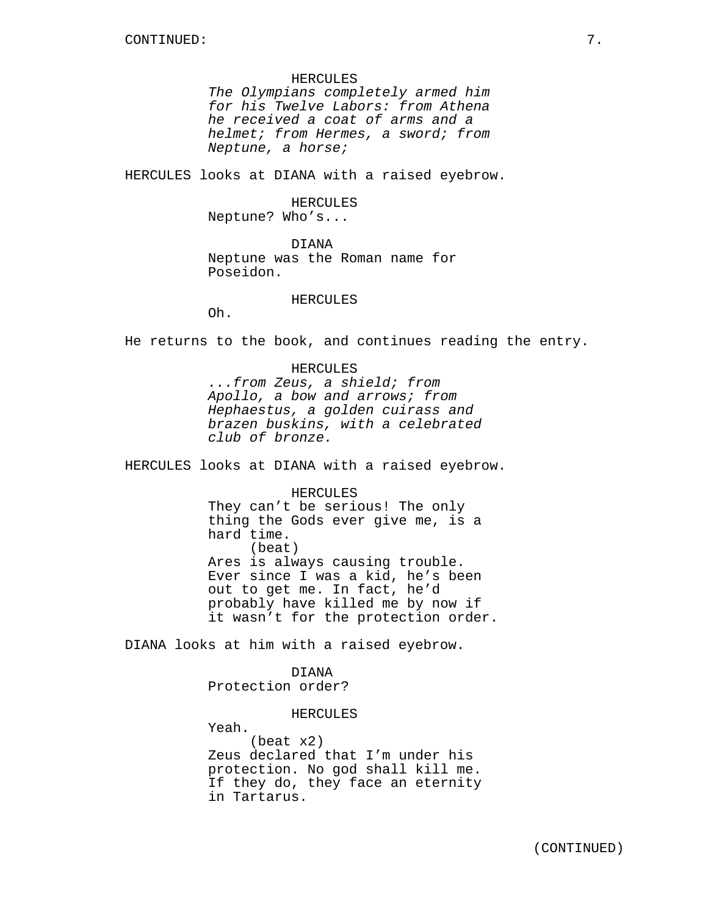CONTINUED:

HERCULES

*The Olympians completely armed him for his Twelve Labors: from Athena he received a coat of arms and a helmet; from Hermes, a sword; from Neptune, a horse;*

HERCULES looks at DIANA with a raised eyebrow.

HERCULES

Neptune? Who's...

DIANA

Neptune was the Roman name for Poseidon.

HERCULES

Oh.

He returns to the book, and continues reading the entry.

HERCULES

*...from Zeus, a shield; from Apollo, a bow and arrows; from Hephaestus, a golden cuirass and brazen buskins, with a celebrated club of bronze.*

HERCULES looks at DIANA with a raised eyebrow.

HERCULES

They can't be serious! The only thing the Gods ever give me, is a hard time.

(beat)

Ares is always causing trouble. Ever since I was a kid, he's been out to get me. In fact, he'd probably have killed me by now if it wasn't for the protection order.

DIANA looks at him with a raised eyebrow.

DIANA

Protection order?

HERCULES

Yeah.

(beat x2)

Zeus declared that I'm under his protection. No god shall kill me. If they do, they face an eternity in Tartarus.

(CONTINUED)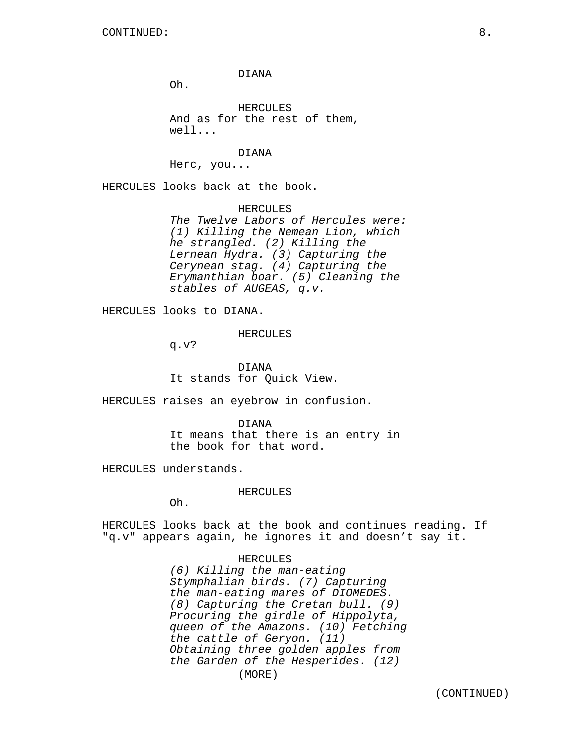DIANA
Oh.

HERCULES
And as for the rest of them, well...

DIANA
Herc, you...

HERCULES looks back at the book.

HERCULES
*The Twelve Labors of Hercules were: (1) Killing the Nemean Lion, which he strangled. (2) Killing the Lernean Hydra. (3) Capturing the Cerynean stag. (4) Capturing the Erymanthian boar. (5) Cleaning the stables of AUGEAS, q.v.*

HERCULES looks to DIANA.

HERCULES
q.v?

DIANA
It stands for Quick View.

HERCULES raises an eyebrow in confusion.

DIANA
It means that there is an entry in the book for that word.

HERCULES understands.

HERCULES
Oh.

HERCULES looks back at the book and continues reading. If "q.v" appears again, he ignores it and doesn't say it.

HERCULES
*(6) Killing the man-eating Stymphalian birds. (7) Capturing the man-eating mares of DIOMEDES. (8) Capturing the Cretan bull. (9) Procuring the girdle of Hippolyta, queen of the Amazons. (10) Fetching the cattle of Geryon. (11) Obtaining three golden apples from the Garden of the Hesperides. (12)*
(MORE)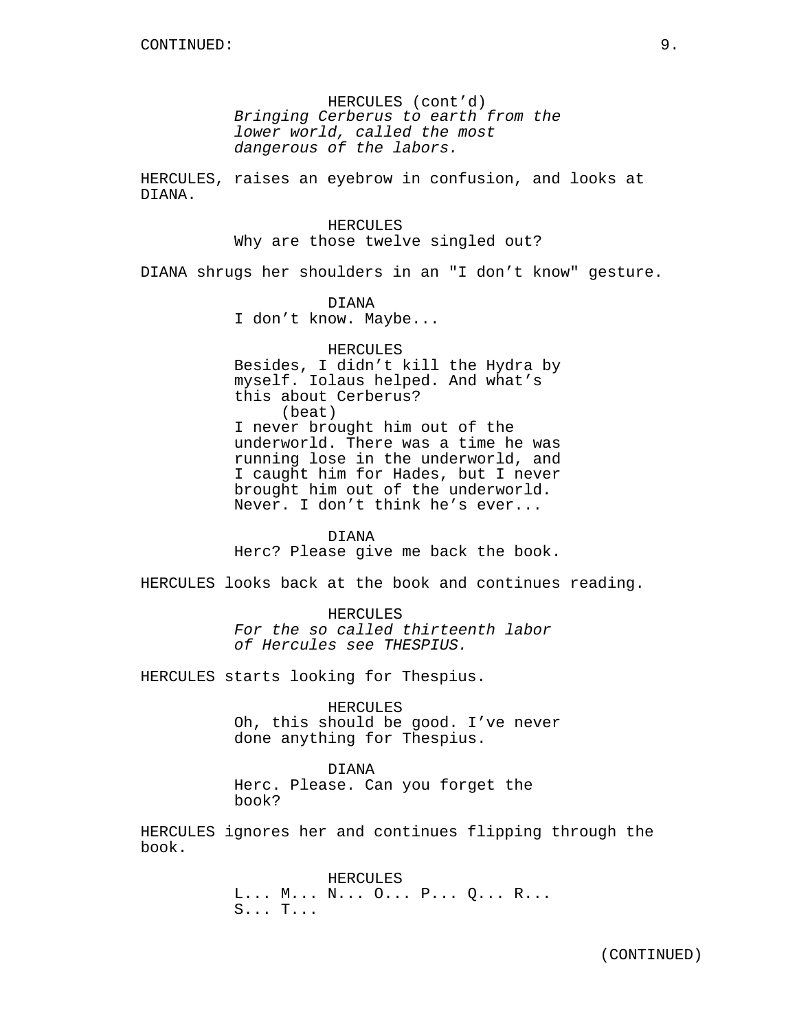CONTINUED:

HERCULES (cont'd)
*Bringing Cerberus to earth from the lower world, called the most dangerous of the labors.*

HERCULES, raises an eyebrow in confusion, and looks at DIANA.

HERCULES
Why are those twelve singled out?

DIANA shrugs her shoulders in an "I don't know" gesture.

DIANA
I don't know. Maybe...

HERCULES
Besides, I didn't kill the Hydra by myself. Iolaus helped. And what's this about Cerberus?
(beat)
I never brought him out of the underworld. There was a time he was running lose in the underworld, and I caught him for Hades, but I never brought him out of the underworld. Never. I don't think he's ever...

DIANA
Herc? Please give me back the book.

HERCULES looks back at the book and continues reading.

HERCULES
*For the so called thirteenth labor of Hercules see THESPIUS.*

HERCULES starts looking for Thespius.

HERCULES
Oh, this should be good. I've never done anything for Thespius.

DIANA
Herc. Please. Can you forget the book?

HERCULES ignores her and continues flipping through the book.

HERCULES
L... M... N... O... P... Q... R... S... T...

(CONTINUED)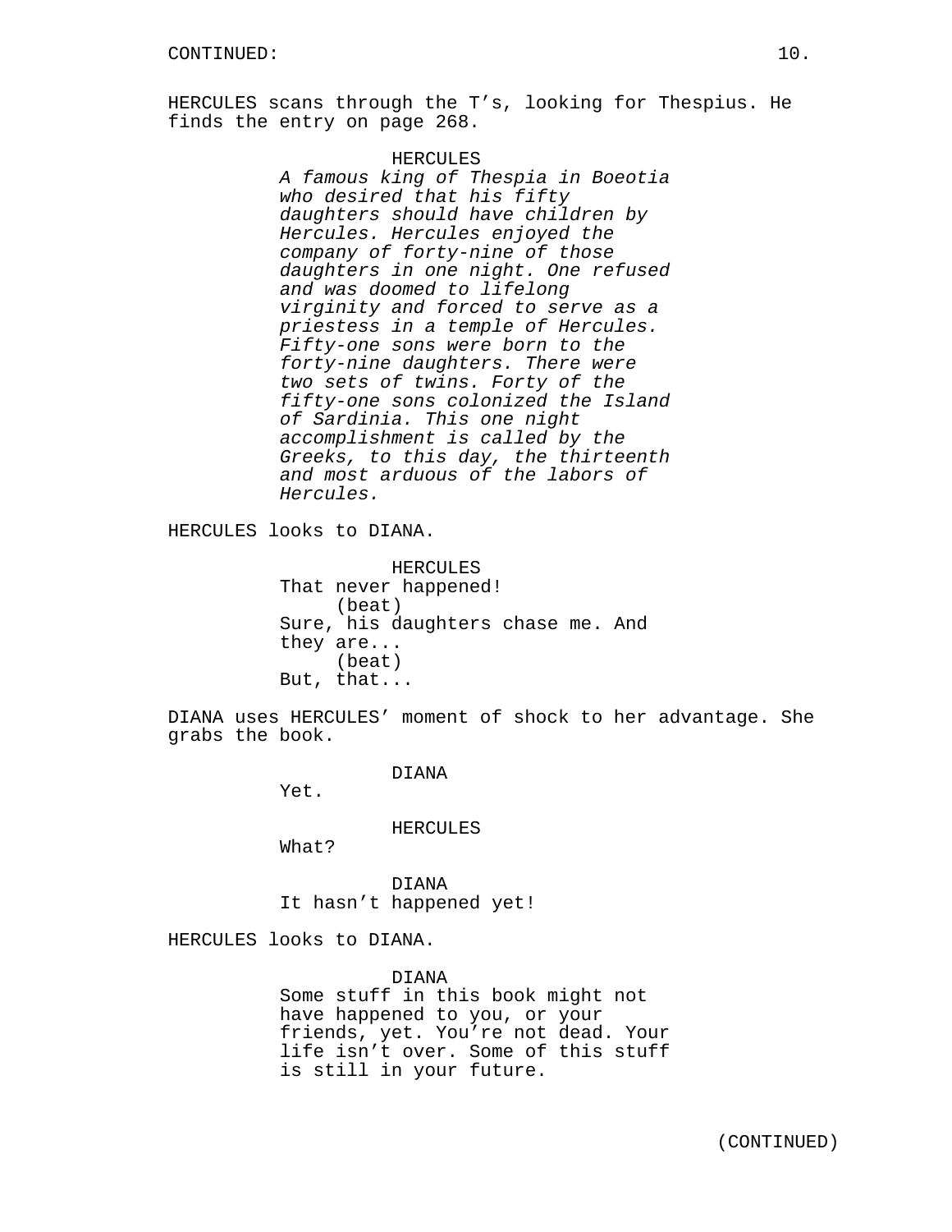CONTINUED:

HERCULES scans through the T's, looking for Thespius. He finds the entry on page 268.

HERCULES
*A famous king of Thespia in Boeotia who desired that his fifty daughters should have children by Hercules. Hercules enjoyed the company of forty-nine of those daughters in one night. One refused and was doomed to lifelong virginity and forced to serve as a priestess in a temple of Hercules. Fifty-one sons were born to the forty-nine daughters. There were two sets of twins. Forty of the fifty-one sons colonized the Island of Sardinia. This one night accomplishment is called by the Greeks, to this day, the thirteenth and most arduous of the labors of Hercules.*

HERCULES looks to DIANA.

HERCULES
That never happened!
(beat)
Sure, his daughters chase me. And they are...
(beat)
But, that...

DIANA uses HERCULES' moment of shock to her advantage. She grabs the book.

DIANA
Yet.

HERCULES
What?

DIANA
It hasn't happened yet!

HERCULES looks to DIANA.

DIANA
Some stuff in this book might not have happened to you, or your friends, yet. You're not dead. Your life isn't over. Some of this stuff is still in your future.

(CONTINUED)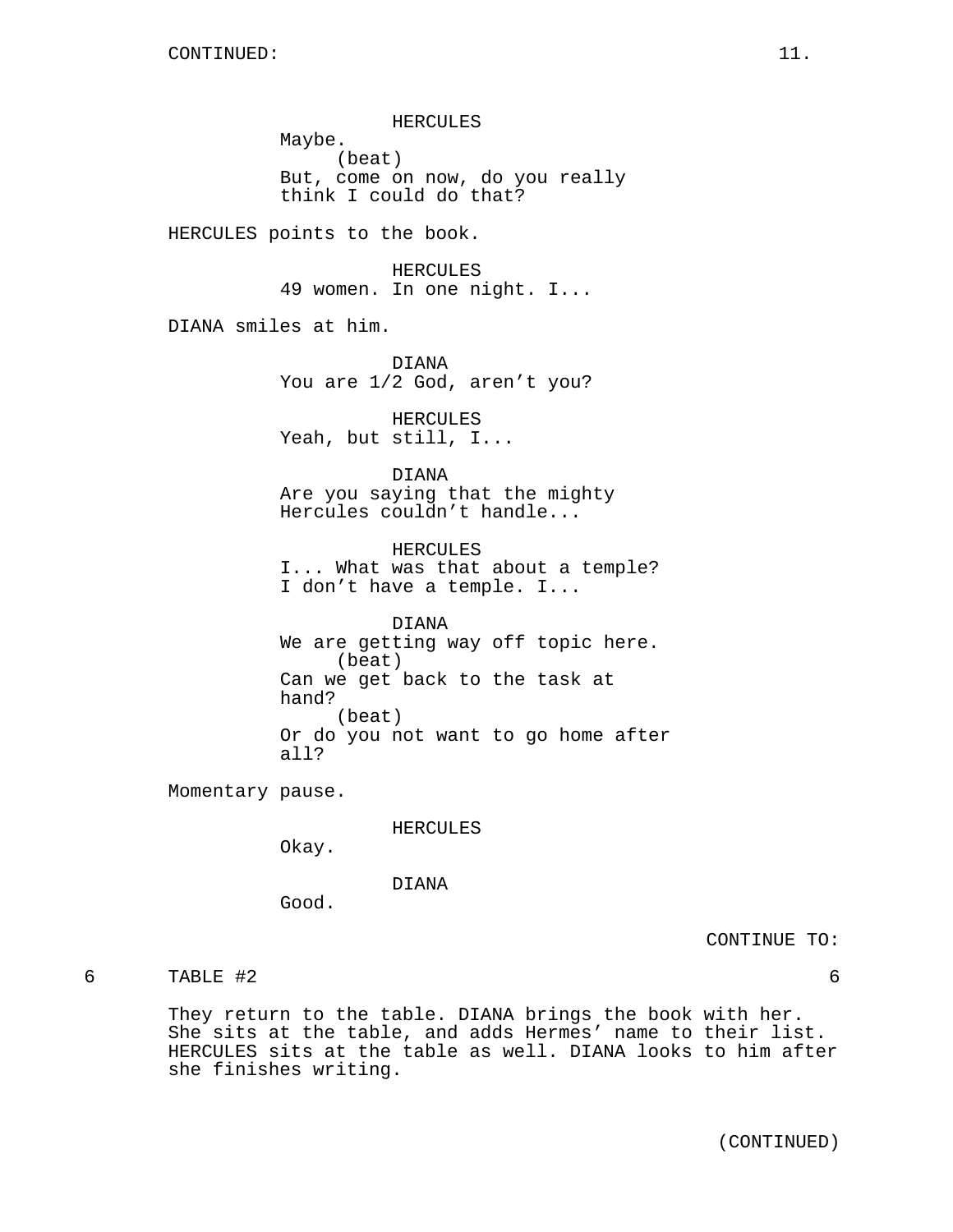HERCULES
Maybe.
(beat)
But, come on now, do you really think I could do that?

HERCULES points to the book.

HERCULES
49 women. In one night. I...

DIANA smiles at him.

DIANA
You are 1/2 God, aren't you?

HERCULES
Yeah, but still, I...

DIANA
Are you saying that the mighty Hercules couldn't handle...

HERCULES
I... What was that about a temple? I don't have a temple. I...

DIANA
We are getting way off topic here.
(beat)
Can we get back to the task at hand?
(beat)
Or do you not want to go home after all?

Momentary pause.

HERCULES
Okay.

DIANA
Good.

CONTINUE TO:

6 TABLE #2 6

They return to the table. DIANA brings the book with her. She sits at the table, and adds Hermes' name to their list. HERCULES sits at the table as well. DIANA looks to him after she finishes writing.

(CONTINUED)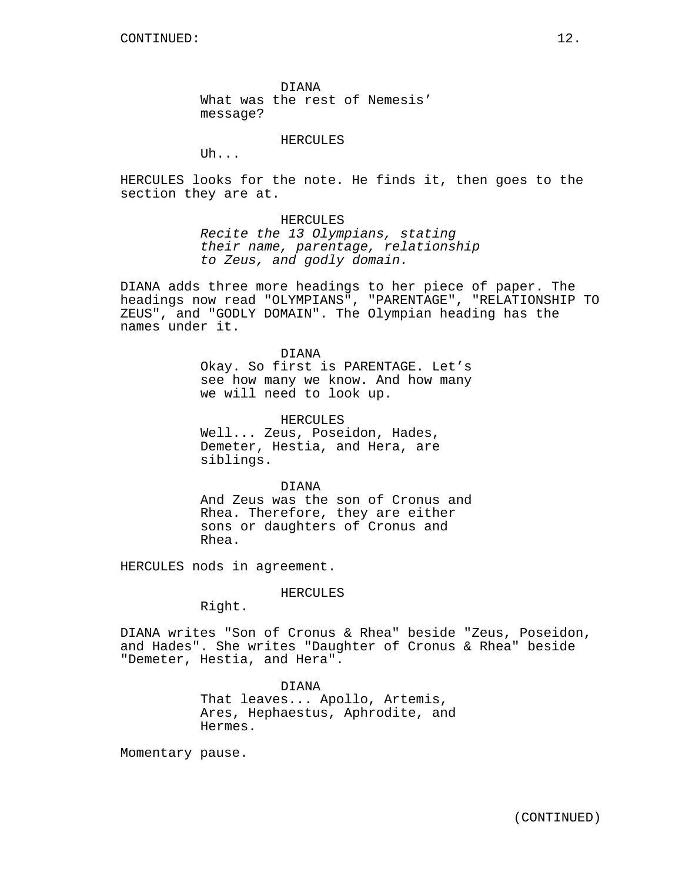CONTINUED:

DIANA
What was the rest of Nemesis' message?

HERCULES
Uh...

HERCULES looks for the note. He finds it, then goes to the section they are at.

HERCULES
*Recite the 13 Olympians, stating their name, parentage, relationship to Zeus, and godly domain.*

DIANA adds three more headings to her piece of paper. The headings now read "OLYMPIANS", "PARENTAGE", "RELATIONSHIP TO ZEUS", and "GODLY DOMAIN". The Olympian heading has the names under it.

DIANA
Okay. So first is PARENTAGE. Let's see how many we know. And how many we will need to look up.

HERCULES
Well... Zeus, Poseidon, Hades, Demeter, Hestia, and Hera, are siblings.

DIANA
And Zeus was the son of Cronus and Rhea. Therefore, they are either sons or daughters of Cronus and Rhea.

HERCULES nods in agreement.

HERCULES
Right.

DIANA writes "Son of Cronus & Rhea" beside "Zeus, Poseidon, and Hades". She writes "Daughter of Cronus & Rhea" beside "Demeter, Hestia, and Hera".

DIANA
That leaves... Apollo, Artemis, Ares, Hephaestus, Aphrodite, and Hermes.

Momentary pause.

(CONTINUED)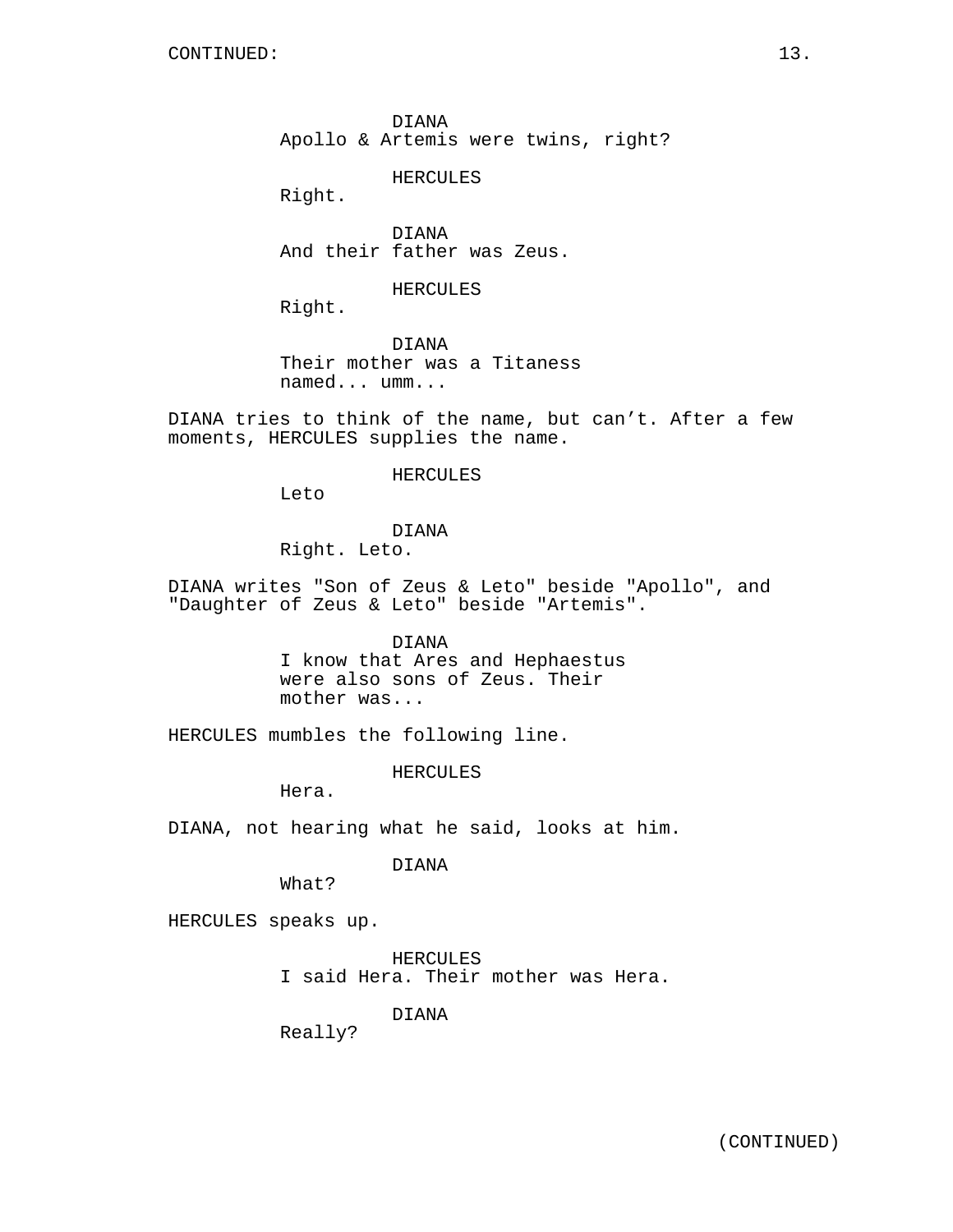DIANA
Apollo & Artemis were twins, right?

HERCULES
Right.

DIANA
And their father was Zeus.

HERCULES
Right.

DIANA
Their mother was a Titaness named... umm...

DIANA tries to think of the name, but can’t. After a few moments, HERCULES supplies the name.

HERCULES
Leto

DIANA
Right. Leto.

DIANA writes "Son of Zeus & Leto" beside "Apollo", and "Daughter of Zeus & Leto" beside "Artemis".

DIANA
I know that Ares and Hephaestus were also sons of Zeus. Their mother was...

HERCULES mumbles the following line.

HERCULES
Hera.

DIANA, not hearing what he said, looks at him.

DIANA
What?

HERCULES speaks up.

HERCULES
I said Hera. Their mother was Hera.

DIANA
Really?

(CONTINUED)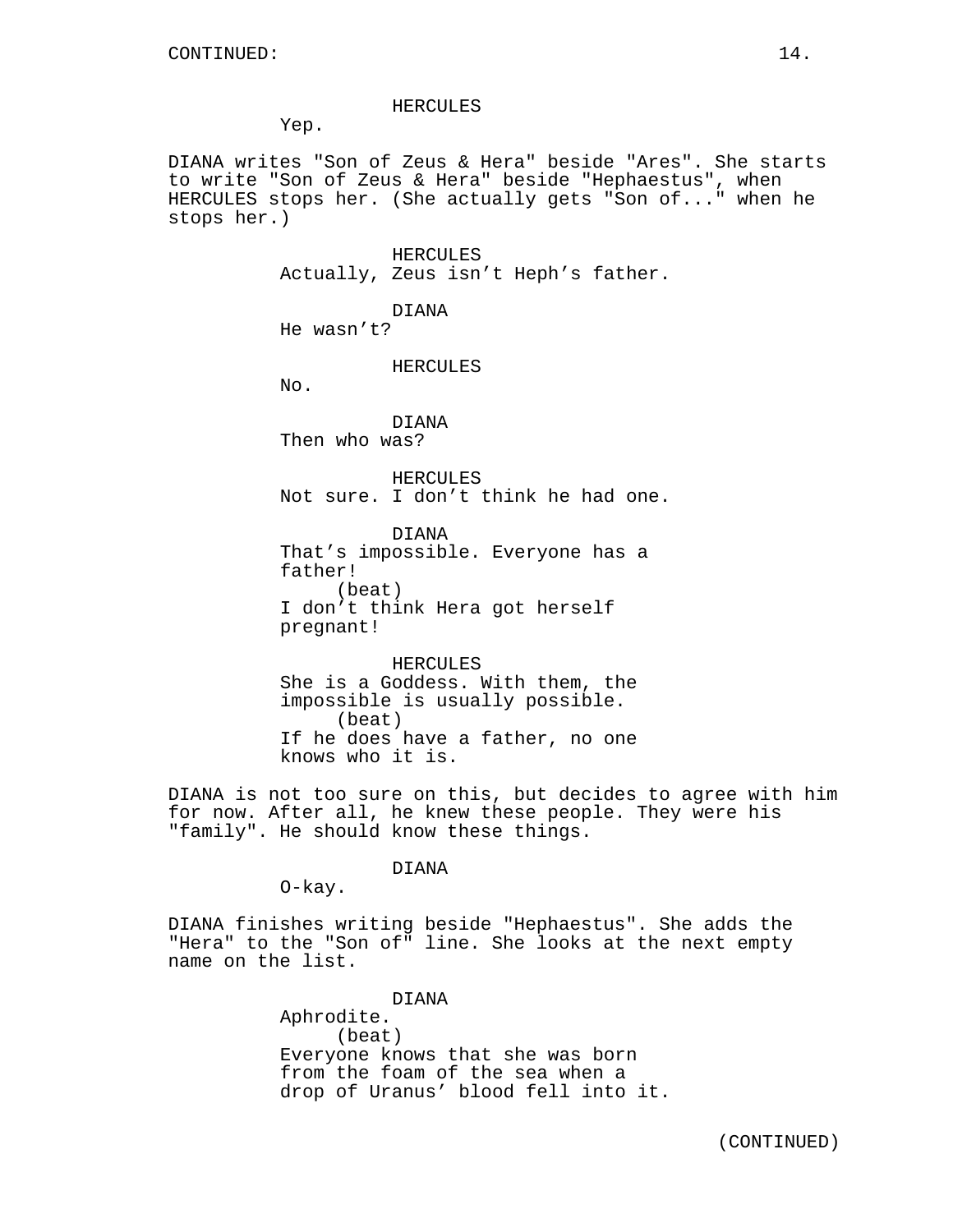HERCULES
Yep.

DIANA writes "Son of Zeus & Hera" beside "Ares". She starts to write "Son of Zeus & Hera" beside "Hephaestus", when HERCULES stops her. (She actually gets "Son of..." when he stops her.)

HERCULES
Actually, Zeus isn't Heph's father.

DIANA
He wasn't?

HERCULES
No.

DIANA
Then who was?

HERCULES
Not sure. I don't think he had one.

DIANA
That's impossible. Everyone has a father!
(beat)
I don't think Hera got herself pregnant!

HERCULES
She is a Goddess. With them, the impossible is usually possible.
(beat)
If he does have a father, no one knows who it is.

DIANA is not too sure on this, but decides to agree with him for now. After all, he knew these people. They were his "family". He should know these things.

DIANA
O-kay.

DIANA finishes writing beside "Hephaestus". She adds the "Hera" to the "Son of" line. She looks at the next empty name on the list.

DIANA
Aphrodite.
(beat)
Everyone knows that she was born from the foam of the sea when a drop of Uranus' blood fell into it.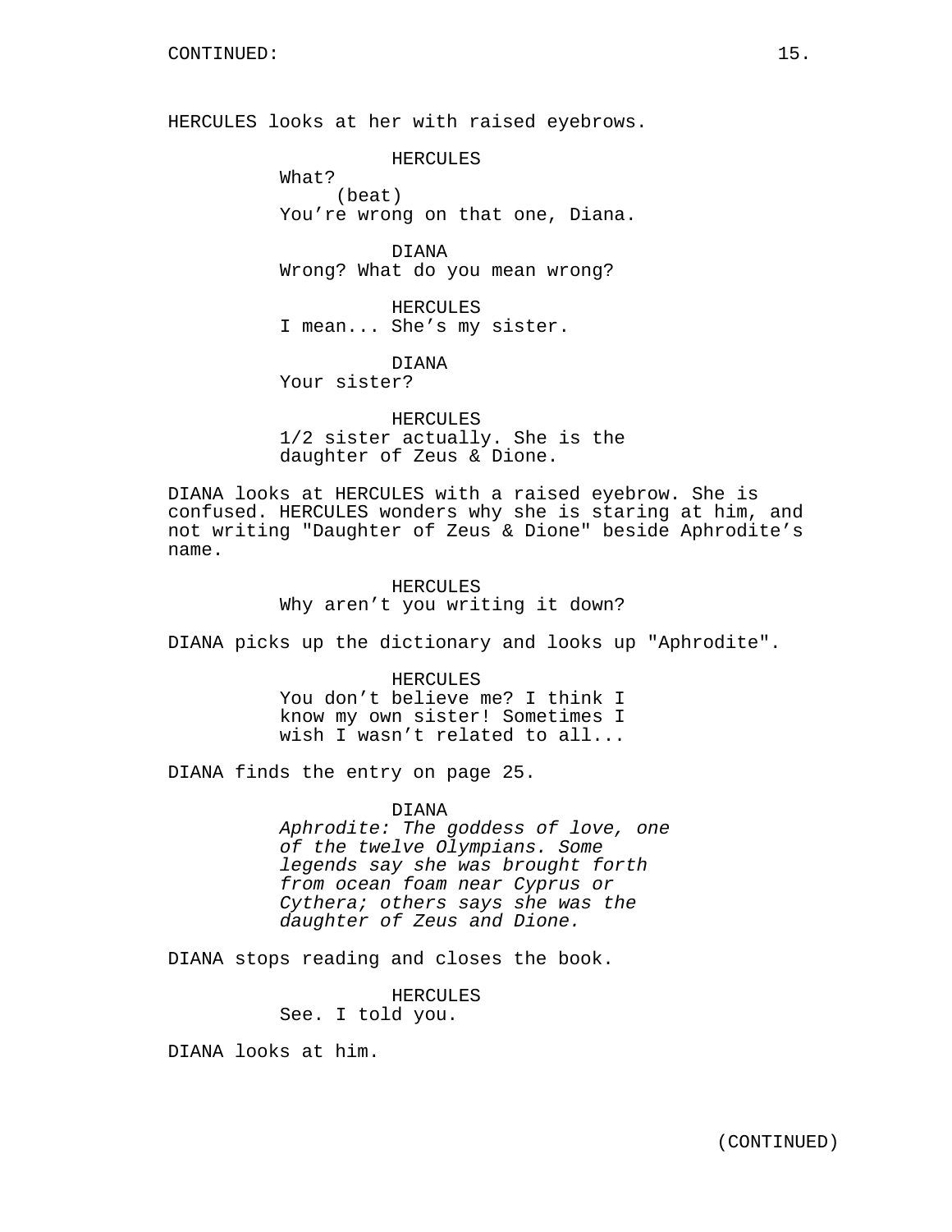CONTINUED:

HERCULES looks at her with raised eyebrows.

HERCULES
What?
(beat)
You’re wrong on that one, Diana.

DIANA
Wrong? What do you mean wrong?

HERCULES
I mean... She’s my sister.

DIANA
Your sister?

HERCULES
1/2 sister actually. She is the daughter of Zeus & Dione.

DIANA looks at HERCULES with a raised eyebrow. She is confused. HERCULES wonders why she is staring at him, and not writing "Daughter of Zeus & Dione" beside Aphrodite’s name.

HERCULES
Why aren’t you writing it down?

DIANA picks up the dictionary and looks up "Aphrodite".

HERCULES
You don’t believe me? I think I know my own sister! Sometimes I wish I wasn’t related to all...

DIANA finds the entry on page 25.

DIANA
*Aphrodite: The goddess of love, one of the twelve Olympians. Some legends say she was brought forth from ocean foam near Cyprus or Cythera; others says she was the daughter of Zeus and Dione.*

DIANA stops reading and closes the book.

HERCULES
See. I told you.

DIANA looks at him.

(CONTINUED)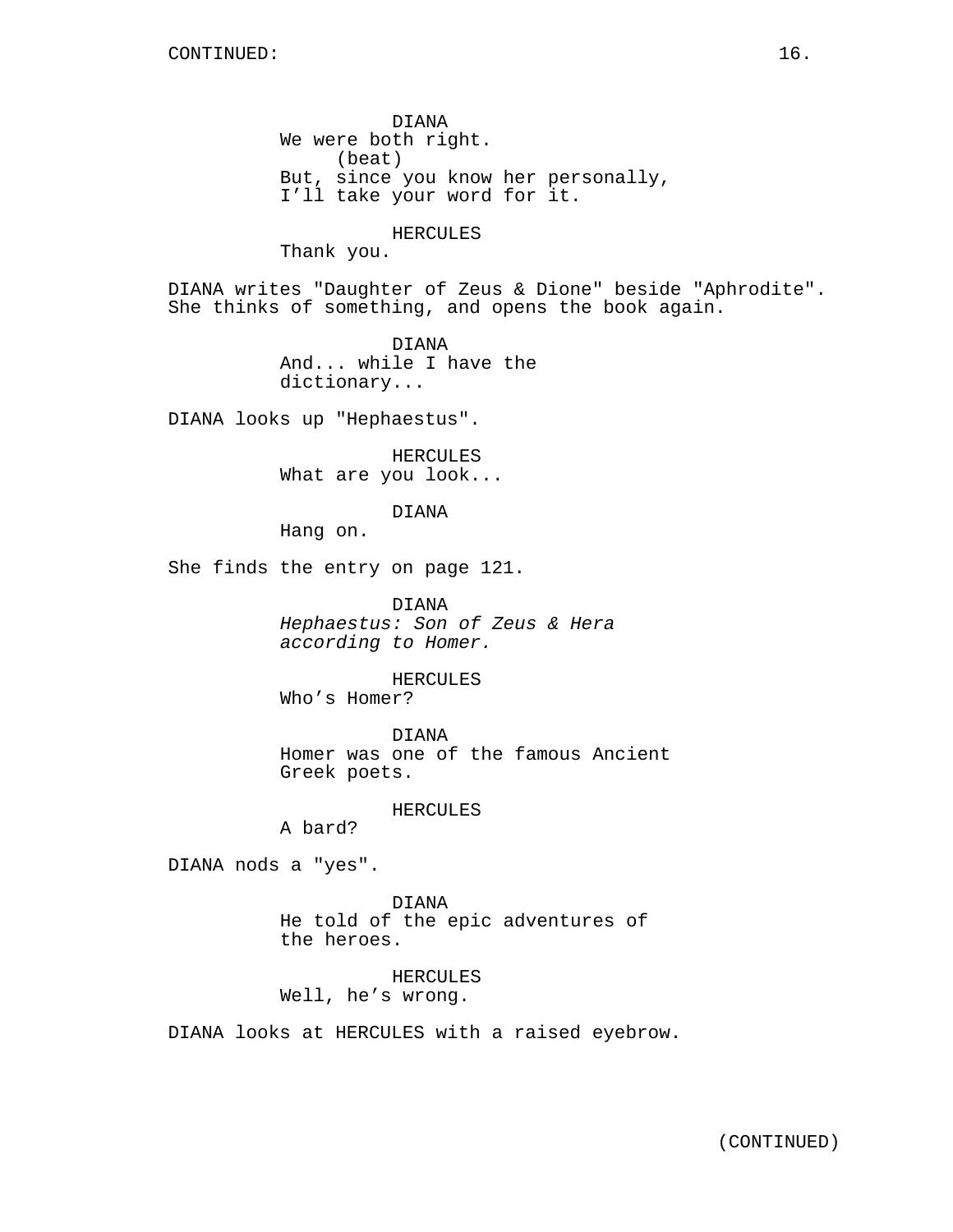CONTINUED:

DIANA
We were both right.
(beat)
But, since you know her personally, I'll take your word for it.

HERCULES
Thank you.

DIANA writes "Daughter of Zeus & Dione" beside "Aphrodite". She thinks of something, and opens the book again.

DIANA
And... while I have the dictionary...

DIANA looks up "Hephaestus".

HERCULES
What are you look...

DIANA
Hang on.

She finds the entry on page 121.

DIANA
*Hephaestus: Son of Zeus & Hera according to Homer.*

HERCULES
Who's Homer?

DIANA
Homer was one of the famous Ancient Greek poets.

HERCULES
A bard?

DIANA nods a "yes".

DIANA
He told of the epic adventures of the heroes.

HERCULES
Well, he's wrong.

DIANA looks at HERCULES with a raised eyebrow.

(CONTINUED)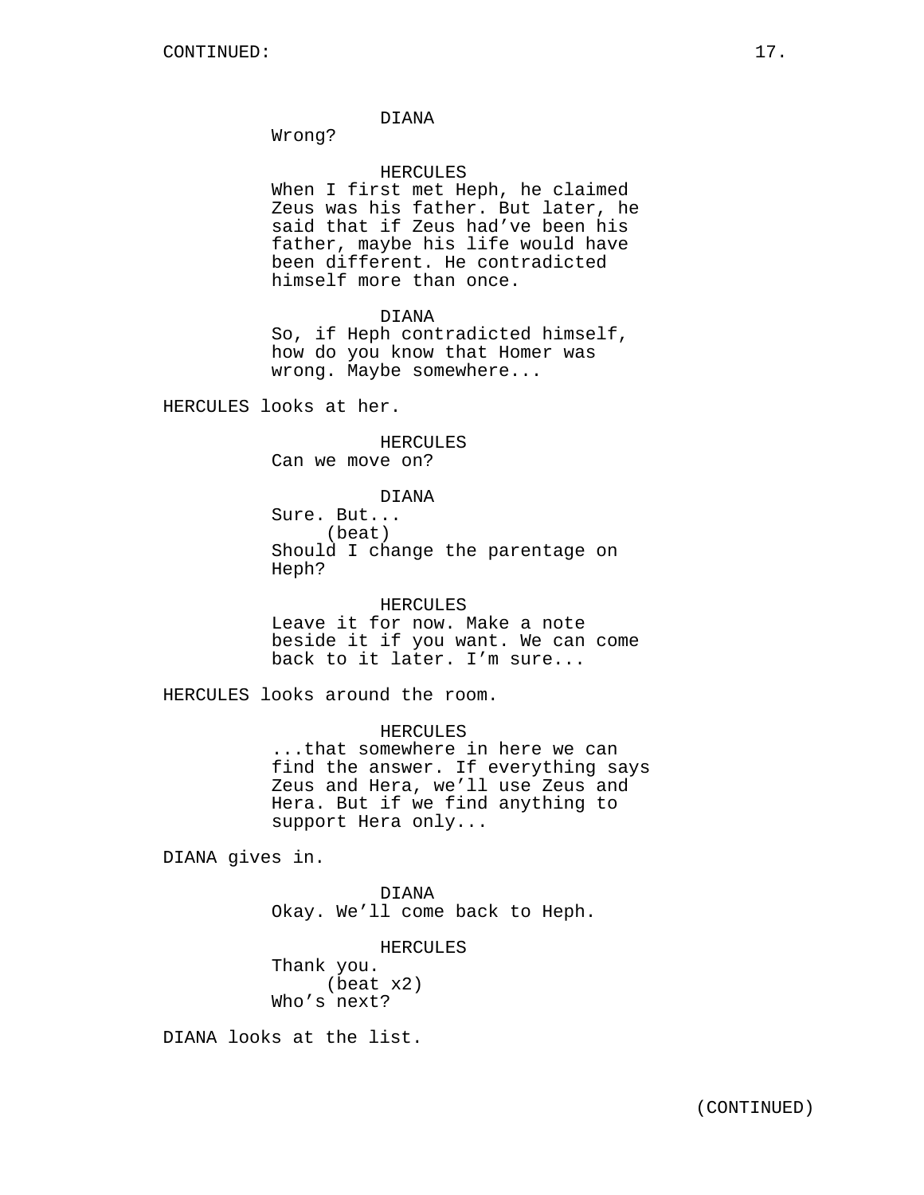DIANA
Wrong?

HERCULES
When I first met Heph, he claimed Zeus was his father. But later, he said that if Zeus had've been his father, maybe his life would have been different. He contradicted himself more than once.

DIANA
So, if Heph contradicted himself, how do you know that Homer was wrong. Maybe somewhere...

HERCULES looks at her.

HERCULES
Can we move on?

DIANA
Sure. But...
(beat)
Should I change the parentage on Heph?

HERCULES
Leave it for now. Make a note beside it if you want. We can come back to it later. I'm sure...

HERCULES looks around the room.

HERCULES
...that somewhere in here we can find the answer. If everything says Zeus and Hera, we'll use Zeus and Hera. But if we find anything to support Hera only...

DIANA gives in.

DIANA
Okay. We'll come back to Heph.

HERCULES
Thank you.
(beat x2)
Who's next?

DIANA looks at the list.

(CONTINUED)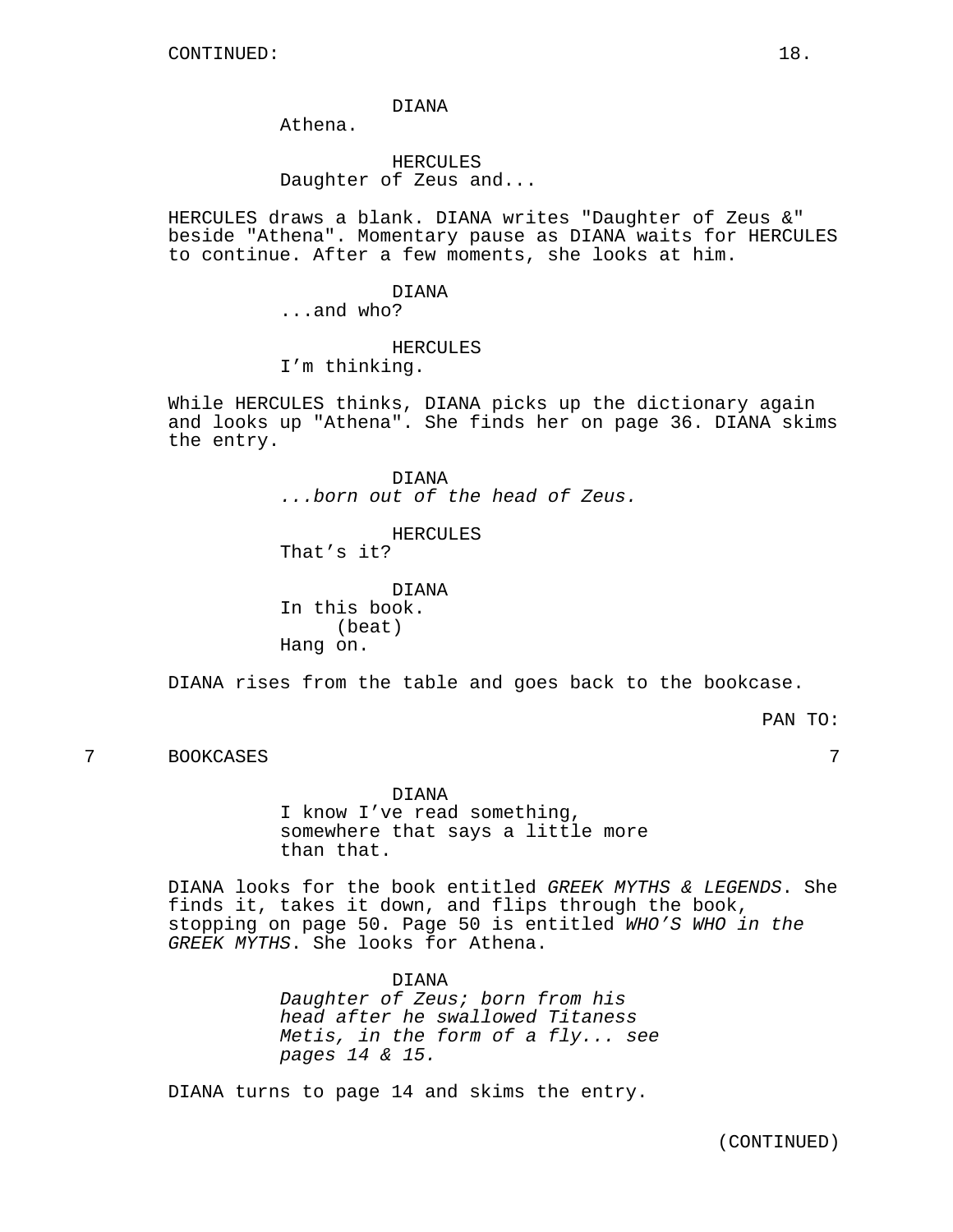CONTINUED:

DIANA
Athena.

HERCULES
Daughter of Zeus and...

HERCULES draws a blank. DIANA writes "Daughter of Zeus &" beside "Athena". Momentary pause as DIANA waits for HERCULES to continue. After a few moments, she looks at him.

DIANA
...and who?

HERCULES
I'm thinking.

While HERCULES thinks, DIANA picks up the dictionary again and looks up "Athena". She finds her on page 36. DIANA skims the entry.

DIANA
*...born out of the head of Zeus.*

HERCULES
That's it?

DIANA
In this book.
(beat)
Hang on.

DIANA rises from the table and goes back to the bookcase.

PAN TO:

7 BOOKCASES 7

DIANA
I know I've read something, somewhere that says a little more than that.

DIANA looks for the book entitled *GREEK MYTHS & LEGENDS*. She finds it, takes it down, and flips through the book, stopping on page 50. Page 50 is entitled *WHO'S WHO in the GREEK MYTHS*. She looks for Athena.

DIANA
*Daughter of Zeus; born from his head after he swallowed Titaness Metis, in the form of a fly... see pages 14 & 15.*

DIANA turns to page 14 and skims the entry.

(CONTINUED)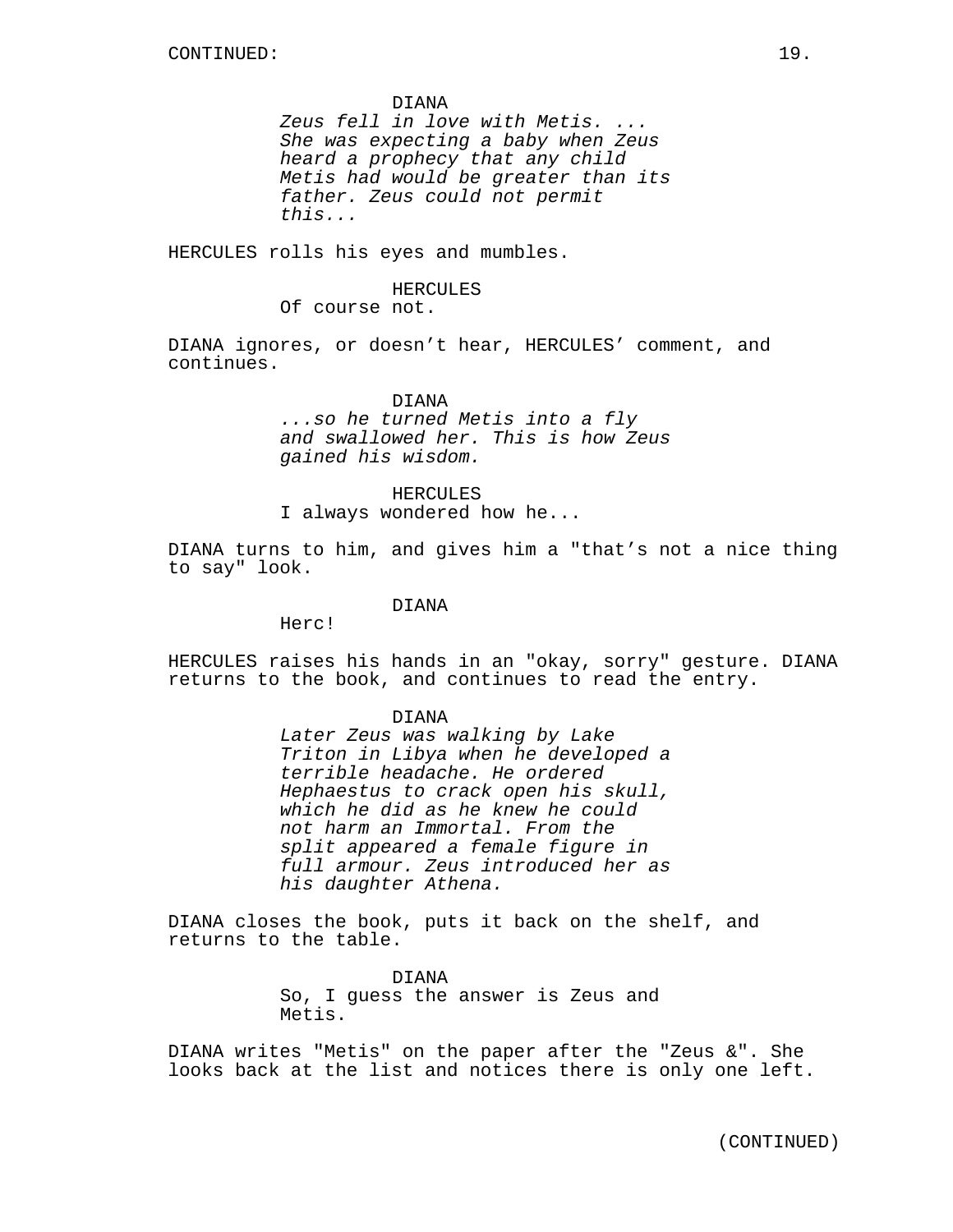DIANA
*Zeus fell in love with Metis. ... She was expecting a baby when Zeus heard a prophecy that any child Metis had would be greater than its father. Zeus could not permit this...*

HERCULES rolls his eyes and mumbles.

HERCULES
Of course not.

DIANA ignores, or doesn't hear, HERCULES' comment, and continues.

DIANA
*...so he turned Metis into a fly and swallowed her. This is how Zeus gained his wisdom.*

HERCULES
I always wondered how he...

DIANA turns to him, and gives him a "that's not a nice thing to say" look.

DIANA
Herc!

HERCULES raises his hands in an "okay, sorry" gesture. DIANA returns to the book, and continues to read the entry.

DIANA
*Later Zeus was walking by Lake Triton in Libya when he developed a terrible headache. He ordered Hephaestus to crack open his skull, which he did as he knew he could not harm an Immortal. From the split appeared a female figure in full armour. Zeus introduced her as his daughter Athena.*

DIANA closes the book, puts it back on the shelf, and returns to the table.

DIANA
So, I guess the answer is Zeus and Metis.

DIANA writes "Metis" on the paper after the "Zeus &". She looks back at the list and notices there is only one left.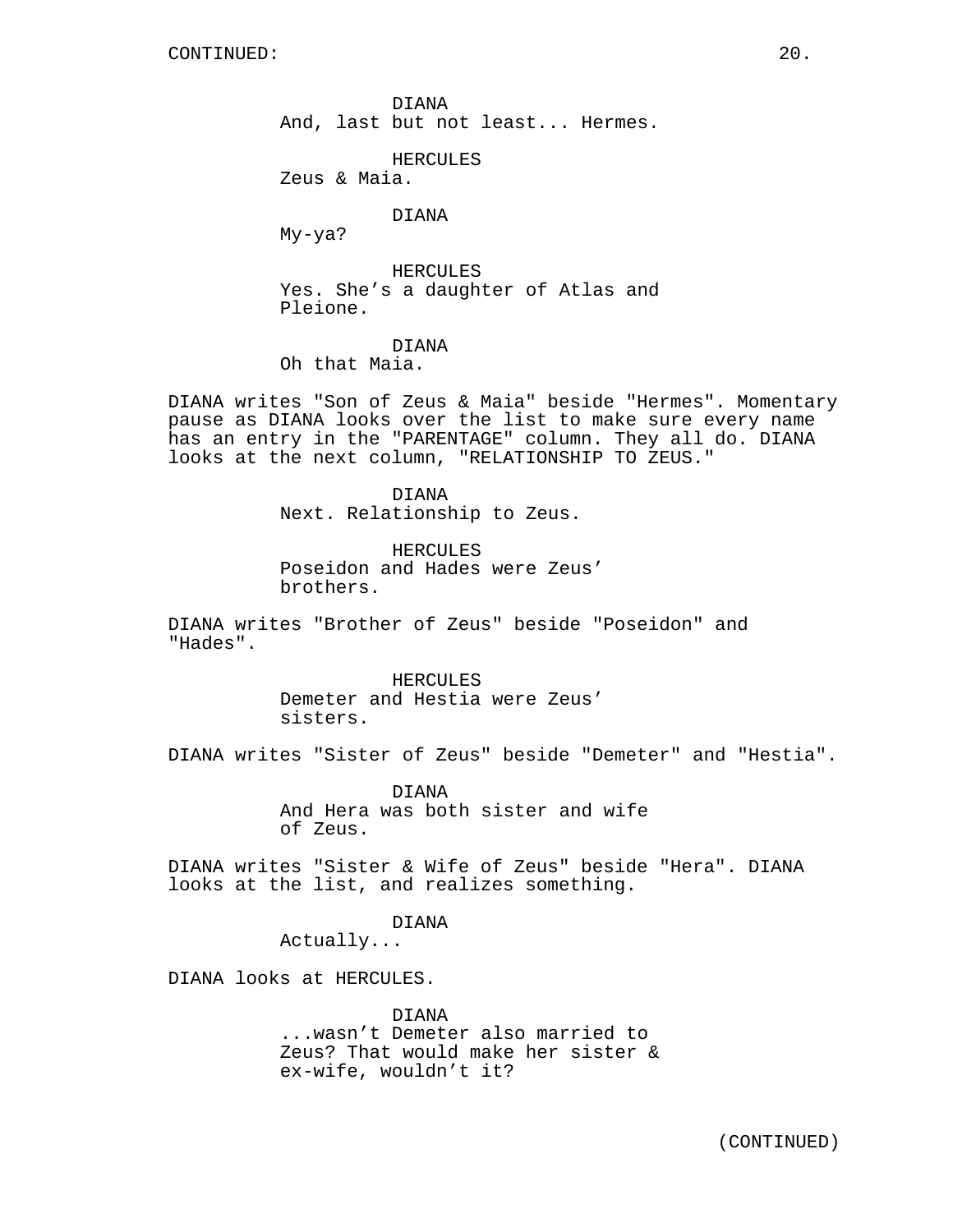DIANA
And, last but not least... Hermes.

HERCULES
Zeus & Maia.

DIANA
My-ya?

HERCULES
Yes. She's a daughter of Atlas and Pleione.

DIANA
Oh that Maia.

DIANA writes "Son of Zeus & Maia" beside "Hermes". Momentary pause as DIANA looks over the list to make sure every name has an entry in the "PARENTAGE" column. They all do. DIANA looks at the next column, "RELATIONSHIP TO ZEUS."

DIANA
Next. Relationship to Zeus.

HERCULES
Poseidon and Hades were Zeus' brothers.

DIANA writes "Brother of Zeus" beside "Poseidon" and "Hades".

HERCULES
Demeter and Hestia were Zeus' sisters.

DIANA writes "Sister of Zeus" beside "Demeter" and "Hestia".

DIANA
And Hera was both sister and wife of Zeus.

DIANA writes "Sister & Wife of Zeus" beside "Hera". DIANA looks at the list, and realizes something.

DIANA
Actually...

DIANA looks at HERCULES.

DIANA
...wasn't Demeter also married to Zeus? That would make her sister & ex-wife, wouldn't it?

(CONTINUED)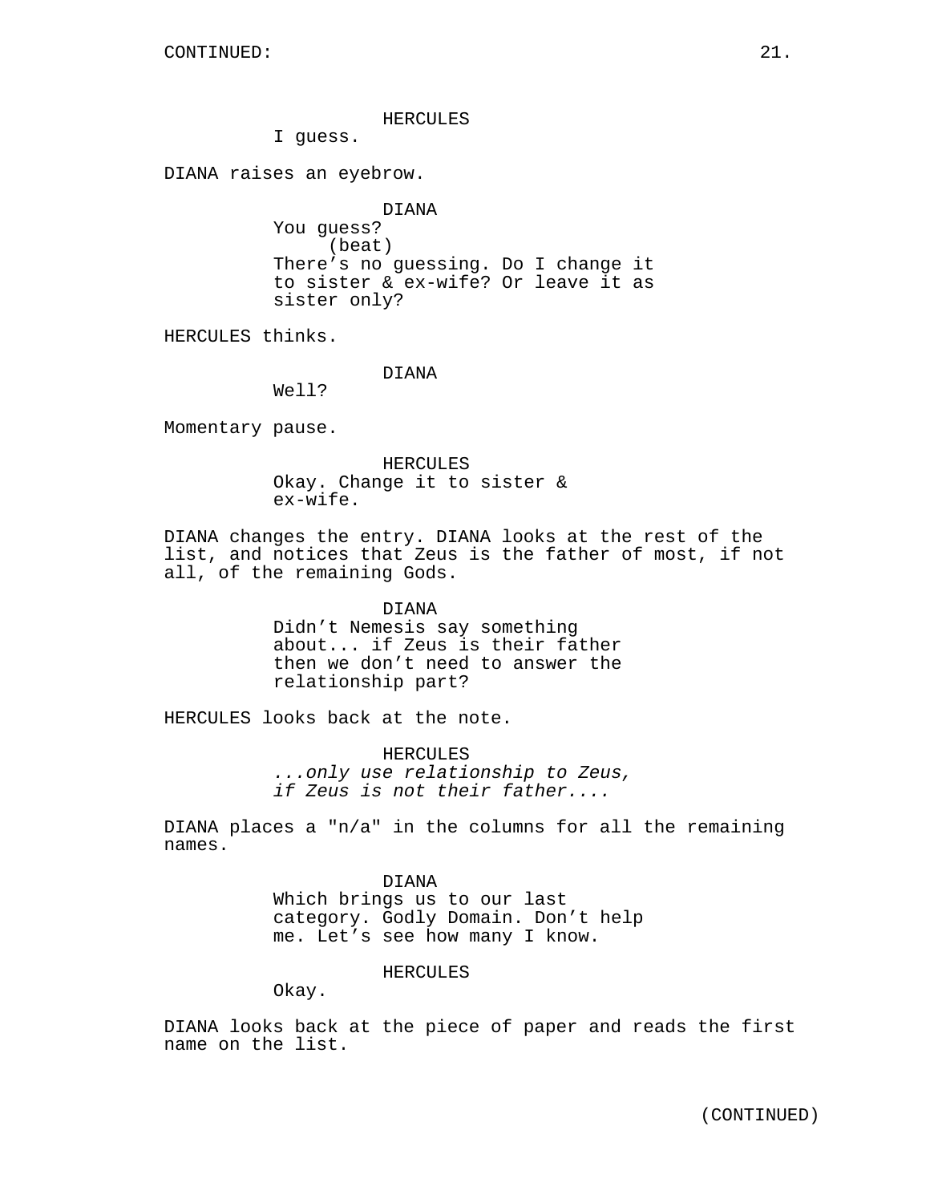CONTINUED:

HERCULES

I guess.

DIANA raises an eyebrow.

DIANA

You guess?

(beat)

There's no guessing. Do I change it to sister & ex-wife? Or leave it as sister only?

HERCULES thinks.

DIANA

Well?

Momentary pause.

HERCULES

Okay. Change it to sister & ex-wife.

DIANA changes the entry. DIANA looks at the rest of the list, and notices that Zeus is the father of most, if not all, of the remaining Gods.

DIANA

Didn't Nemesis say something about... if Zeus is their father then we don't need to answer the relationship part?

HERCULES looks back at the note.

HERCULES

*...only use relationship to Zeus, if Zeus is not their father....*

DIANA places a "n/a" in the columns for all the remaining names.

DIANA

Which brings us to our last category. Godly Domain. Don't help me. Let's see how many I know.

HERCULES

Okay.

DIANA looks back at the piece of paper and reads the first name on the list.

(CONTINUED)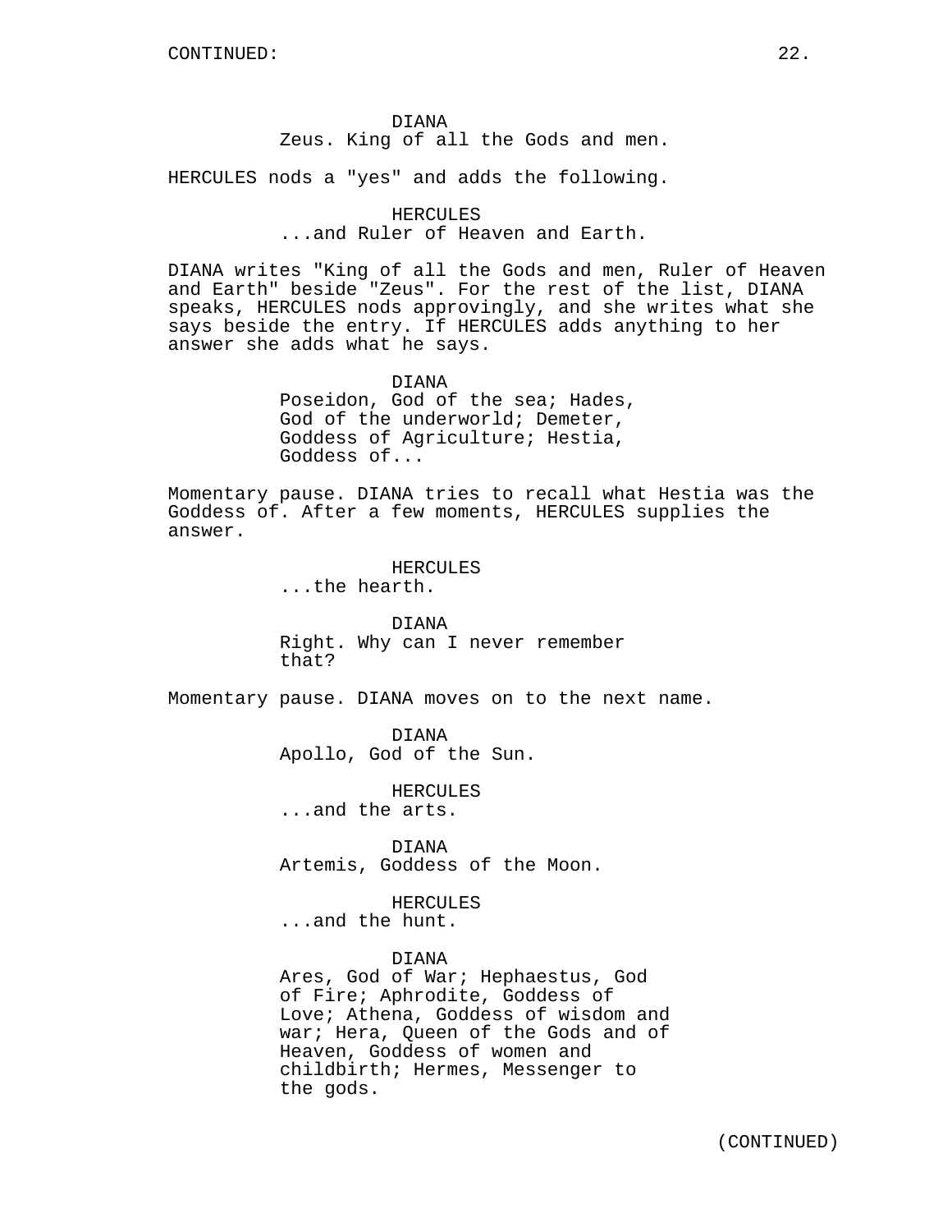DIANA
Zeus. King of all the Gods and men.

HERCULES nods a "yes" and adds the following.

HERCULES
...and Ruler of Heaven and Earth.

DIANA writes "King of all the Gods and men, Ruler of Heaven and Earth" beside "Zeus". For the rest of the list, DIANA speaks, HERCULES nods approvingly, and she writes what she says beside the entry. If HERCULES adds anything to her answer she adds what he says.

DIANA
Poseidon, God of the sea; Hades, God of the underworld; Demeter, Goddess of Agriculture; Hestia, Goddess of...

Momentary pause. DIANA tries to recall what Hestia was the Goddess of. After a few moments, HERCULES supplies the answer.

HERCULES
...the hearth.

DIANA
Right. Why can I never remember that?

Momentary pause. DIANA moves on to the next name.

DIANA
Apollo, God of the Sun.

HERCULES
...and the arts.

DIANA
Artemis, Goddess of the Moon.

HERCULES
...and the hunt.

DIANA
Ares, God of War; Hephaestus, God of Fire; Aphrodite, Goddess of Love; Athena, Goddess of wisdom and war; Hera, Queen of the Gods and of Heaven, Goddess of women and childbirth; Hermes, Messenger to the gods.

(CONTINUED)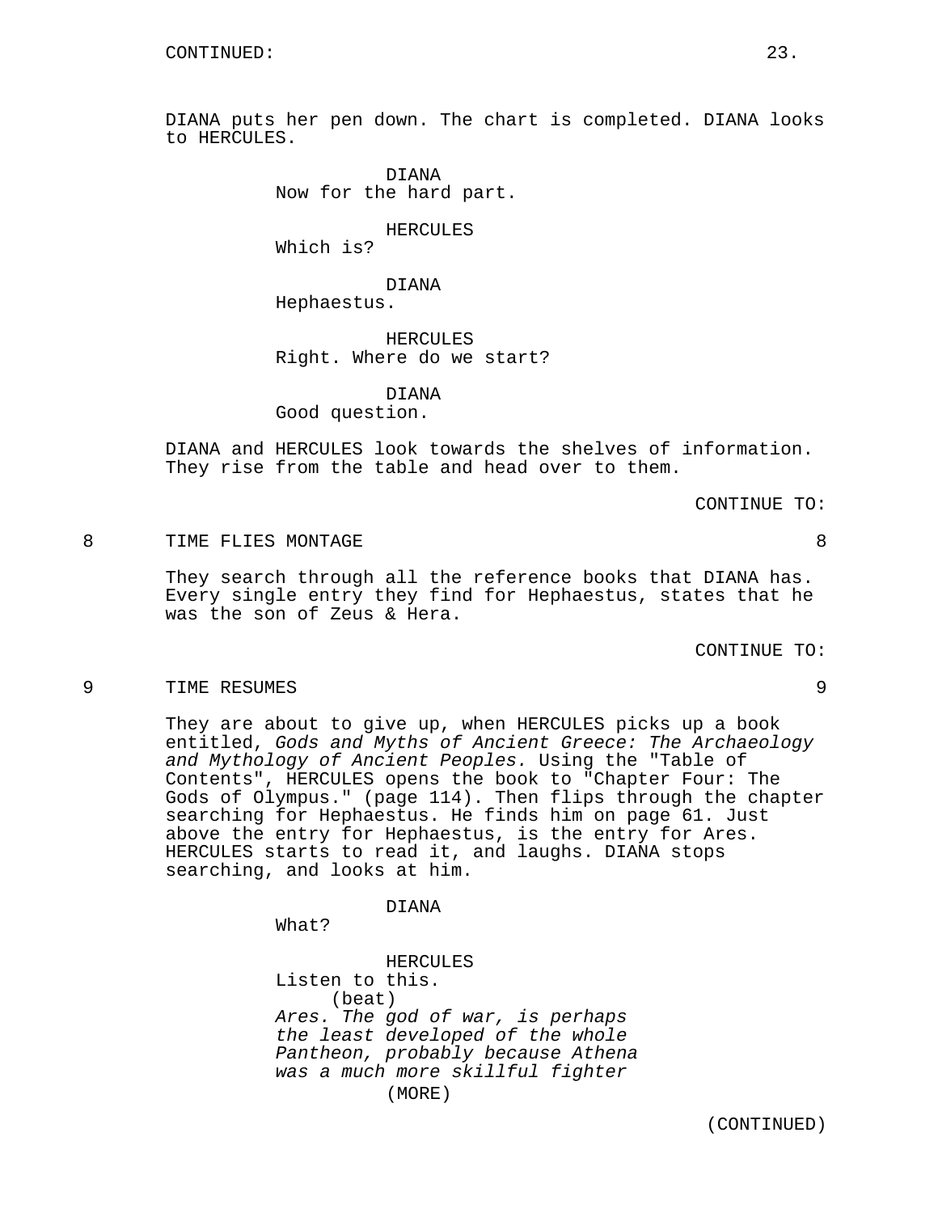CONTINUED:

DIANA puts her pen down. The chart is completed. DIANA looks to HERCULES.

DIANA
Now for the hard part.

HERCULES
Which is?

DIANA
Hephaestus.

HERCULES
Right. Where do we start?

DIANA
Good question.

DIANA and HERCULES look towards the shelves of information. They rise from the table and head over to them.

CONTINUE TO:

8 TIME FLIES MONTAGE 8

They search through all the reference books that DIANA has. Every single entry they find for Hephaestus, states that he was the son of Zeus & Hera.

CONTINUE TO:

9 TIME RESUMES 9

They are about to give up, when HERCULES picks up a book entitled, *Gods and Myths of Ancient Greece: The Archaeology and Mythology of Ancient Peoples.* Using the "Table of Contents", HERCULES opens the book to "Chapter Four: The Gods of Olympus." (page 114). Then flips through the chapter searching for Hephaestus. He finds him on page 61. Just above the entry for Hephaestus, is the entry for Ares. HERCULES starts to read it, and laughs. DIANA stops searching, and looks at him.

DIANA
What?

HERCULES
Listen to this.
(beat)
*Ares. The god of war, is perhaps the least developed of the whole Pantheon, probably because Athena was a much more skillful fighter*
(MORE)

(CONTINUED)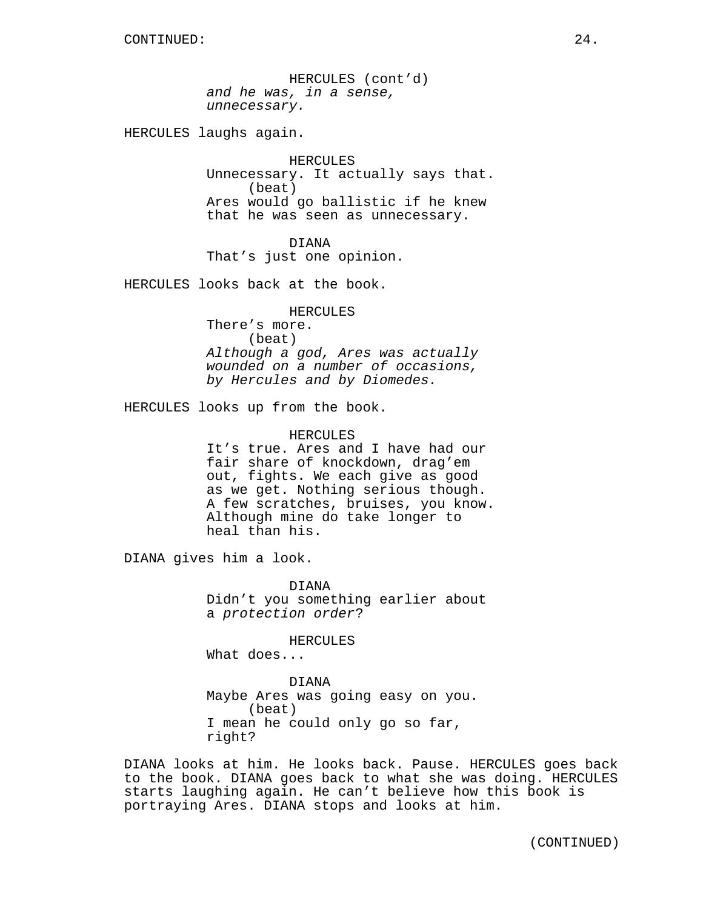CONTINUED:

HERCULES (cont'd)
*and he was, in a sense, unnecessary.*

HERCULES laughs again.

HERCULES
Unnecessary. It actually says that.
(beat)
Ares would go ballistic if he knew that he was seen as unnecessary.

DIANA
That's just one opinion.

HERCULES looks back at the book.

HERCULES
There's more.
(beat)
*Although a god, Ares was actually wounded on a number of occasions, by Hercules and by Diomedes.*

HERCULES looks up from the book.

HERCULES
It's true. Ares and I have had our fair share of knockdown, drag'em out, fights. We each give as good as we get. Nothing serious though. A few scratches, bruises, you know. Although mine do take longer to heal than his.

DIANA gives him a look.

DIANA
Didn't you something earlier about a *protection order*?

HERCULES
What does...

DIANA
Maybe Ares was going easy on you.
(beat)
I mean he could only go so far, right?

DIANA looks at him. He looks back. Pause. HERCULES goes back to the book. DIANA goes back to what she was doing. HERCULES starts laughing again. He can't believe how this book is portraying Ares. DIANA stops and looks at him.

(CONTINUED)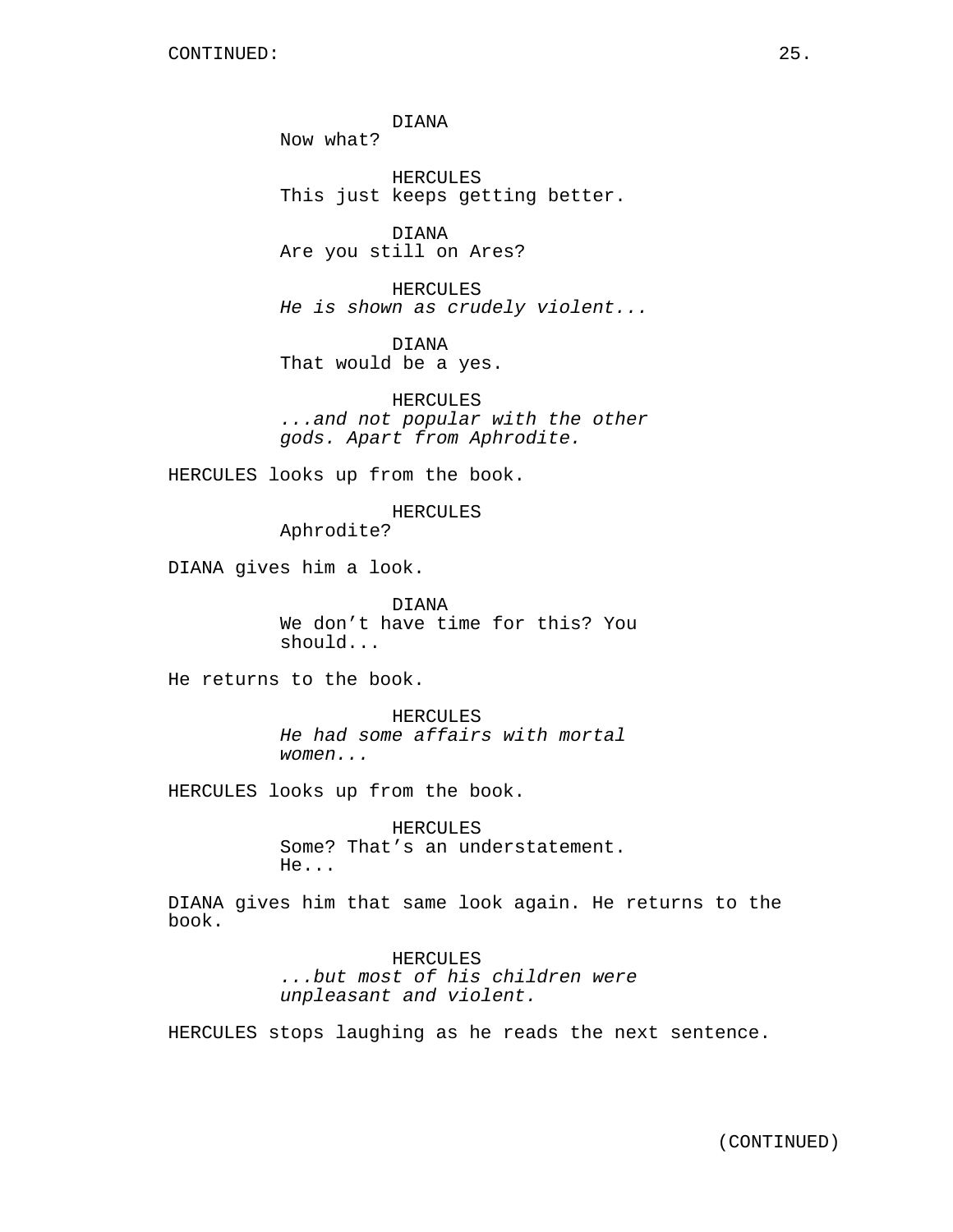CONTINUED:

DIANA
Now what?

HERCULES
This just keeps getting better.

DIANA
Are you still on Ares?

HERCULES
*He is shown as crudely violent...*

DIANA
That would be a yes.

HERCULES
*...and not popular with the other gods. Apart from Aphrodite.*

HERCULES looks up from the book.

HERCULES
Aphrodite?

DIANA gives him a look.

DIANA
We don't have time for this? You should...

He returns to the book.

HERCULES
*He had some affairs with mortal women...*

HERCULES looks up from the book.

HERCULES
Some? That's an understatement. He...

DIANA gives him that same look again. He returns to the book.

HERCULES
*...but most of his children were unpleasant and violent.*

HERCULES stops laughing as he reads the next sentence.

(CONTINUED)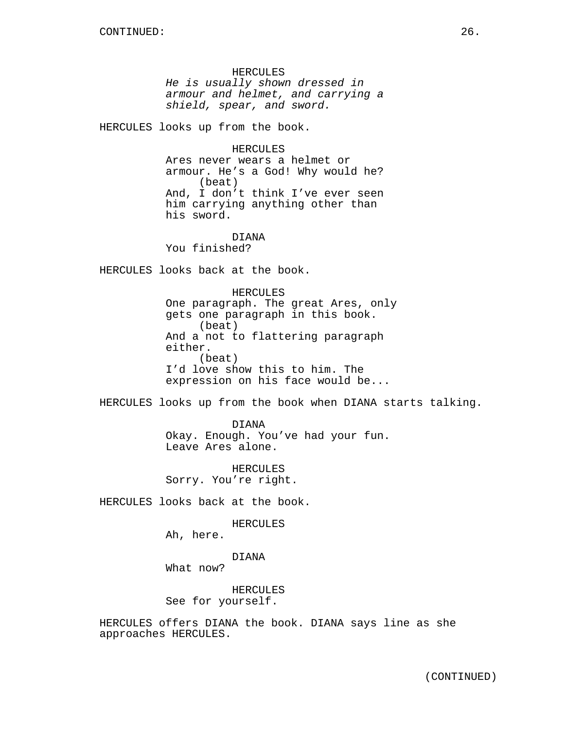HERCULES
*He is usually shown dressed in armour and helmet, and carrying a shield, spear, and sword.*

HERCULES looks up from the book.

HERCULES
Ares never wears a helmet or armour. He’s a God! Why would he?
(beat)
And, I don’t think I’ve ever seen him carrying anything other than his sword.

DIANA
You finished?

HERCULES looks back at the book.

HERCULES
One paragraph. The great Ares, only gets one paragraph in this book.
(beat)
And a not to flattering paragraph either.
(beat)
I’d love show this to him. The expression on his face would be...

HERCULES looks up from the book when DIANA starts talking.

DIANA
Okay. Enough. You’ve had your fun. Leave Ares alone.

HERCULES
Sorry. You’re right.

HERCULES looks back at the book.

HERCULES
Ah, here.

DIANA
What now?

HERCULES
See for yourself.

HERCULES offers DIANA the book. DIANA says line as she approaches HERCULES.

(CONTINUED)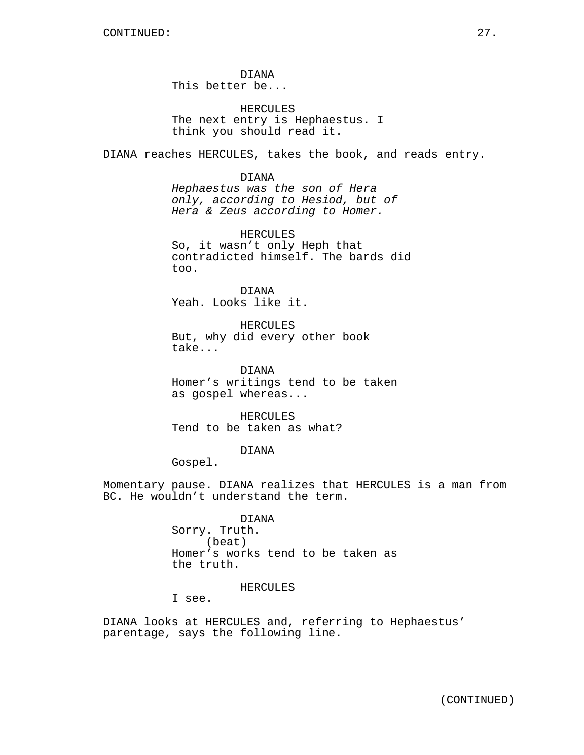DIANA
This better be...

HERCULES
The next entry is Hephaestus. I think you should read it.

DIANA reaches HERCULES, takes the book, and reads entry.

DIANA
*Hephaestus was the son of Hera only, according to Hesiod, but of Hera & Zeus according to Homer.*

HERCULES
So, it wasn't only Heph that contradicted himself. The bards did too.

DIANA
Yeah. Looks like it.

HERCULES
But, why did every other book take...

DIANA
Homer's writings tend to be taken as gospel whereas...

HERCULES
Tend to be taken as what?

DIANA
Gospel.

Momentary pause. DIANA realizes that HERCULES is a man from BC. He wouldn't understand the term.

DIANA
Sorry. Truth.
(beat)
Homer's works tend to be taken as the truth.

HERCULES
I see.

DIANA looks at HERCULES and, referring to Hephaestus' parentage, says the following line.

(CONTINUED)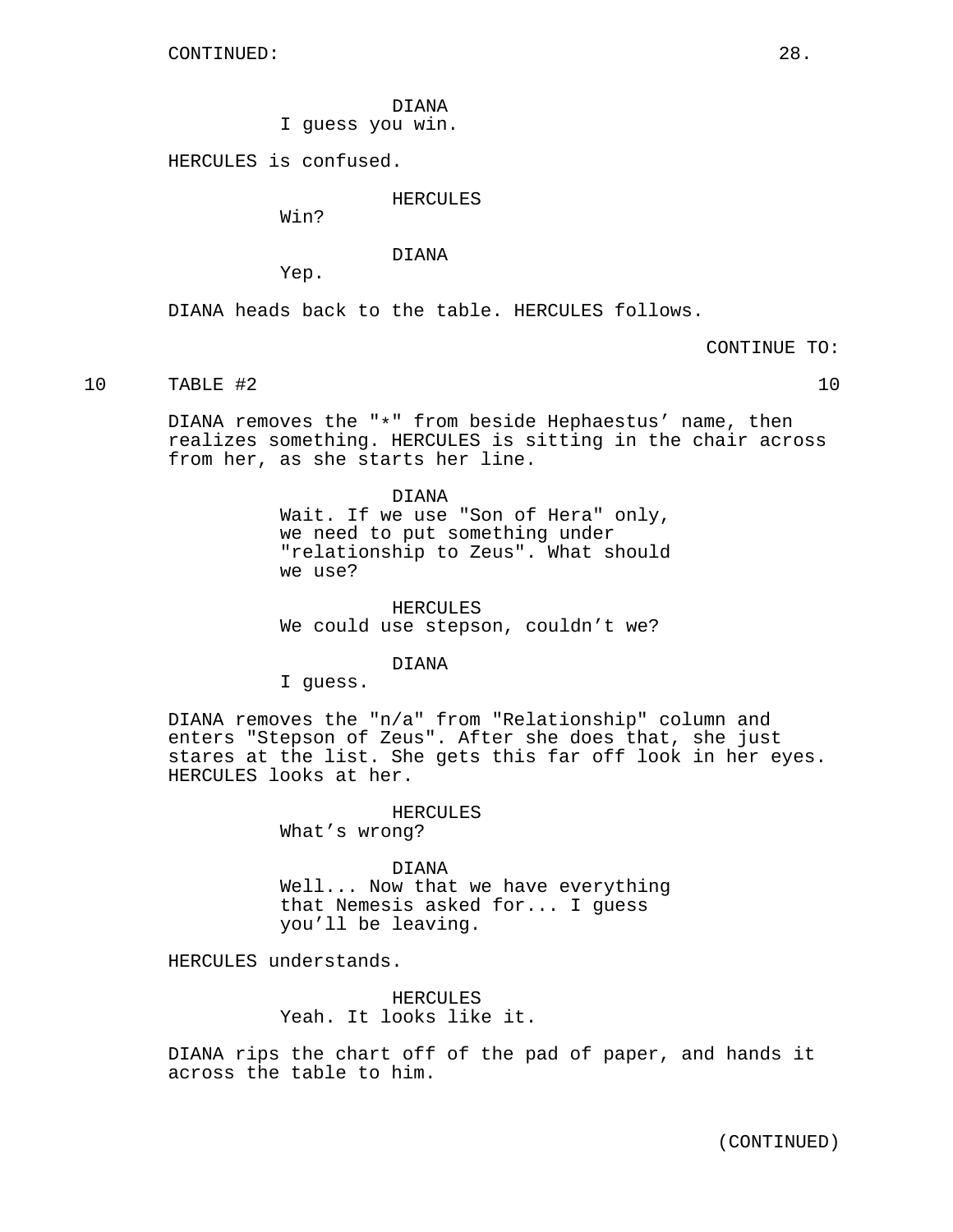CONTINUED:

DIANA
I guess you win.

HERCULES is confused.

HERCULES
Win?

DIANA
Yep.

DIANA heads back to the table. HERCULES follows.

CONTINUE TO:

10 TABLE #2 10

DIANA removes the "*" from beside Hephaestus' name, then realizes something. HERCULES is sitting in the chair across from her, as she starts her line.

DIANA
Wait. If we use "Son of Hera" only, we need to put something under "relationship to Zeus". What should we use?

HERCULES
We could use stepson, couldn't we?

DIANA
I guess.

DIANA removes the "n/a" from "Relationship" column and enters "Stepson of Zeus". After she does that, she just stares at the list. She gets this far off look in her eyes. HERCULES looks at her.

HERCULES
What's wrong?

DIANA
Well... Now that we have everything that Nemesis asked for... I guess you'll be leaving.

HERCULES understands.

HERCULES
Yeah. It looks like it.

DIANA rips the chart off of the pad of paper, and hands it across the table to him.

(CONTINUED)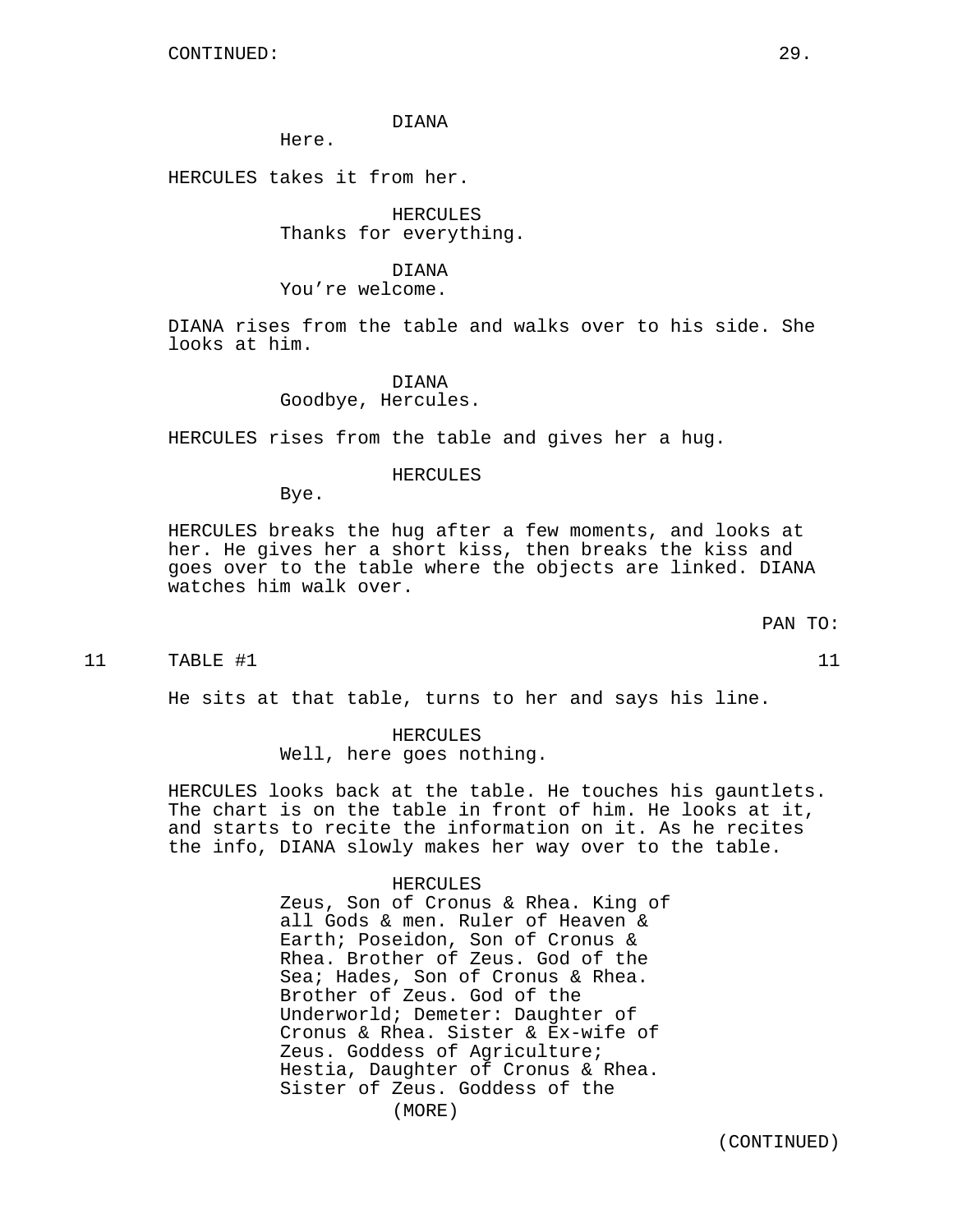DIANA
Here.

HERCULES takes it from her.

HERCULES
Thanks for everything.

DIANA
You're welcome.

DIANA rises from the table and walks over to his side. She looks at him.

DIANA
Goodbye, Hercules.

HERCULES rises from the table and gives her a hug.

HERCULES
Bye.

HERCULES breaks the hug after a few moments, and looks at her. He gives her a short kiss, then breaks the kiss and goes over to the table where the objects are linked. DIANA watches him walk over.

PAN TO:

11 TABLE #1 11

He sits at that table, turns to her and says his line.

HERCULES
Well, here goes nothing.

HERCULES looks back at the table. He touches his gauntlets. The chart is on the table in front of him. He looks at it, and starts to recite the information on it. As he recites the info, DIANA slowly makes her way over to the table.

HERCULES
Zeus, Son of Cronus & Rhea. King of all Gods & men. Ruler of Heaven & Earth; Poseidon, Son of Cronus & Rhea. Brother of Zeus. God of the Sea; Hades, Son of Cronus & Rhea. Brother of Zeus. God of the Underworld; Demeter: Daughter of Cronus & Rhea. Sister & Ex-wife of Zeus. Goddess of Agriculture; Hestia, Daughter of Cronus & Rhea. Sister of Zeus. Goddess of the
(MORE)

(CONTINUED)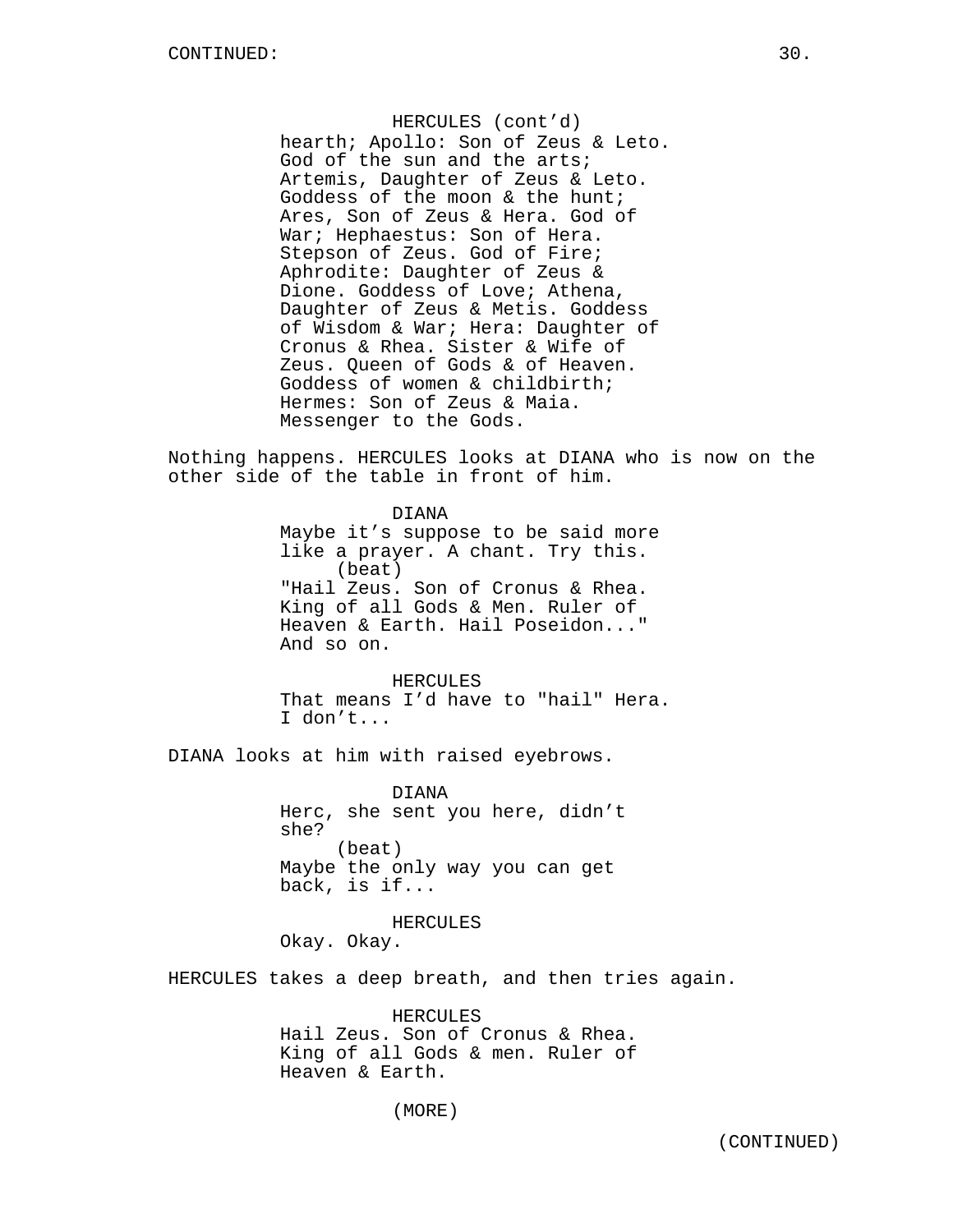HERCULES (cont'd)
hearth; Apollo: Son of Zeus & Leto. God of the sun and the arts; Artemis, Daughter of Zeus & Leto. Goddess of the moon & the hunt; Ares, Son of Zeus & Hera. God of War; Hephaestus: Son of Hera. Stepson of Zeus. God of Fire; Aphrodite: Daughter of Zeus & Dione. Goddess of Love; Athena, Daughter of Zeus & Metis. Goddess of Wisdom & War; Hera: Daughter of Cronus & Rhea. Sister & Wife of Zeus. Queen of Gods & of Heaven. Goddess of women & childbirth; Hermes: Son of Zeus & Maia. Messenger to the Gods.

Nothing happens. HERCULES looks at DIANA who is now on the other side of the table in front of him.

DIANA
Maybe it's suppose to be said more like a prayer. A chant. Try this.
(beat)
"Hail Zeus. Son of Cronus & Rhea. King of all Gods & Men. Ruler of Heaven & Earth. Hail Poseidon..." And so on.

HERCULES
That means I'd have to "hail" Hera. I don't...

DIANA looks at him with raised eyebrows.

DIANA
Herc, she sent you here, didn't she?
(beat)
Maybe the only way you can get back, is if...

HERCULES
Okay. Okay.

HERCULES takes a deep breath, and then tries again.

HERCULES
Hail Zeus. Son of Cronus & Rhea. King of all Gods & men. Ruler of Heaven & Earth.

(MORE)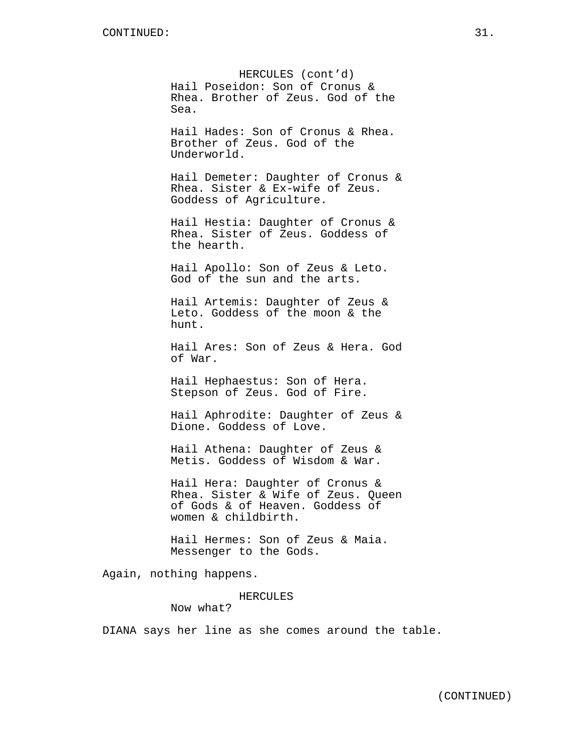HERCULES (cont'd)
Hail Poseidon: Son of Cronus & Rhea. Brother of Zeus. God of the Sea.

Hail Hades: Son of Cronus & Rhea. Brother of Zeus. God of the Underworld.

Hail Demeter: Daughter of Cronus & Rhea. Sister & Ex-wife of Zeus. Goddess of Agriculture.

Hail Hestia: Daughter of Cronus & Rhea. Sister of Zeus. Goddess of the hearth.

Hail Apollo: Son of Zeus & Leto. God of the sun and the arts.

Hail Artemis: Daughter of Zeus & Leto. Goddess of the moon & the hunt.

Hail Ares: Son of Zeus & Hera. God of War.

Hail Hephaestus: Son of Hera. Stepson of Zeus. God of Fire.

Hail Aphrodite: Daughter of Zeus & Dione. Goddess of Love.

Hail Athena: Daughter of Zeus & Metis. Goddess of Wisdom & War.

Hail Hera: Daughter of Cronus & Rhea. Sister & Wife of Zeus. Queen of Gods & of Heaven. Goddess of women & childbirth.

Hail Hermes: Son of Zeus & Maia. Messenger to the Gods.

Again, nothing happens.

HERCULES
Now what?

DIANA says her line as she comes around the table.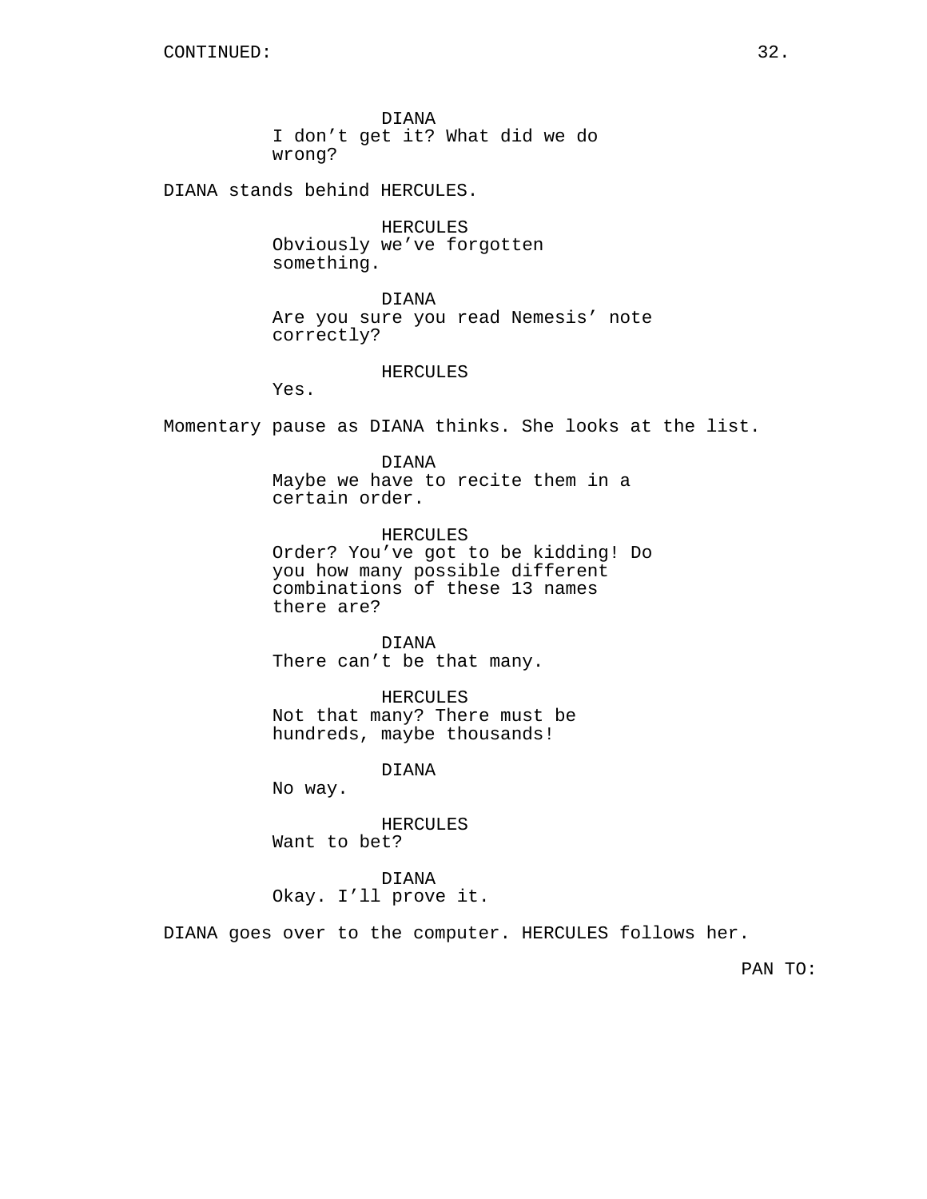CONTINUED:

DIANA
I don't get it? What did we do wrong?

DIANA stands behind HERCULES.

HERCULES
Obviously we've forgotten something.

DIANA
Are you sure you read Nemesis' note correctly?

HERCULES
Yes.

Momentary pause as DIANA thinks. She looks at the list.

DIANA
Maybe we have to recite them in a certain order.

HERCULES
Order? You've got to be kidding! Do you how many possible different combinations of these 13 names there are?

DIANA
There can't be that many.

HERCULES
Not that many? There must be hundreds, maybe thousands!

DIANA
No way.

HERCULES
Want to bet?

DIANA
Okay. I'll prove it.

DIANA goes over to the computer. HERCULES follows her.

PAN TO: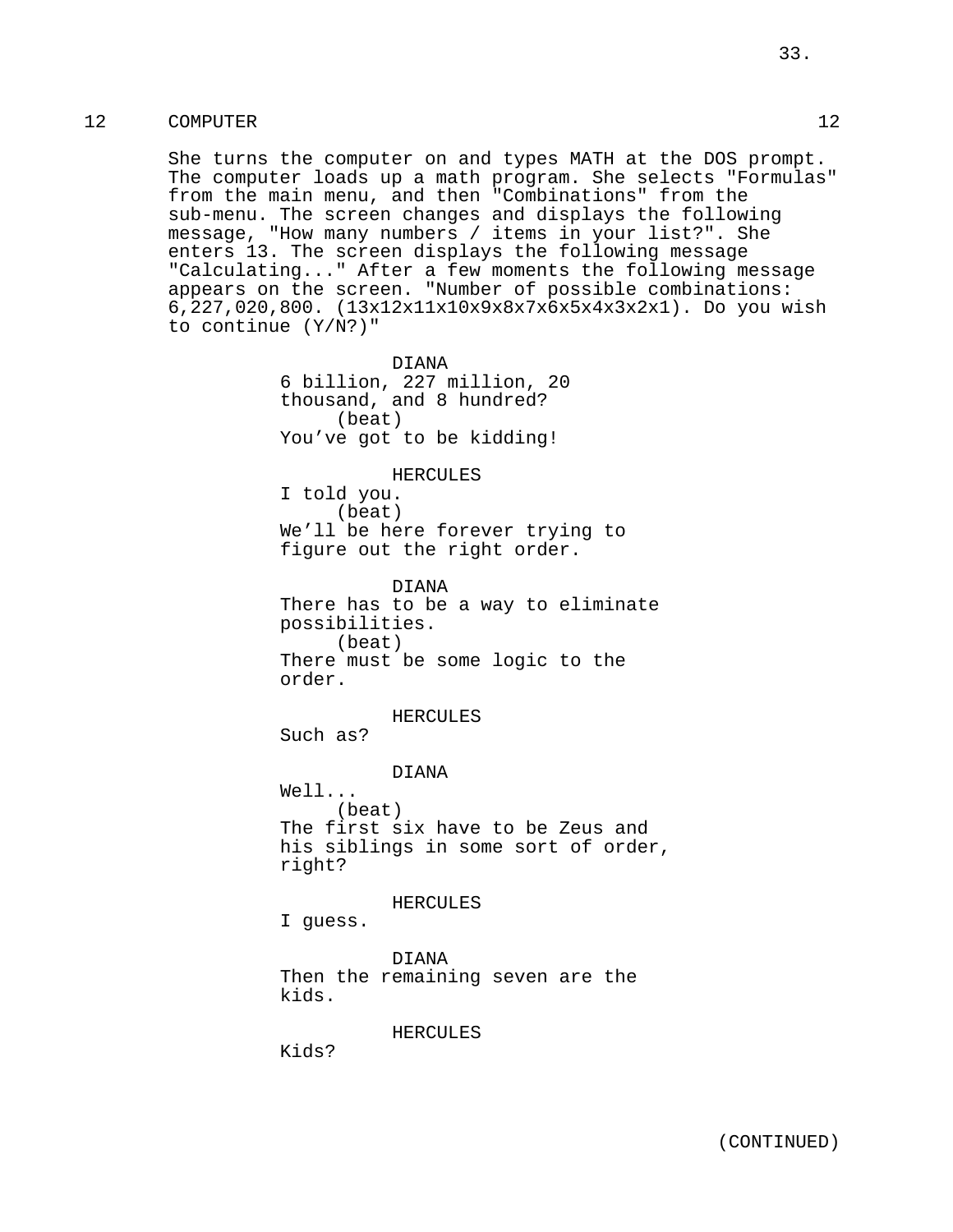12 COMPUTER 12

She turns the computer on and types MATH at the DOS prompt. The computer loads up a math program. She selects "Formulas" from the main menu, and then "Combinations" from the sub-menu. The screen changes and displays the following message, "How many numbers / items in your list?". She enters 13. The screen displays the following message "Calculating..." After a few moments the following message appears on the screen. "Number of possible combinations: 6,227,020,800. (13x12x11x10x9x8x7x6x5x4x3x2x1). Do you wish to continue (Y/N?)"

DIANA
6 billion, 227 million, 20 thousand, and 8 hundred?
(beat)
You’ve got to be kidding!

HERCULES
I told you.
(beat)
We’ll be here forever trying to figure out the right order.

DIANA
There has to be a way to eliminate possibilities.
(beat)
There must be some logic to the order.

HERCULES
Such as?

DIANA
Well...
(beat)
The first six have to be Zeus and his siblings in some sort of order, right?

HERCULES
I guess.

DIANA
Then the remaining seven are the kids.

HERCULES
Kids?

(CONTINUED)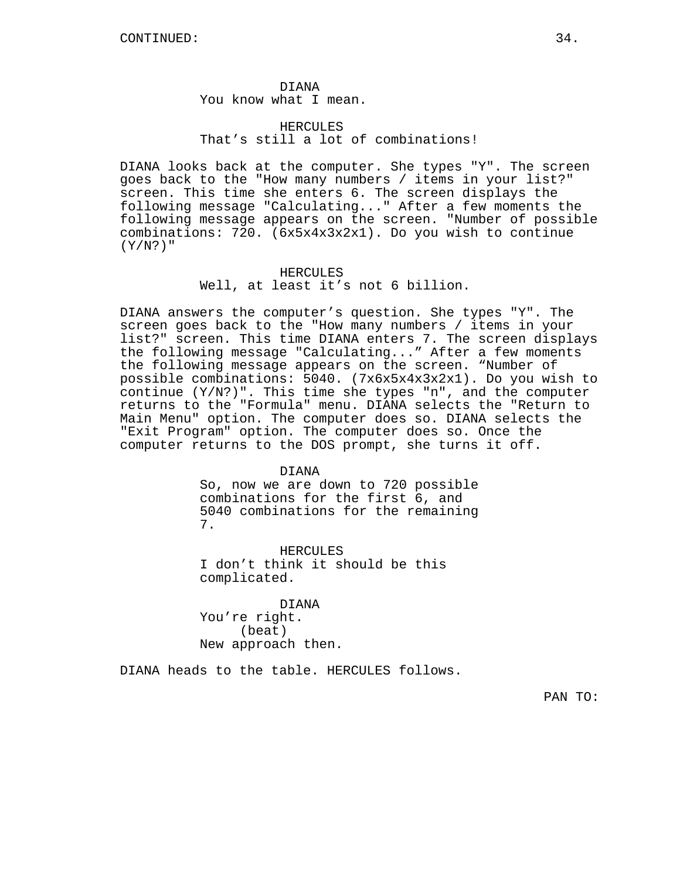CONTINUED:

DIANA
You know what I mean.

HERCULES
That’s still a lot of combinations!

DIANA looks back at the computer. She types "Y". The screen goes back to the "How many numbers / items in your list?" screen. This time she enters 6. The screen displays the following message "Calculating..." After a few moments the following message appears on the screen. "Number of possible combinations: 720. (6x5x4x3x2x1). Do you wish to continue (Y/N?)"

HERCULES
Well, at least it’s not 6 billion.

DIANA answers the computer’s question. She types "Y". The screen goes back to the "How many numbers / items in your list?" screen. This time DIANA enters 7. The screen displays the following message "Calculating...” After a few moments the following message appears on the screen. “Number of possible combinations: 5040. (7x6x5x4x3x2x1). Do you wish to continue (Y/N?)". This time she types "n", and the computer returns to the "Formula" menu. DIANA selects the "Return to Main Menu" option. The computer does so. DIANA selects the "Exit Program" option. The computer does so. Once the computer returns to the DOS prompt, she turns it off.

DIANA
So, now we are down to 720 possible combinations for the first 6, and 5040 combinations for the remaining 7.

HERCULES
I don’t think it should be this complicated.

DIANA
You’re right.
(beat)
New approach then.

DIANA heads to the table. HERCULES follows.

PAN TO: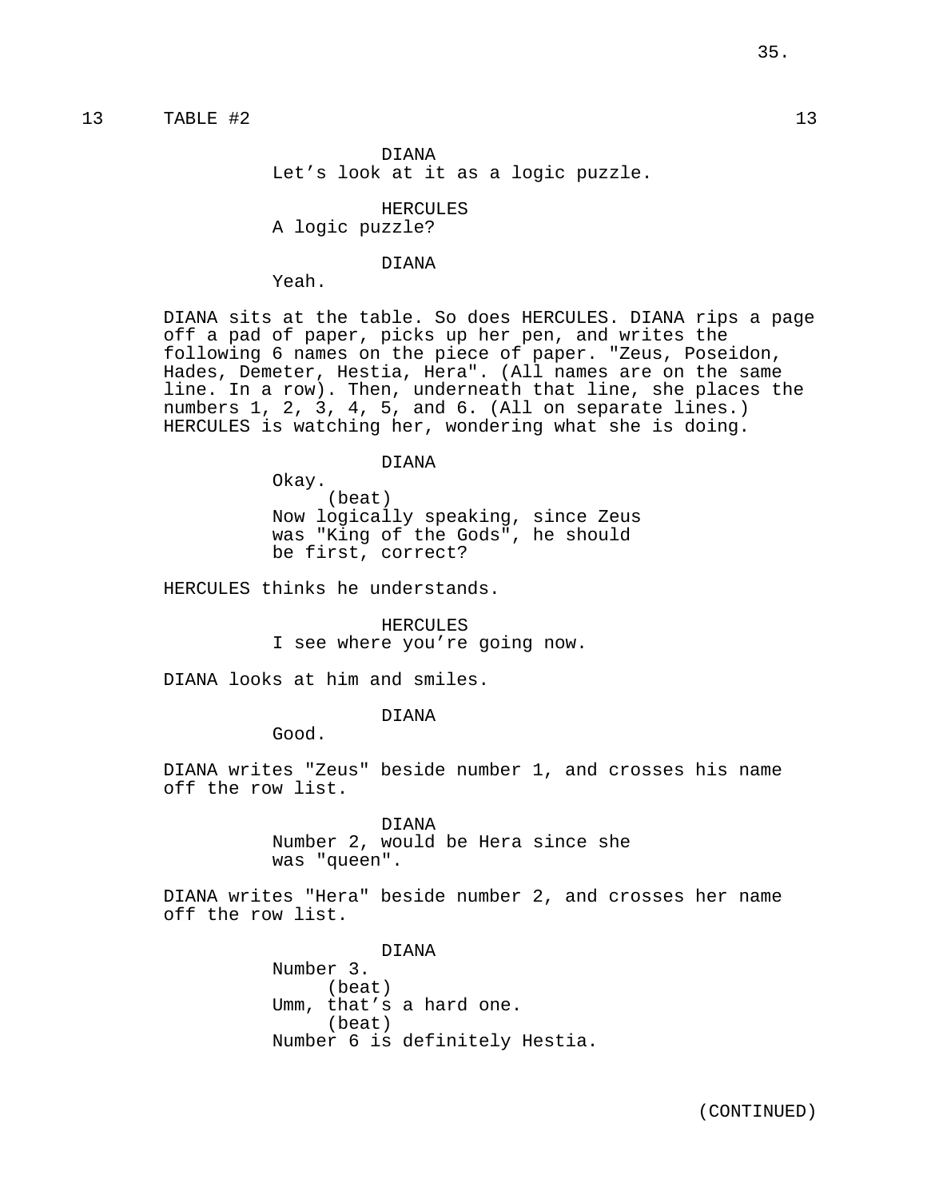13 TABLE #2 13

DIANA
Let's look at it as a logic puzzle.

HERCULES
A logic puzzle?

DIANA
Yeah.

DIANA sits at the table. So does HERCULES. DIANA rips a page off a pad of paper, picks up her pen, and writes the following 6 names on the piece of paper. "Zeus, Poseidon, Hades, Demeter, Hestia, Hera". (All names are on the same line. In a row). Then, underneath that line, she places the numbers 1, 2, 3, 4, 5, and 6. (All on separate lines.) HERCULES is watching her, wondering what she is doing.

DIANA
Okay.
(beat)
Now logically speaking, since Zeus was "King of the Gods", he should be first, correct?

HERCULES thinks he understands.

HERCULES
I see where you're going now.

DIANA looks at him and smiles.

DIANA
Good.

DIANA writes "Zeus" beside number 1, and crosses his name off the row list.

DIANA
Number 2, would be Hera since she was "queen".

DIANA writes "Hera" beside number 2, and crosses her name off the row list.

DIANA
Number 3.
(beat)
Umm, that's a hard one.
(beat)
Number 6 is definitely Hestia.

(CONTINUED)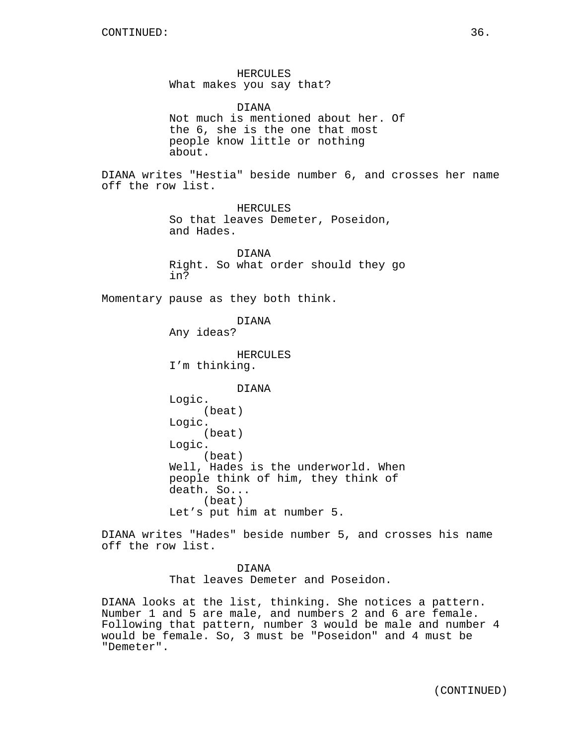HERCULES
What makes you say that?

DIANA
Not much is mentioned about her. Of the 6, she is the one that most people know little or nothing about.

DIANA writes "Hestia" beside number 6, and crosses her name off the row list.

HERCULES
So that leaves Demeter, Poseidon, and Hades.

DIANA
Right. So what order should they go in?

Momentary pause as they both think.

DIANA
Any ideas?

HERCULES
I'm thinking.

DIANA
Logic.
(beat)
Logic.
(beat)
Logic.
(beat)
Well, Hades is the underworld. When people think of him, they think of death. So...
(beat)
Let's put him at number 5.

DIANA writes "Hades" beside number 5, and crosses his name off the row list.

DIANA
That leaves Demeter and Poseidon.

DIANA looks at the list, thinking. She notices a pattern. Number 1 and 5 are male, and numbers 2 and 6 are female. Following that pattern, number 3 would be male and number 4 would be female. So, 3 must be "Poseidon" and 4 must be "Demeter".

(CONTINUED)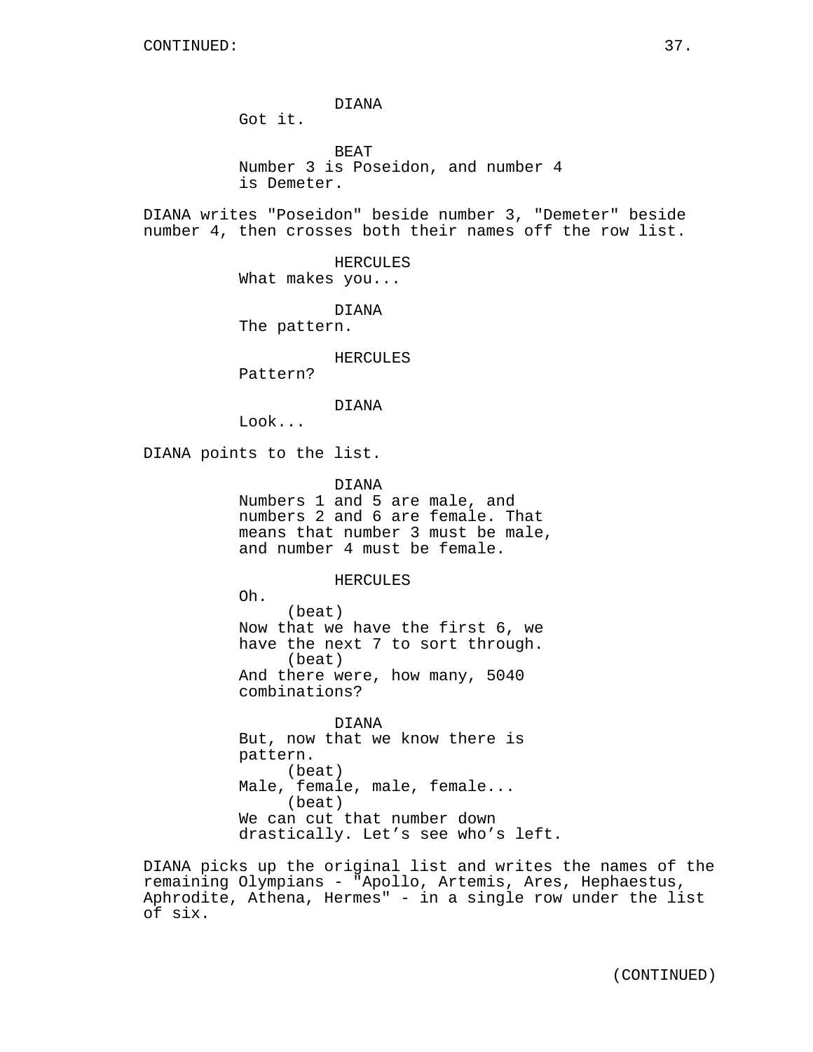DIANA
Got it.

BEAT
Number 3 is Poseidon, and number 4 is Demeter.

DIANA writes "Poseidon" beside number 3, "Demeter" beside number 4, then crosses both their names off the row list.

HERCULES
What makes you...

DIANA
The pattern.

HERCULES
Pattern?

DIANA
Look...

DIANA points to the list.

DIANA
Numbers 1 and 5 are male, and numbers 2 and 6 are female. That means that number 3 must be male, and number 4 must be female.

HERCULES
Oh.
(beat)
Now that we have the first 6, we have the next 7 to sort through.
(beat)
And there were, how many, 5040 combinations?

DIANA
But, now that we know there is pattern.
(beat)
Male, female, male, female...
(beat)
We can cut that number down drastically. Let's see who's left.

DIANA picks up the original list and writes the names of the remaining Olympians - "Apollo, Artemis, Ares, Hephaestus, Aphrodite, Athena, Hermes" - in a single row under the list of six.

(CONTINUED)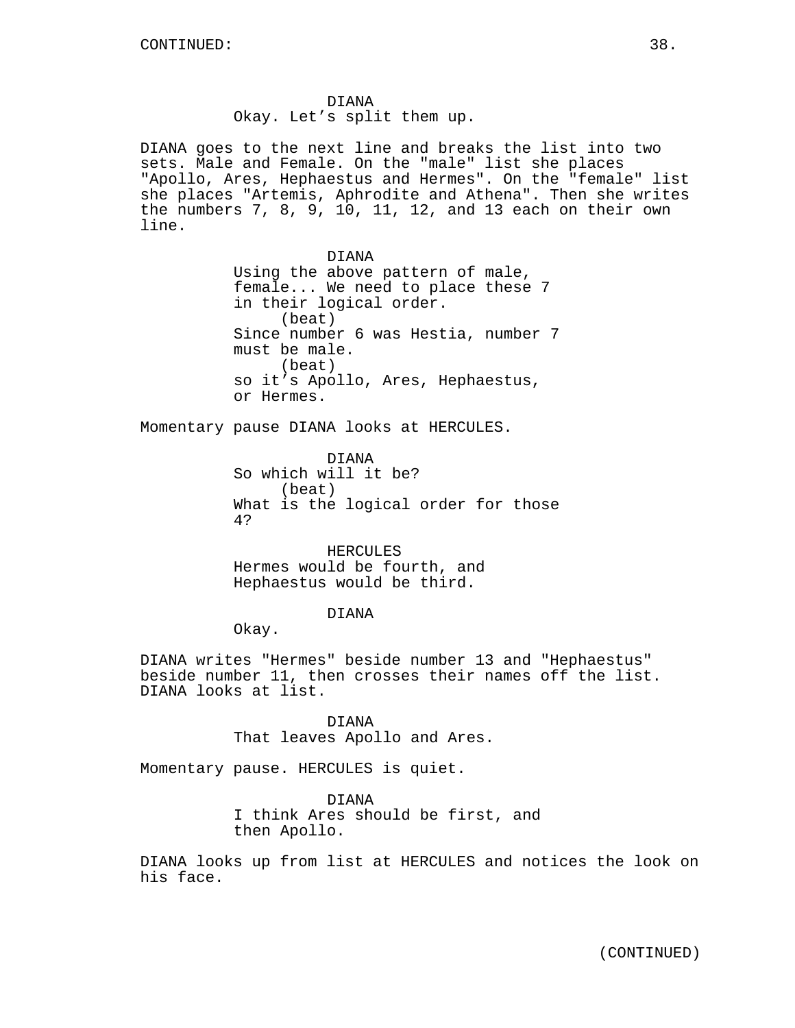CONTINUED:

DIANA
Okay. Let's split them up.

DIANA goes to the next line and breaks the list into two sets. Male and Female. On the "male" list she places "Apollo, Ares, Hephaestus and Hermes". On the "female" list she places "Artemis, Aphrodite and Athena". Then she writes the numbers 7, 8, 9, 10, 11, 12, and 13 each on their own line.

DIANA
Using the above pattern of male, female... We need to place these 7 in their logical order.
(beat)
Since number 6 was Hestia, number 7 must be male.
(beat)
so it's Apollo, Ares, Hephaestus, or Hermes.

Momentary pause DIANA looks at HERCULES.

DIANA
So which will it be?
(beat)
What is the logical order for those 4?

HERCULES
Hermes would be fourth, and Hephaestus would be third.

DIANA
Okay.

DIANA writes "Hermes" beside number 13 and "Hephaestus" beside number 11, then crosses their names off the list. DIANA looks at list.

DIANA
That leaves Apollo and Ares.

Momentary pause. HERCULES is quiet.

DIANA
I think Ares should be first, and then Apollo.

DIANA looks up from list at HERCULES and notices the look on his face.

(CONTINUED)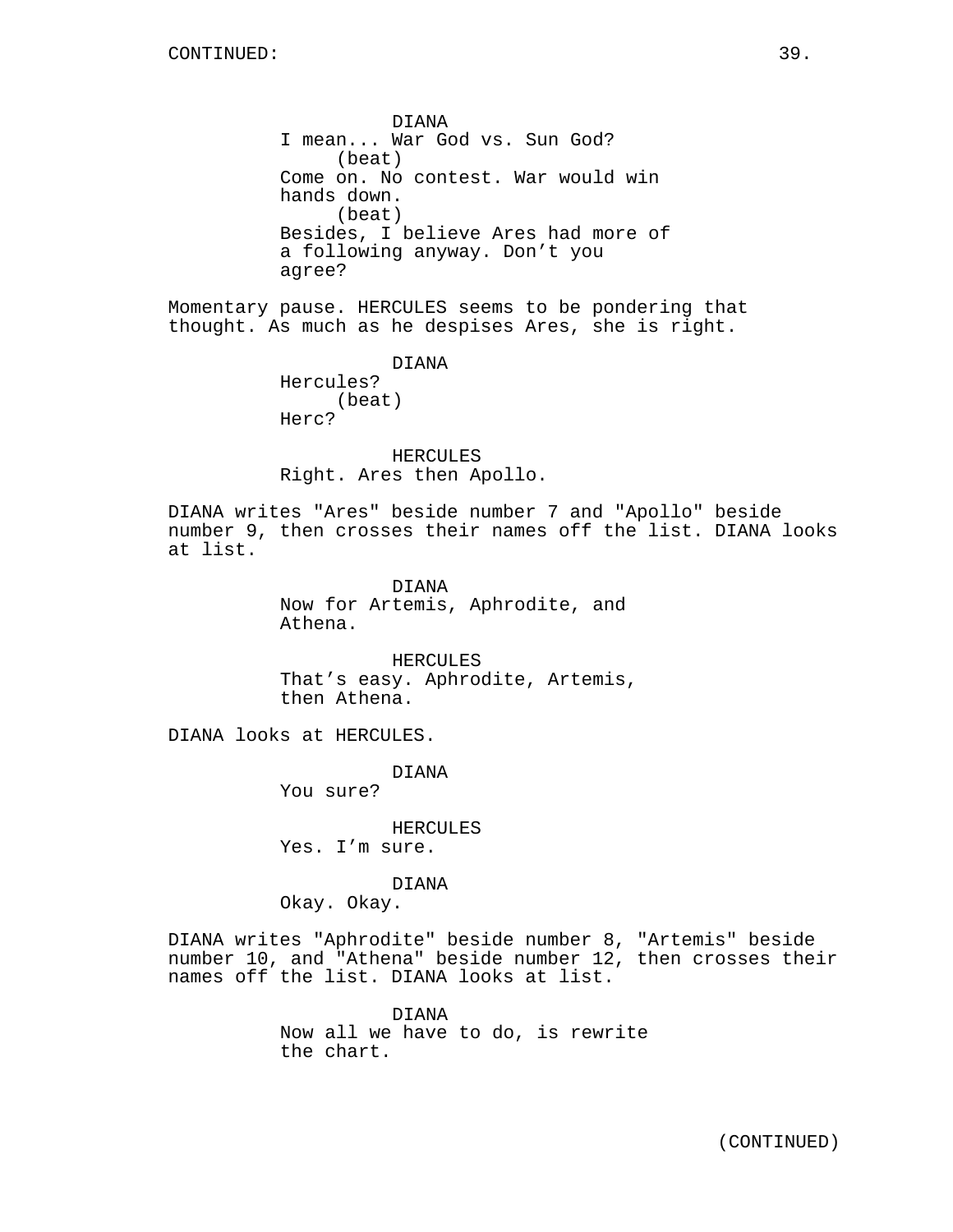DIANA
I mean... War God vs. Sun God?
(beat)
Come on. No contest. War would win hands down.
(beat)
Besides, I believe Ares had more of a following anyway. Don't you agree?

Momentary pause. HERCULES seems to be pondering that thought. As much as he despises Ares, she is right.

DIANA
Hercules?
(beat)
Herc?

HERCULES
Right. Ares then Apollo.

DIANA writes "Ares" beside number 7 and "Apollo" beside number 9, then crosses their names off the list. DIANA looks at list.

DIANA
Now for Artemis, Aphrodite, and Athena.

HERCULES
That's easy. Aphrodite, Artemis, then Athena.

DIANA looks at HERCULES.

DIANA
You sure?

HERCULES
Yes. I'm sure.

DIANA
Okay. Okay.

DIANA writes "Aphrodite" beside number 8, "Artemis" beside number 10, and "Athena" beside number 12, then crosses their names off the list. DIANA looks at list.

DIANA
Now all we have to do, is rewrite the chart.

(CONTINUED)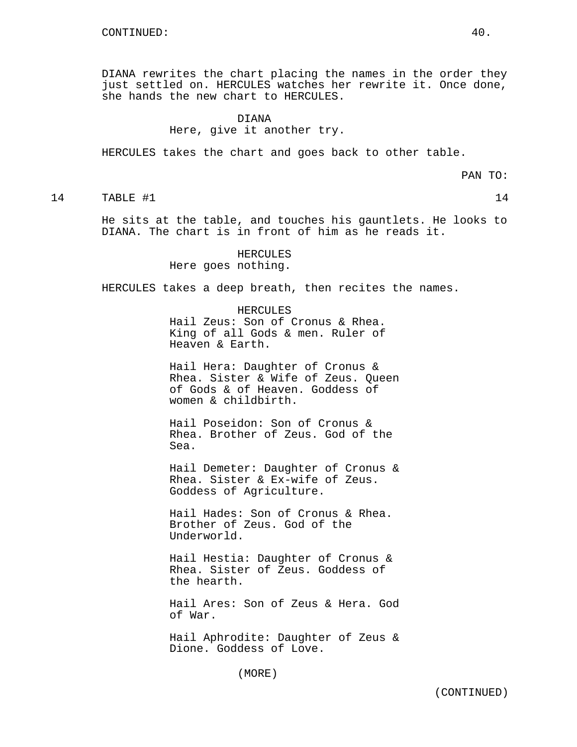DIANA rewrites the chart placing the names in the order they just settled on. HERCULES watches her rewrite it. Once done, she hands the new chart to HERCULES.

DIANA
Here, give it another try.

HERCULES takes the chart and goes back to other table.

PAN TO:

14 TABLE #1 14

He sits at the table, and touches his gauntlets. He looks to DIANA. The chart is in front of him as he reads it.

HERCULES
Here goes nothing.

HERCULES takes a deep breath, then recites the names.

HERCULES
Hail Zeus: Son of Cronus & Rhea. King of all Gods & men. Ruler of Heaven & Earth.

Hail Hera: Daughter of Cronus & Rhea. Sister & Wife of Zeus. Queen of Gods & of Heaven. Goddess of women & childbirth.

Hail Poseidon: Son of Cronus & Rhea. Brother of Zeus. God of the Sea.

Hail Demeter: Daughter of Cronus & Rhea. Sister & Ex-wife of Zeus. Goddess of Agriculture.

Hail Hades: Son of Cronus & Rhea. Brother of Zeus. God of the Underworld.

Hail Hestia: Daughter of Cronus & Rhea. Sister of Zeus. Goddess of the hearth.

Hail Ares: Son of Zeus & Hera. God of War.

Hail Aphrodite: Daughter of Zeus & Dione. Goddess of Love.

(MORE)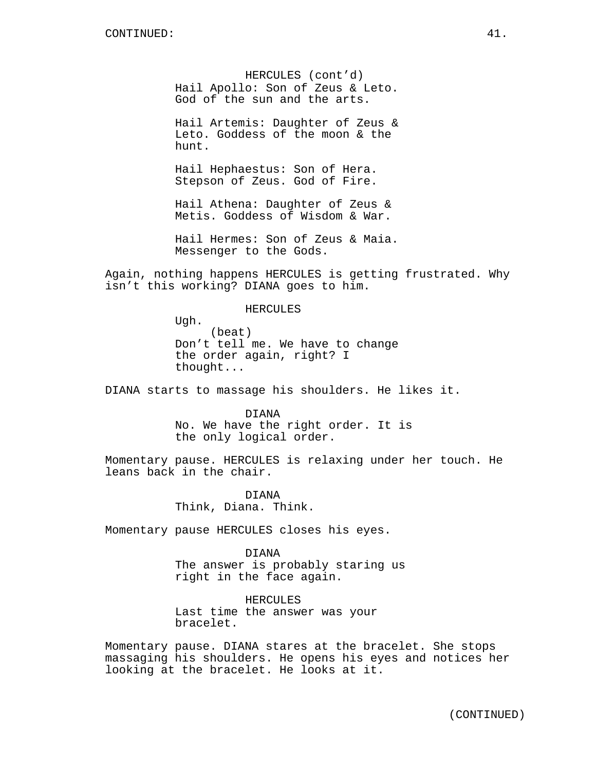HERCULES (cont'd)
Hail Apollo: Son of Zeus & Leto.
God of the sun and the arts.

Hail Artemis: Daughter of Zeus &
Leto. Goddess of the moon & the
hunt.

Hail Hephaestus: Son of Hera.
Stepson of Zeus. God of Fire.

Hail Athena: Daughter of Zeus &
Metis. Goddess of Wisdom & War.

Hail Hermes: Son of Zeus & Maia.
Messenger to the Gods.

Again, nothing happens HERCULES is getting frustrated. Why isn't this working? DIANA goes to him.

HERCULES
Ugh.
(beat)
Don't tell me. We have to change
the order again, right? I
thought...

DIANA starts to massage his shoulders. He likes it.

DIANA
No. We have the right order. It is
the only logical order.

Momentary pause. HERCULES is relaxing under her touch. He leans back in the chair.

DIANA
Think, Diana. Think.

Momentary pause HERCULES closes his eyes.

DIANA
The answer is probably staring us
right in the face again.

HERCULES
Last time the answer was your
bracelet.

Momentary pause. DIANA stares at the bracelet. She stops massaging his shoulders. He opens his eyes and notices her looking at the bracelet. He looks at it.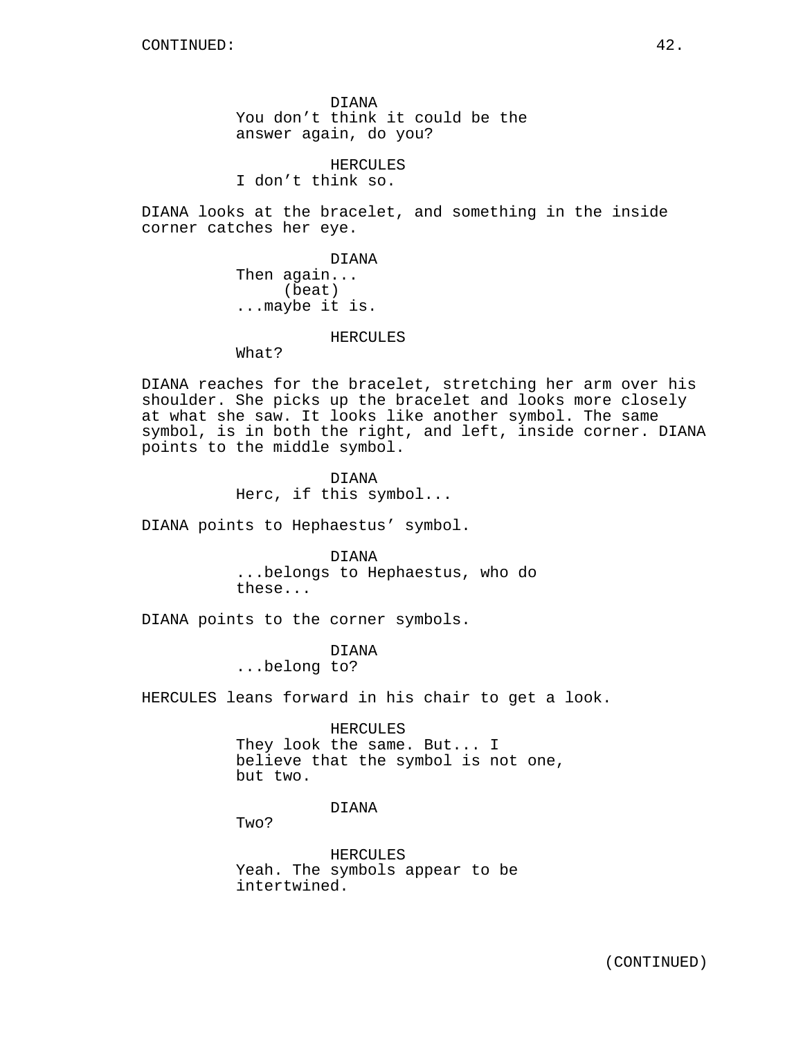DIANA
You don't think it could be the answer again, do you?

HERCULES
I don't think so.

DIANA looks at the bracelet, and something in the inside corner catches her eye.

DIANA
Then again...
(beat)
...maybe it is.

HERCULES
What?

DIANA reaches for the bracelet, stretching her arm over his shoulder. She picks up the bracelet and looks more closely at what she saw. It looks like another symbol. The same symbol, is in both the right, and left, inside corner. DIANA points to the middle symbol.

DIANA
Herc, if this symbol...

DIANA points to Hephaestus' symbol.

DIANA
...belongs to Hephaestus, who do these...

DIANA points to the corner symbols.

DIANA
...belong to?

HERCULES leans forward in his chair to get a look.

HERCULES
They look the same. But... I believe that the symbol is not one, but two.

DIANA
Two?

HERCULES
Yeah. The symbols appear to be intertwined.

(CONTINUED)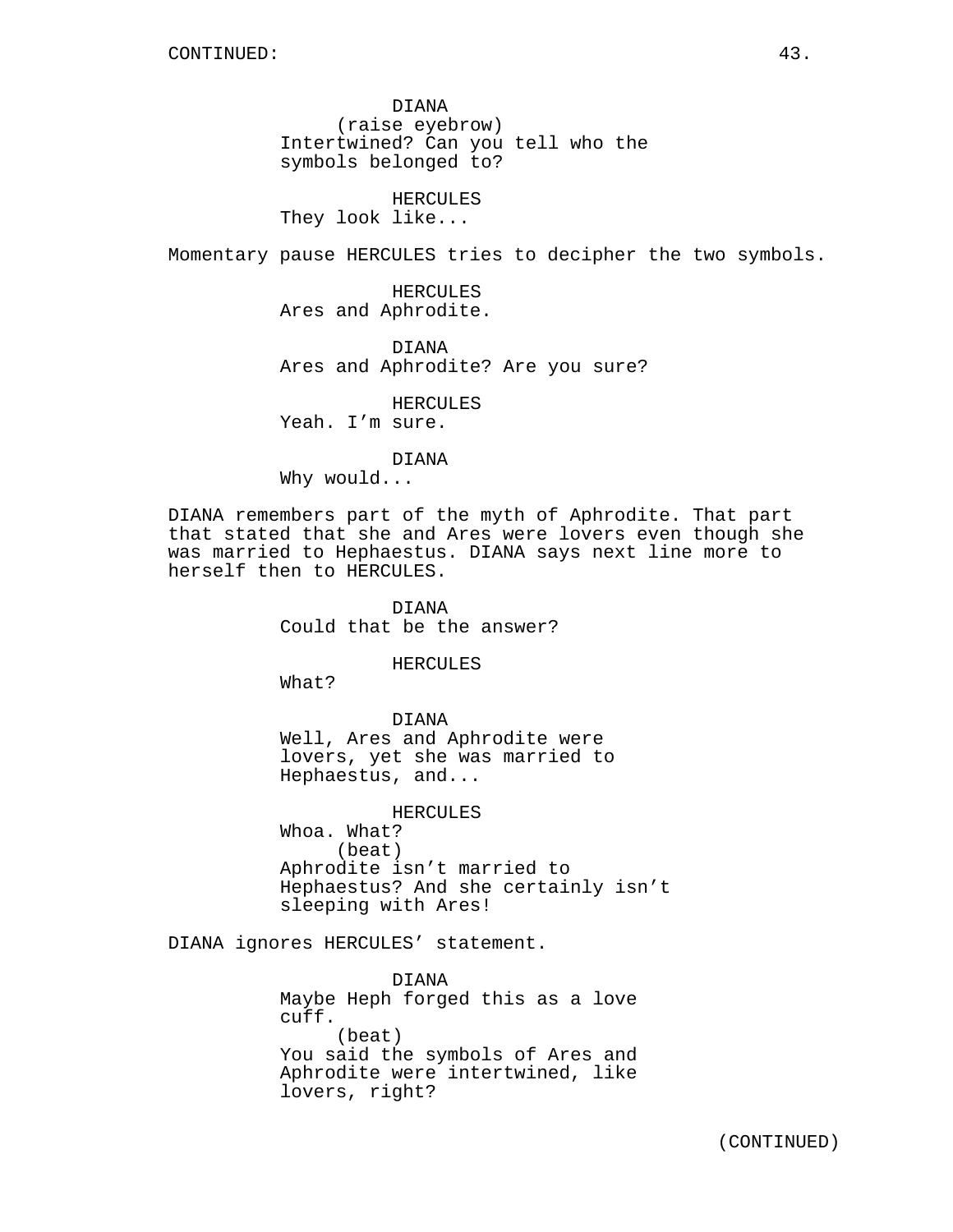CONTINUED:

DIANA
(raise eyebrow)
Intertwined? Can you tell who the symbols belonged to?

HERCULES
They look like...

Momentary pause HERCULES tries to decipher the two symbols.

HERCULES
Ares and Aphrodite.

DIANA
Ares and Aphrodite? Are you sure?

HERCULES
Yeah. I’m sure.

DIANA
Why would...

DIANA remembers part of the myth of Aphrodite. That part that stated that she and Ares were lovers even though she was married to Hephaestus. DIANA says next line more to herself then to HERCULES.

DIANA
Could that be the answer?

HERCULES
What?

DIANA
Well, Ares and Aphrodite were lovers, yet she was married to Hephaestus, and...

HERCULES
Whoa. What?
(beat)
Aphrodite isn’t married to Hephaestus? And she certainly isn’t sleeping with Ares!

DIANA ignores HERCULES’ statement.

DIANA
Maybe Heph forged this as a love cuff.
(beat)
You said the symbols of Ares and Aphrodite were intertwined, like lovers, right?

(CONTINUED)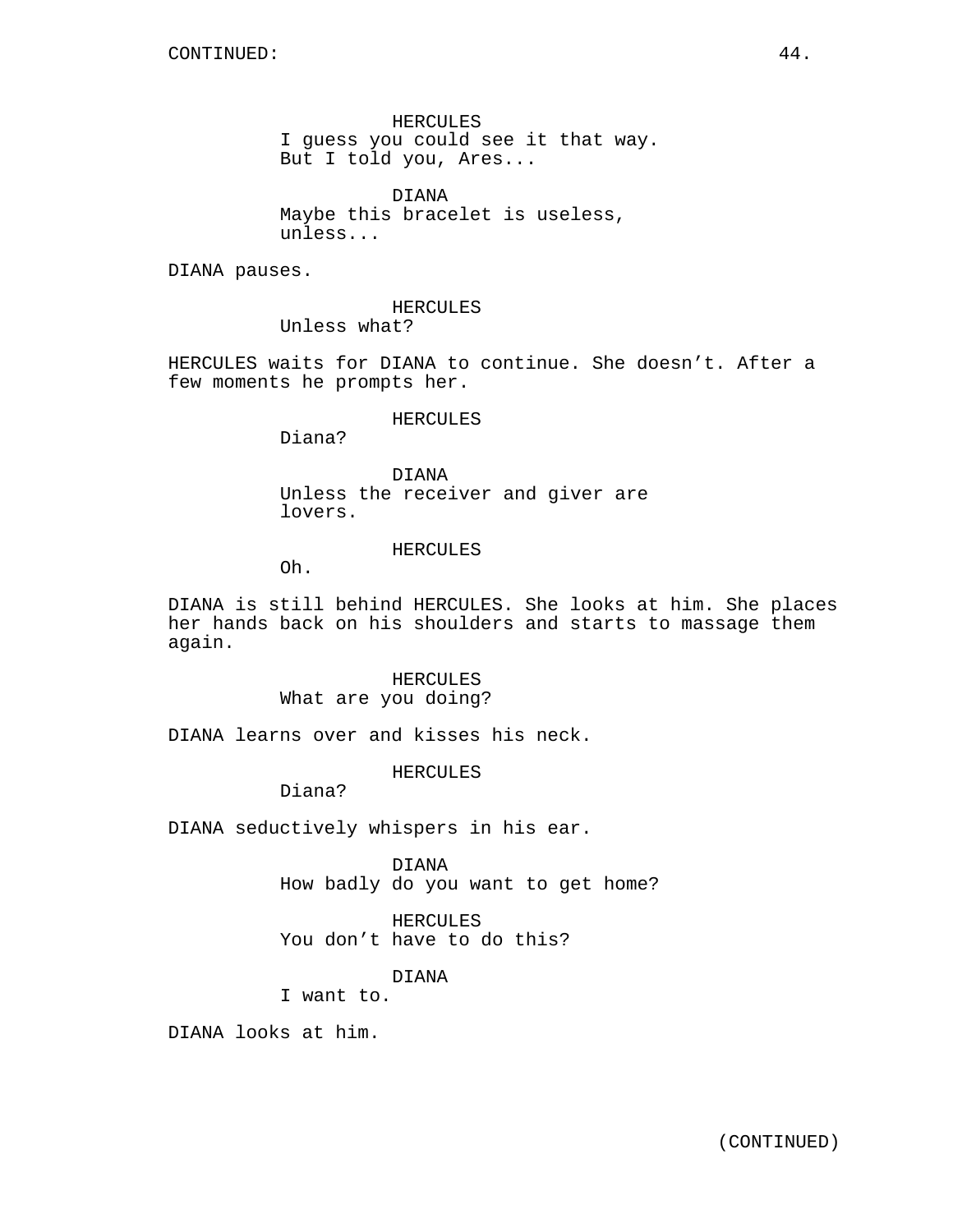CONTINUED:

HERCULES
I guess you could see it that way.
But I told you, Ares...

DIANA
Maybe this bracelet is useless,
unless...

DIANA pauses.

HERCULES
Unless what?

HERCULES waits for DIANA to continue. She doesn't. After a few moments he prompts her.

HERCULES
Diana?

DIANA
Unless the receiver and giver are
lovers.

HERCULES
Oh.

DIANA is still behind HERCULES. She looks at him. She places her hands back on his shoulders and starts to massage them again.

HERCULES
What are you doing?

DIANA learns over and kisses his neck.

HERCULES
Diana?

DIANA seductively whispers in his ear.

DIANA
How badly do you want to get home?

HERCULES
You don't have to do this?

DIANA
I want to.

DIANA looks at him.

(CONTINUED)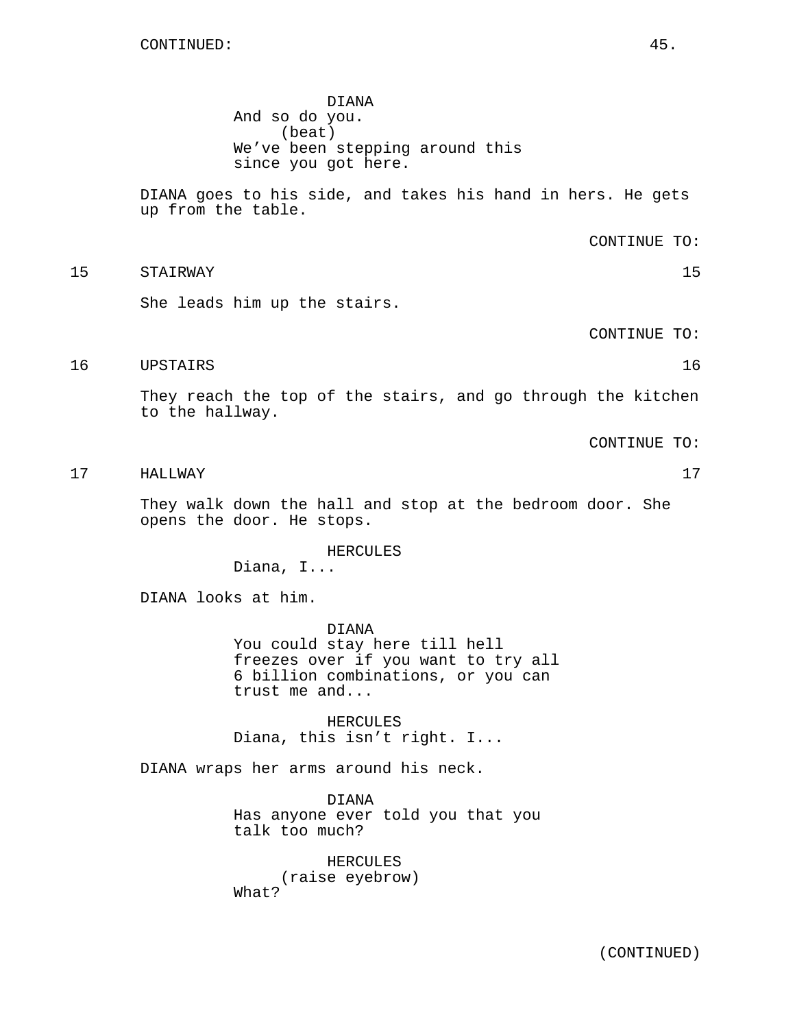CONTINUED:

DIANA
And so do you.
(beat)
We've been stepping around this since you got here.

DIANA goes to his side, and takes his hand in hers. He gets up from the table.

CONTINUE TO:

15 STAIRWAY 15

She leads him up the stairs.

CONTINUE TO:

16 UPSTAIRS 16

They reach the top of the stairs, and go through the kitchen to the hallway.

CONTINUE TO:

17 HALLWAY 17

They walk down the hall and stop at the bedroom door. She opens the door. He stops.

HERCULES
Diana, I...

DIANA looks at him.

DIANA
You could stay here till hell freezes over if you want to try all 6 billion combinations, or you can trust me and...

HERCULES
Diana, this isn't right. I...

DIANA wraps her arms around his neck.

DIANA
Has anyone ever told you that you talk too much?

HERCULES
(raise eyebrow)
What?

(CONTINUED)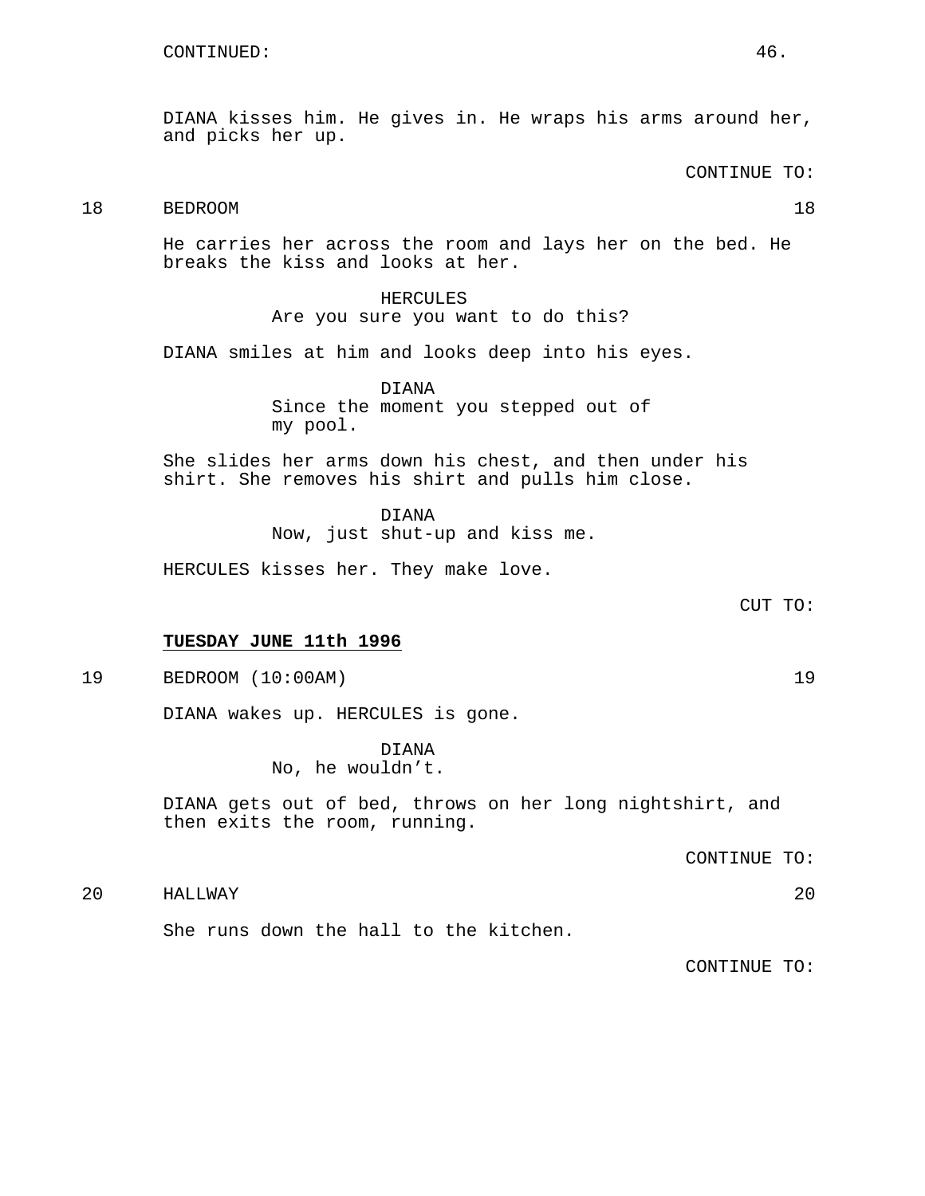CONTINUED:

DIANA kisses him. He gives in. He wraps his arms around her, and picks her up.

CONTINUE TO:

18 BEDROOM 18

He carries her across the room and lays her on the bed. He breaks the kiss and looks at her.

HERCULES
Are you sure you want to do this?

DIANA smiles at him and looks deep into his eyes.

DIANA
Since the moment you stepped out of my pool.

She slides her arms down his chest, and then under his shirt. She removes his shirt and pulls him close.

DIANA
Now, just shut-up and kiss me.

HERCULES kisses her. They make love.

CUT TO:

**TUESDAY JUNE 11th 1996**

19 BEDROOM (10:00AM) 19

DIANA wakes up. HERCULES is gone.

DIANA
No, he wouldn't.

DIANA gets out of bed, throws on her long nightshirt, and then exits the room, running.

CONTINUE TO:

20 HALLWAY 20

She runs down the hall to the kitchen.

CONTINUE TO: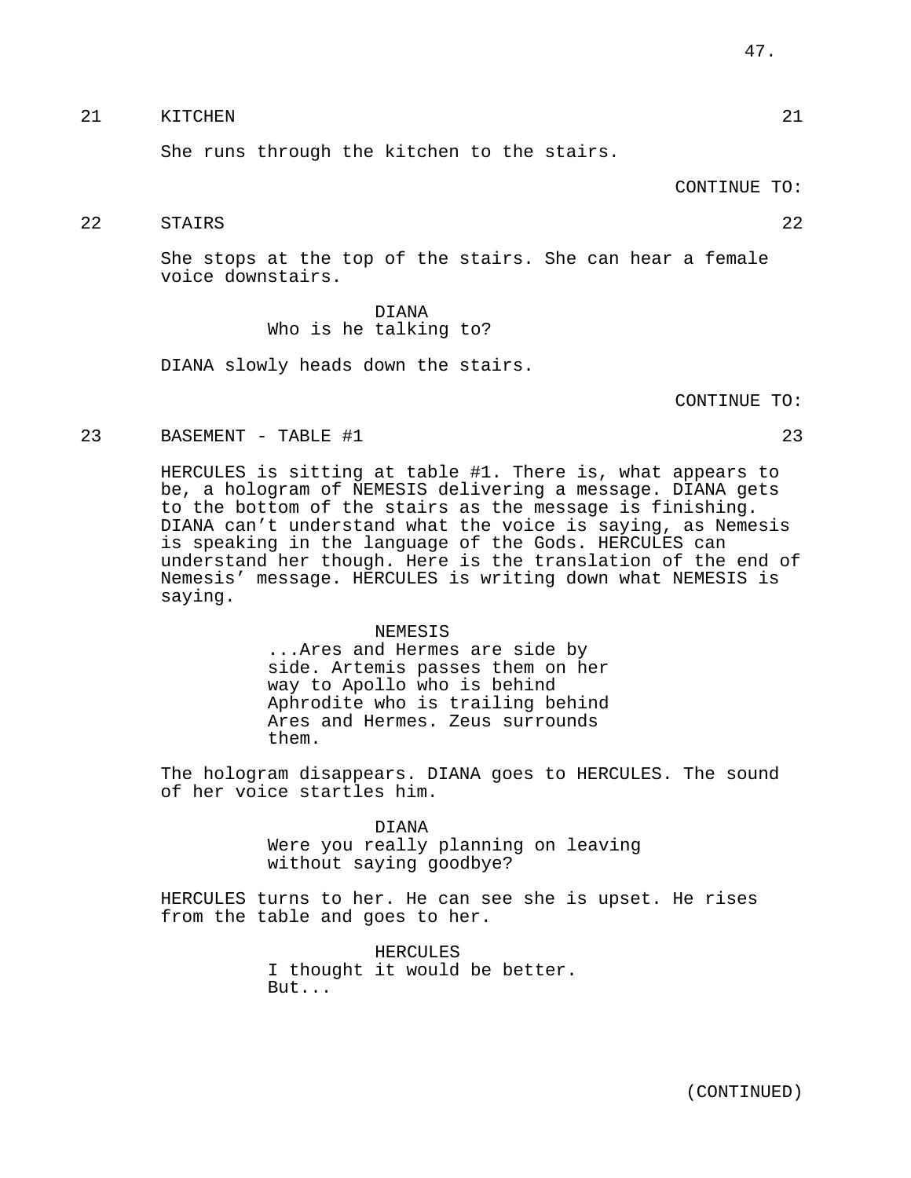21 KITCHEN 21

She runs through the kitchen to the stairs.

CONTINUE TO:

22 STAIRS 22

She stops at the top of the stairs. She can hear a female voice downstairs.

DIANA
Who is he talking to?

DIANA slowly heads down the stairs.

CONTINUE TO:

23 BASEMENT - TABLE #1 23

HERCULES is sitting at table #1. There is, what appears to be, a hologram of NEMESIS delivering a message. DIANA gets to the bottom of the stairs as the message is finishing. DIANA can't understand what the voice is saying, as Nemesis is speaking in the language of the Gods. HERCULES can understand her though. Here is the translation of the end of Nemesis' message. HERCULES is writing down what NEMESIS is saying.

NEMESIS
...Ares and Hermes are side by side. Artemis passes them on her way to Apollo who is behind Aphrodite who is trailing behind Ares and Hermes. Zeus surrounds them.

The hologram disappears. DIANA goes to HERCULES. The sound of her voice startles him.

DIANA
Were you really planning on leaving without saying goodbye?

HERCULES turns to her. He can see she is upset. He rises from the table and goes to her.

HERCULES
I thought it would be better. But...

(CONTINUED)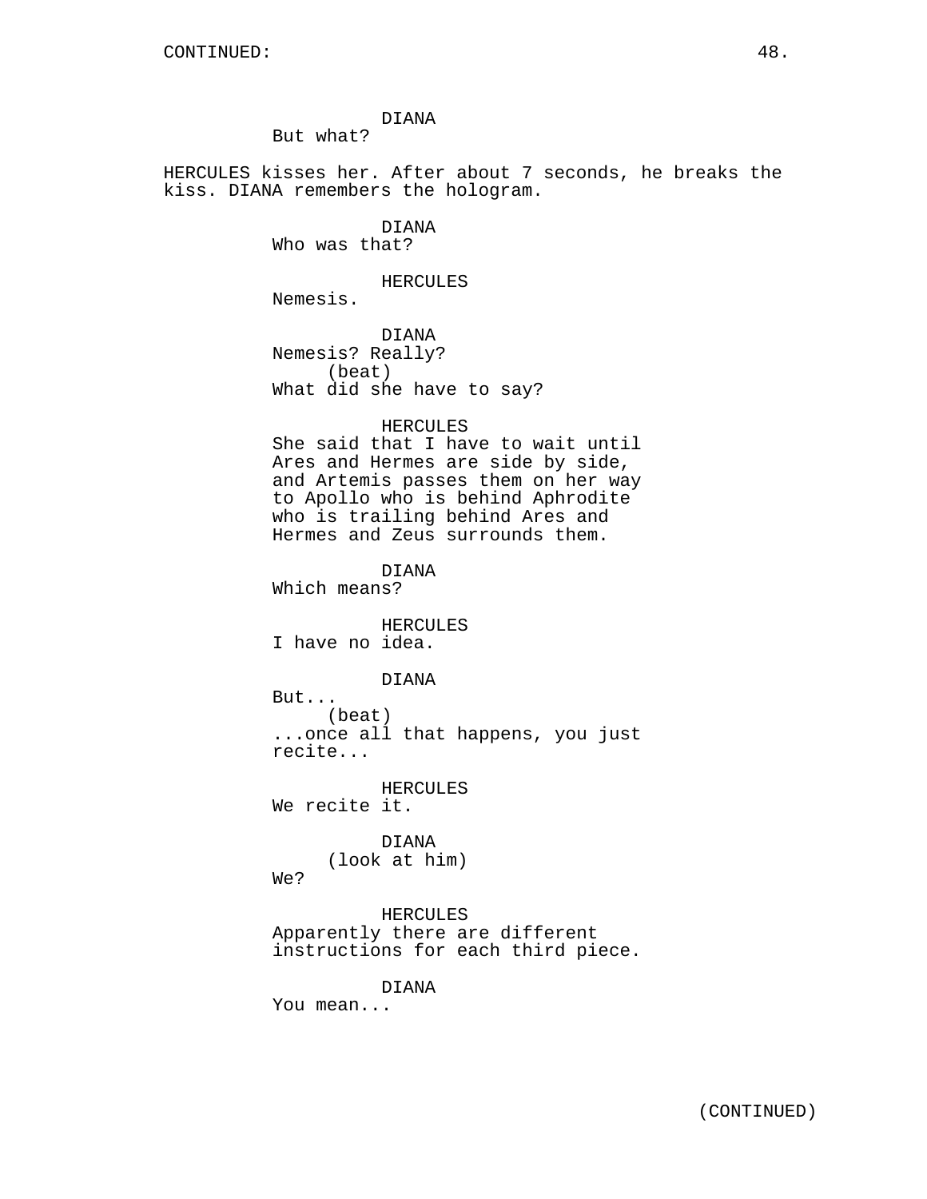CONTINUED:

DIANA
But what?

HERCULES kisses her. After about 7 seconds, he breaks the kiss. DIANA remembers the hologram.

DIANA
Who was that?

HERCULES
Nemesis.

DIANA
Nemesis? Really?
(beat)
What did she have to say?

HERCULES
She said that I have to wait until Ares and Hermes are side by side, and Artemis passes them on her way to Apollo who is behind Aphrodite who is trailing behind Ares and Hermes and Zeus surrounds them.

DIANA
Which means?

HERCULES
I have no idea.

DIANA
But...
(beat)
...once all that happens, you just recite...

HERCULES
We recite it.

DIANA
(look at him)
We?

HERCULES
Apparently there are different instructions for each third piece.

DIANA
You mean...

(CONTINUED)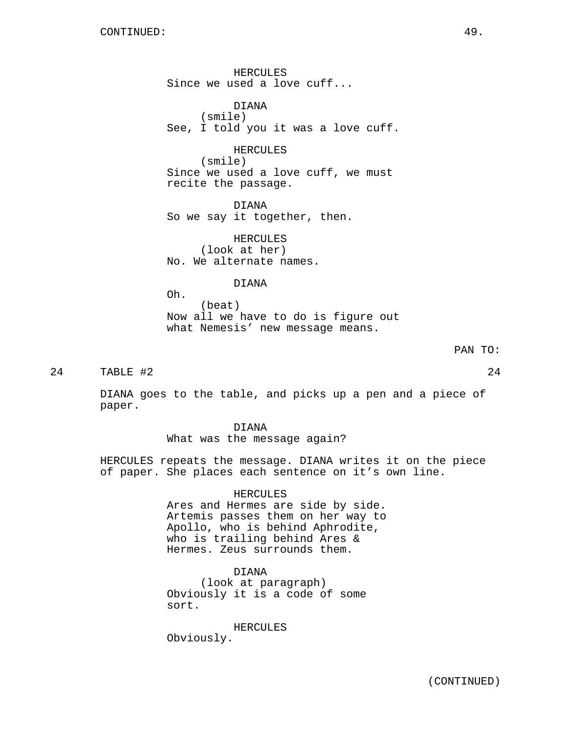CONTINUED:

HERCULES
Since we used a love cuff...

DIANA
(smile)
See, I told you it was a love cuff.

HERCULES
(smile)
Since we used a love cuff, we must recite the passage.

DIANA
So we say it together, then.

HERCULES
(look at her)
No. We alternate names.

DIANA
Oh.
(beat)
Now all we have to do is figure out what Nemesis' new message means.

PAN TO:

24 TABLE #2 24

DIANA goes to the table, and picks up a pen and a piece of paper.

DIANA
What was the message again?

HERCULES repeats the message. DIANA writes it on the piece of paper. She places each sentence on it's own line.

HERCULES
Ares and Hermes are side by side. Artemis passes them on her way to Apollo, who is behind Aphrodite, who is trailing behind Ares & Hermes. Zeus surrounds them.

DIANA
(look at paragraph)
Obviously it is a code of some sort.

HERCULES
Obviously.

(CONTINUED)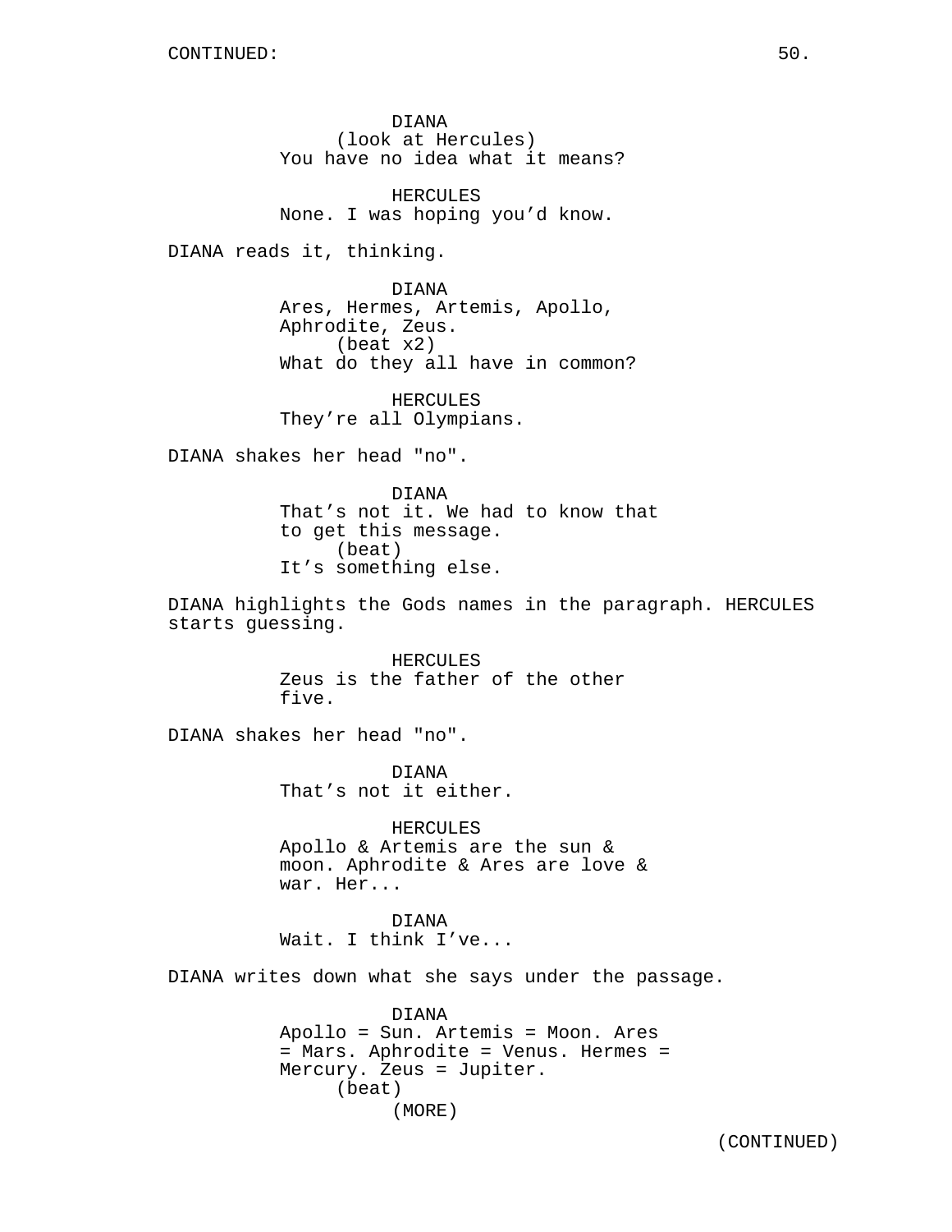CONTINUED:

DIANA
(look at Hercules)
You have no idea what it means?

HERCULES
None. I was hoping you'd know.

DIANA reads it, thinking.

DIANA
Ares, Hermes, Artemis, Apollo, Aphrodite, Zeus.
(beat x2)
What do they all have in common?

HERCULES
They're all Olympians.

DIANA shakes her head "no".

DIANA
That's not it. We had to know that to get this message.
(beat)
It's something else.

DIANA highlights the Gods names in the paragraph. HERCULES starts guessing.

HERCULES
Zeus is the father of the other five.

DIANA shakes her head "no".

DIANA
That's not it either.

HERCULES
Apollo & Artemis are the sun & moon. Aphrodite & Ares are love & war. Her...

DIANA
Wait. I think I've...

DIANA writes down what she says under the passage.

DIANA
Apollo = Sun. Artemis = Moon. Ares = Mars. Aphrodite = Venus. Hermes = Mercury. Zeus = Jupiter.
(beat)
(MORE)

(CONTINUED)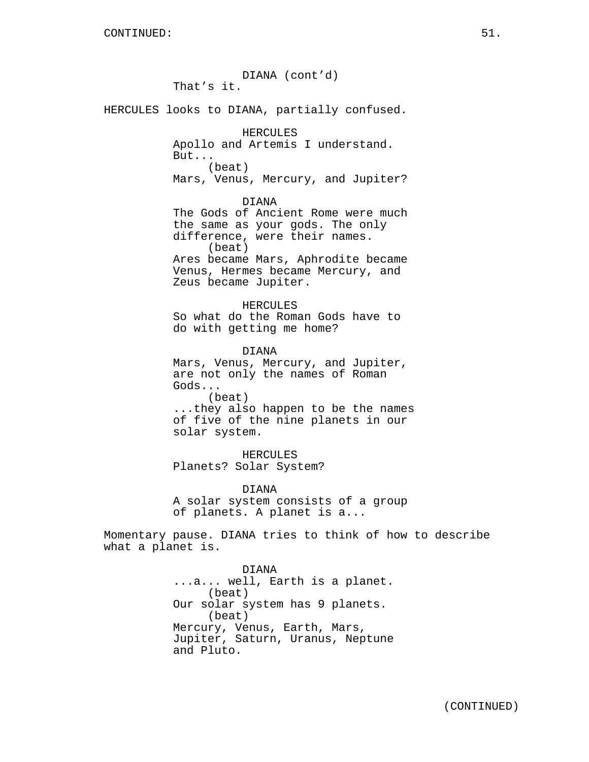CONTINUED:

DIANA (cont'd)
That's it.

HERCULES looks to DIANA, partially confused.

HERCULES
Apollo and Artemis I understand. But...
(beat)
Mars, Venus, Mercury, and Jupiter?

DIANA
The Gods of Ancient Rome were much the same as your gods. The only difference, were their names.
(beat)
Ares became Mars, Aphrodite became Venus, Hermes became Mercury, and Zeus became Jupiter.

HERCULES
So what do the Roman Gods have to do with getting me home?

DIANA
Mars, Venus, Mercury, and Jupiter, are not only the names of Roman Gods...
(beat)
...they also happen to be the names of five of the nine planets in our solar system.

HERCULES
Planets? Solar System?

DIANA
A solar system consists of a group of planets. A planet is a...

Momentary pause. DIANA tries to think of how to describe what a planet is.

DIANA
...a... well, Earth is a planet.
(beat)
Our solar system has 9 planets.
(beat)
Mercury, Venus, Earth, Mars, Jupiter, Saturn, Uranus, Neptune and Pluto.

(CONTINUED)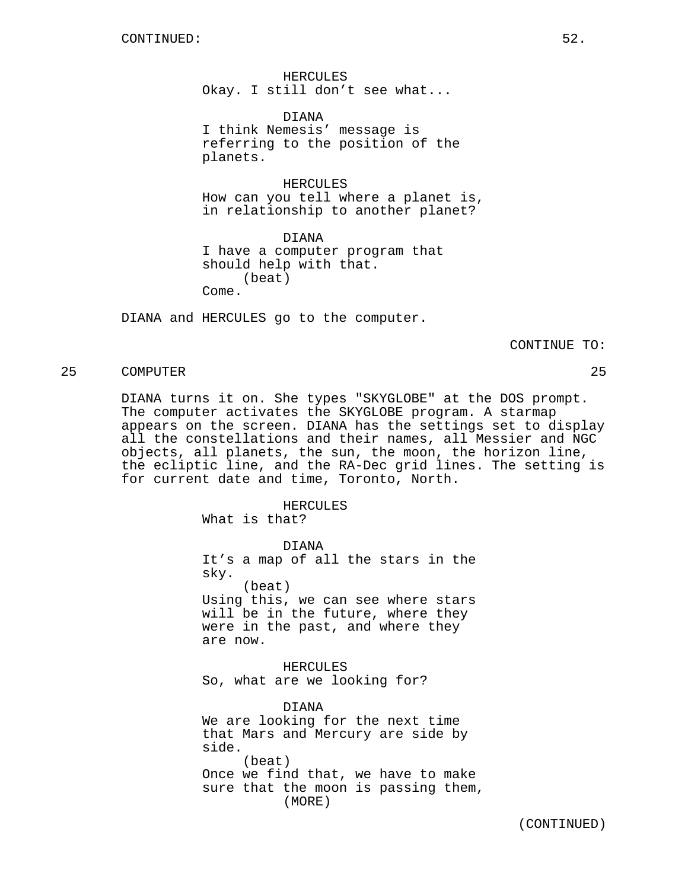CONTINUED:

HERCULES
Okay. I still don’t see what...

DIANA
I think Nemesis’ message is referring to the position of the planets.

HERCULES
How can you tell where a planet is, in relationship to another planet?

DIANA
I have a computer program that should help with that.
(beat)
Come.

DIANA and HERCULES go to the computer.

CONTINUE TO:

25 COMPUTER 25

DIANA turns it on. She types "SKYGLOBE" at the DOS prompt. The computer activates the SKYGLOBE program. A starmap appears on the screen. DIANA has the settings set to display all the constellations and their names, all Messier and NGC objects, all planets, the sun, the moon, the horizon line, the ecliptic line, and the RA-Dec grid lines. The setting is for current date and time, Toronto, North.

HERCULES
What is that?

DIANA
It’s a map of all the stars in the sky.
(beat)
Using this, we can see where stars will be in the future, where they were in the past, and where they are now.

HERCULES
So, what are we looking for?

DIANA
We are looking for the next time that Mars and Mercury are side by side.
(beat)
Once we find that, we have to make sure that the moon is passing them,
(MORE)

(CONTINUED)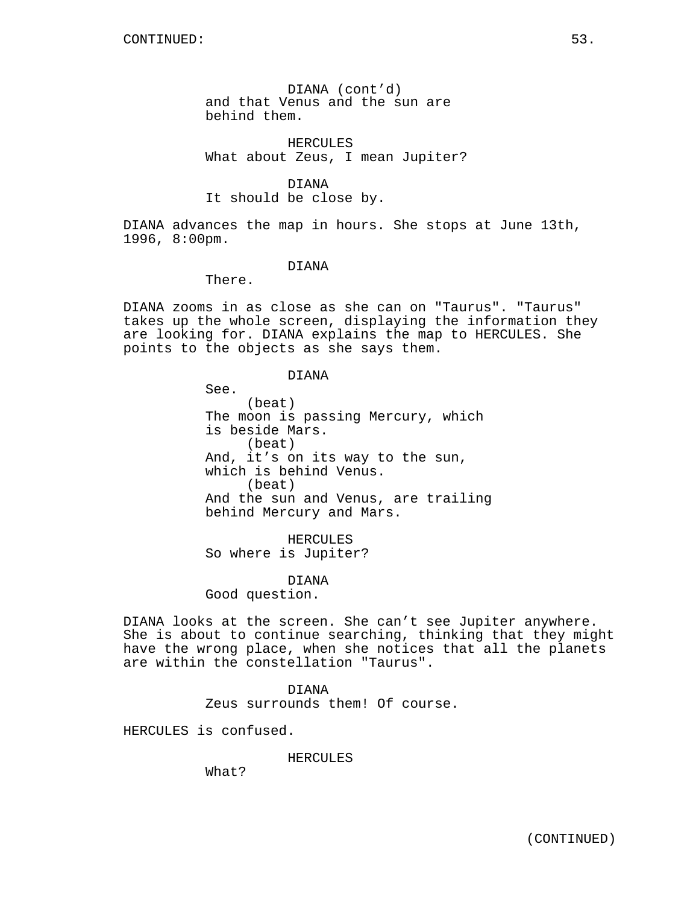DIANA (cont'd)
and that Venus and the sun are behind them.

HERCULES
What about Zeus, I mean Jupiter?

DIANA
It should be close by.

DIANA advances the map in hours. She stops at June 13th, 1996, 8:00pm.

DIANA
There.

DIANA zooms in as close as she can on "Taurus". "Taurus" takes up the whole screen, displaying the information they are looking for. DIANA explains the map to HERCULES. She points to the objects as she says them.

DIANA
See.
(beat)
The moon is passing Mercury, which is beside Mars.
(beat)
And, it's on its way to the sun, which is behind Venus.
(beat)
And the sun and Venus, are trailing behind Mercury and Mars.

HERCULES
So where is Jupiter?

DIANA
Good question.

DIANA looks at the screen. She can't see Jupiter anywhere. She is about to continue searching, thinking that they might have the wrong place, when she notices that all the planets are within the constellation "Taurus".

DIANA
Zeus surrounds them! Of course.

HERCULES is confused.

HERCULES
What?

(CONTINUED)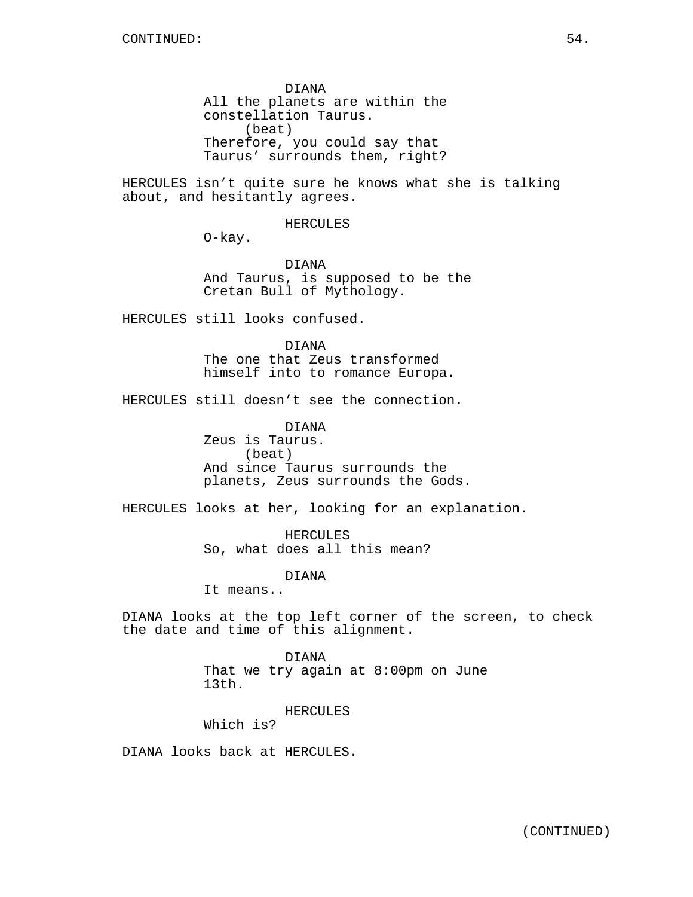DIANA
All the planets are within the constellation Taurus.
(beat)
Therefore, you could say that Taurus' surrounds them, right?

HERCULES isn't quite sure he knows what she is talking about, and hesitantly agrees.

HERCULES
O-kay.

DIANA
And Taurus, is supposed to be the Cretan Bull of Mythology.

HERCULES still looks confused.

DIANA
The one that Zeus transformed himself into to romance Europa.

HERCULES still doesn't see the connection.

DIANA
Zeus is Taurus.
(beat)
And since Taurus surrounds the planets, Zeus surrounds the Gods.

HERCULES looks at her, looking for an explanation.

HERCULES
So, what does all this mean?

DIANA
It means..

DIANA looks at the top left corner of the screen, to check the date and time of this alignment.

DIANA
That we try again at 8:00pm on June 13th.

HERCULES
Which is?

DIANA looks back at HERCULES.

(CONTINUED)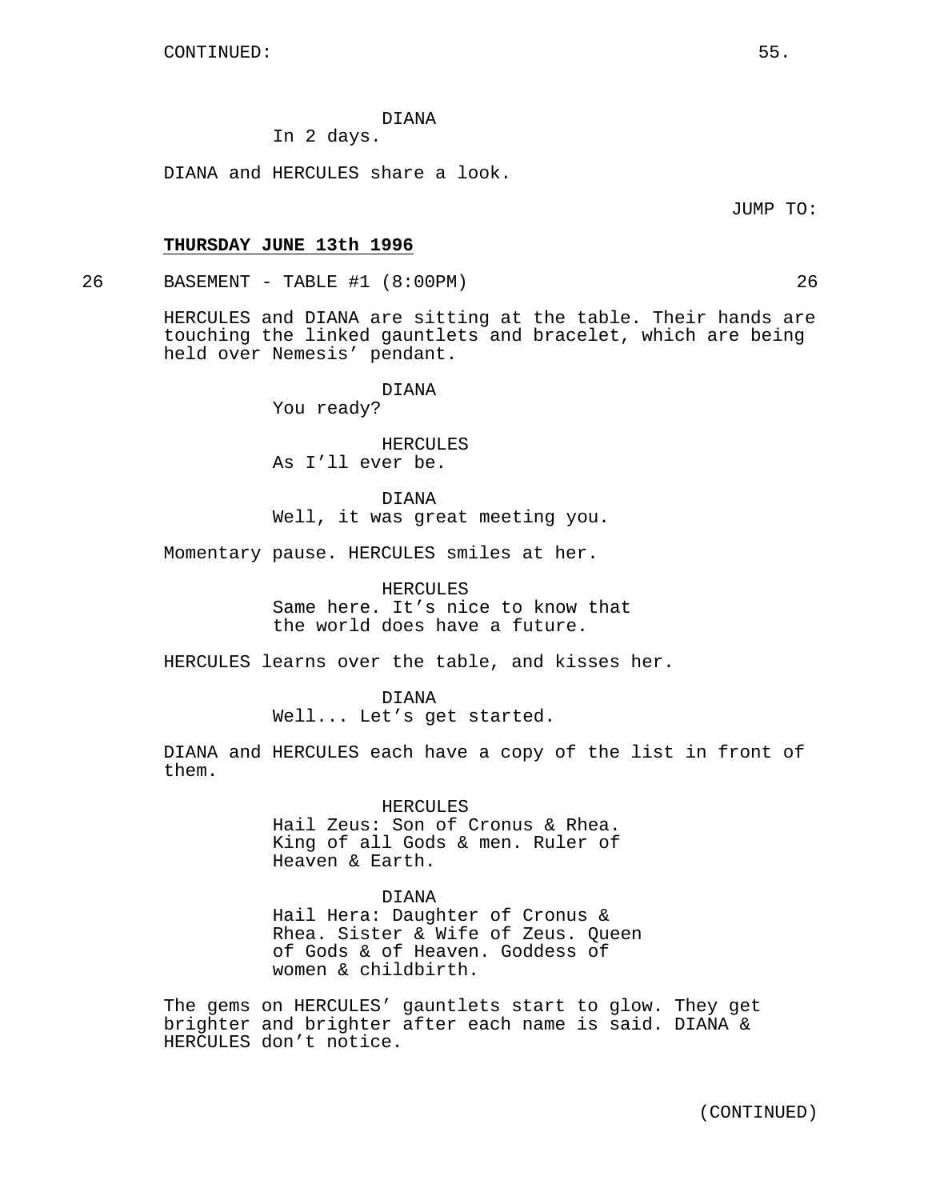DIANA
In 2 days.

DIANA and HERCULES share a look.

JUMP TO:

**<u>THURSDAY JUNE 13th 1996</u>**

26 BASEMENT - TABLE #1 (8:00PM) 26

HERCULES and DIANA are sitting at the table. Their hands are touching the linked gauntlets and bracelet, which are being held over Nemesis' pendant.

DIANA
You ready?

HERCULES
As I'll ever be.

DIANA
Well, it was great meeting you.

Momentary pause. HERCULES smiles at her.

HERCULES
Same here. It's nice to know that the world does have a future.

HERCULES learns over the table, and kisses her.

DIANA
Well... Let's get started.

DIANA and HERCULES each have a copy of the list in front of them.

HERCULES
Hail Zeus: Son of Cronus & Rhea. King of all Gods & men. Ruler of Heaven & Earth.

DIANA
Hail Hera: Daughter of Cronus & Rhea. Sister & Wife of Zeus. Queen of Gods & of Heaven. Goddess of women & childbirth.

The gems on HERCULES' gauntlets start to glow. They get brighter and brighter after each name is said. DIANA & HERCULES don't notice.

(CONTINUED)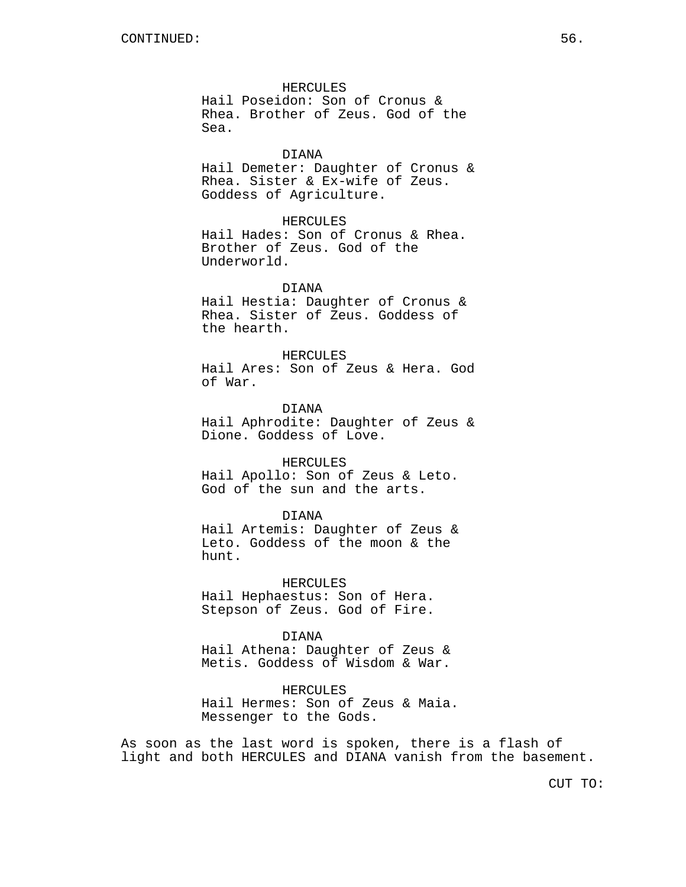CONTINUED:

HERCULES
Hail Poseidon: Son of Cronus & Rhea. Brother of Zeus. God of the Sea.

DIANA
Hail Demeter: Daughter of Cronus & Rhea. Sister & Ex-wife of Zeus. Goddess of Agriculture.

HERCULES
Hail Hades: Son of Cronus & Rhea. Brother of Zeus. God of the Underworld.

DIANA
Hail Hestia: Daughter of Cronus & Rhea. Sister of Zeus. Goddess of the hearth.

HERCULES
Hail Ares: Son of Zeus & Hera. God of War.

DIANA
Hail Aphrodite: Daughter of Zeus & Dione. Goddess of Love.

HERCULES
Hail Apollo: Son of Zeus & Leto. God of the sun and the arts.

DIANA
Hail Artemis: Daughter of Zeus & Leto. Goddess of the moon & the hunt.

HERCULES
Hail Hephaestus: Son of Hera. Stepson of Zeus. God of Fire.

DIANA
Hail Athena: Daughter of Zeus & Metis. Goddess of Wisdom & War.

HERCULES
Hail Hermes: Son of Zeus & Maia. Messenger to the Gods.

As soon as the last word is spoken, there is a flash of light and both HERCULES and DIANA vanish from the basement.

CUT TO: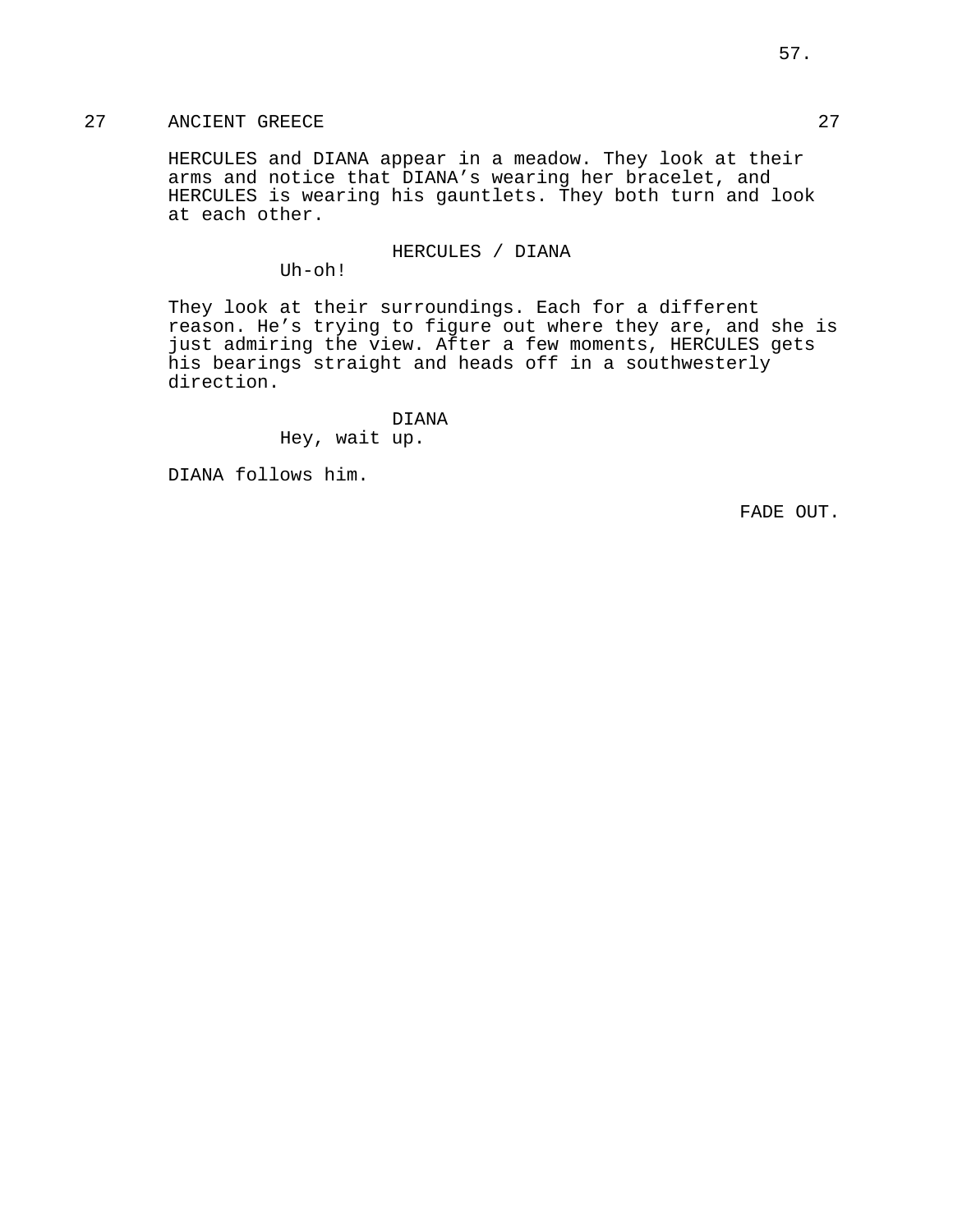27 ANCIENT GREECE 27

HERCULES and DIANA appear in a meadow. They look at their arms and notice that DIANA’s wearing her bracelet, and HERCULES is wearing his gauntlets. They both turn and look at each other.

HERCULES / DIANA
Uh-oh!

They look at their surroundings. Each for a different reason. He’s trying to figure out where they are, and she is just admiring the view. After a few moments, HERCULES gets his bearings straight and heads off in a southwesterly direction.

DIANA
Hey, wait up.

DIANA follows him.

FADE OUT.